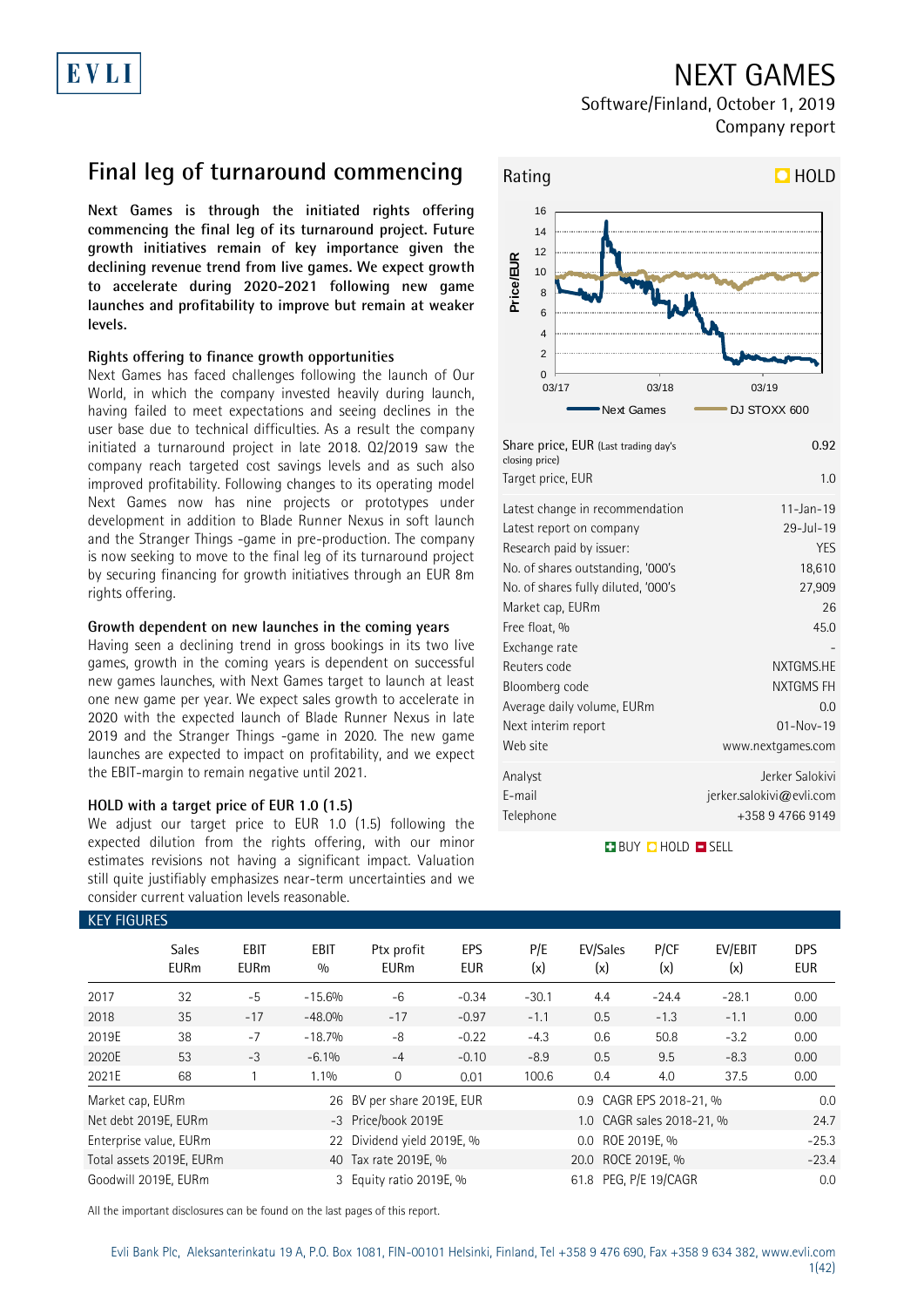# NEXT GAMES

Software/Finland, October 1, 2019
Company report

## Final leg of turnaround commencing

**Next Games is through the initiated rights offering commencing the final leg of its turnaround project. Future growth initiatives remain of key importance given the declining revenue trend from live games. We expect growth to accelerate during 2020-2021 following new game launches and profitability to improve but remain at weaker levels.**

### Rights offering to finance growth opportunities

Next Games has faced challenges following the launch of Our World, in which the company invested heavily during launch, having failed to meet expectations and seeing declines in the user base due to technical difficulties. As a result the company initiated a turnaround project in late 2018. Q2/2019 saw the company reach targeted cost savings levels and as such also improved profitability. Following changes to its operating model Next Games now has nine projects or prototypes under development in addition to Blade Runner Nexus in soft launch and the Stranger Things -game in pre-production. The company is now seeking to move to the final leg of its turnaround project by securing financing for growth initiatives through an EUR 8m rights offering.

### Growth dependent on new launches in the coming years

Having seen a declining trend in gross bookings in its two live games, growth in the coming years is dependent on successful new games launches, with Next Games target to launch at least one new game per year. We expect sales growth to accelerate in 2020 with the expected launch of Blade Runner Nexus in late 2019 and the Stranger Things -game in 2020. The new game launches are expected to impact on profitability, and we expect the EBIT-margin to remain negative until 2021.

### HOLD with a target price of EUR 1.0 (1.5)

We adjust our target price to EUR 1.0 (1.5) following the expected dilution from the rights offering, with our minor estimates revisions not having a significant impact. Valuation still quite justifiably emphasizes near-term uncertainties and we consider current valuation levels reasonable.

**Rating: HOLD**

| | |
|---|---|
| Share price, EUR (Last trading day's closing price) | 0.92 |
| Target price, EUR | 1.0 |
| Latest change in recommendation | 11-Jan-19 |
| Latest report on company | 29-Jul-19 |
| Research paid by issuer: | YES |
| No. of shares outstanding, '000's | 18,610 |
| No. of shares fully diluted, '000's | 27,909 |
| Market cap, EURm | 26 |
| Free float, % | 45.0 |
| Exchange rate | - |
| Reuters code | NXTGMS.HE |
| Bloomberg code | NXTGMS FH |
| Average daily volume, EURm | 0.0 |
| Next interim report | 01-Nov-19 |
| Web site | www.nextgames.com |
| Analyst | Jerker Salokivi |
| E-mail | jerker.salokivi@evli.com |
| Telephone | +358 9 4766 9149 |

BUY HOLD SELL

### KEY FIGURES

| | Sales EURm | EBIT EURm | EBIT % | Ptx profit EURm | EPS EUR | P/E (x) | EV/Sales (x) | P/CF (x) | EV/EBIT (x) | DPS EUR |
|---|---|---|---|---|---|---|---|---|---|---|
| 2017 | 32 | -5 | -15.6% | -6 | -0.34 | -30.1 | 4.4 | -24.4 | -28.1 | 0.00 |
| 2018 | 35 | -17 | -48.0% | -17 | -0.97 | -1.1 | 0.5 | -1.3 | -1.1 | 0.00 |
| 2019E | 38 | -7 | -18.7% | -8 | -0.22 | -4.3 | 0.6 | 50.8 | -3.2 | 0.00 |
| 2020E | 53 | -3 | -6.1% | -4 | -0.10 | -8.9 | 0.5 | 9.5 | -8.3 | 0.00 |
| 2021E | 68 | 1 | 1.1% | 0 | 0.01 | 100.6 | 0.4 | 4.0 | 37.5 | 0.00 |

| | | | | | |
|---|---|---|---|---|---|
| Market cap, EURm | 26 | BV per share 2019E, EUR | 0.9 | CAGR EPS 2018-21, % | 0.0 |
| Net debt 2019E, EURm | -3 | Price/book 2019E | 1.0 | CAGR sales 2018-21, % | 24.7 |
| Enterprise value, EURm | 22 | Dividend yield 2019E, % | 0.0 | ROE 2019E, % | -25.3 |
| Total assets 2019E, EURm | 40 | Tax rate 2019E, % | 20.0 | ROCE 2019E, % | -23.4 |
| Goodwill 2019E, EURm | 3 | Equity ratio 2019E, % | 61.8 | PEG, P/E 19/CAGR | 0.0 |

All the important disclosures can be found on the last pages of this report.

Evli Bank Plc, Aleksanterinkatu 19 A, P.O. Box 1081, FIN-00101 Helsinki, Finland, Tel +358 9 476 690, Fax +358 9 634 382, www.evli.com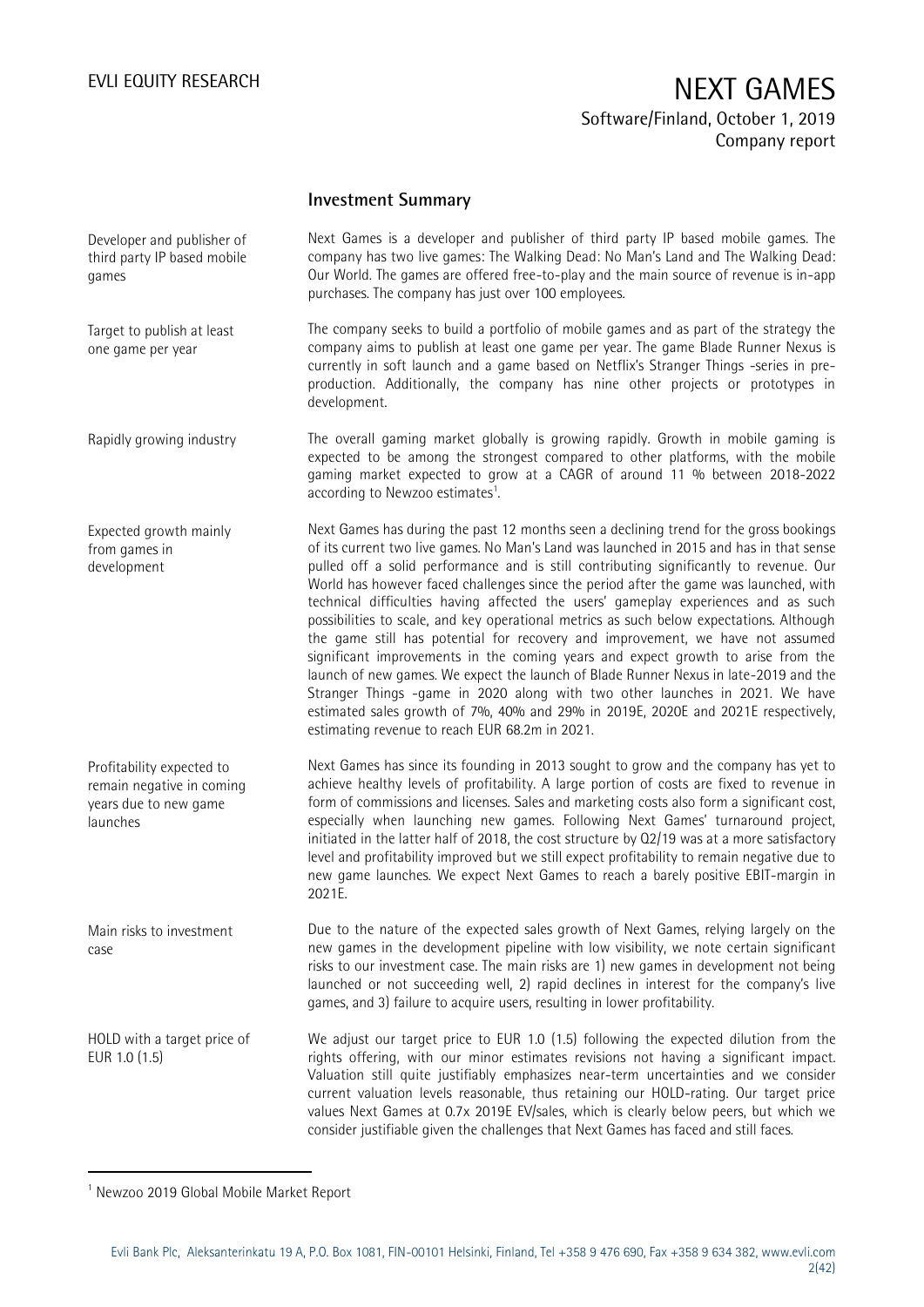## Investment Summary

**Developer and publisher of third party IP based mobile games**

Next Games is a developer and publisher of third party IP based mobile games. The company has two live games: The Walking Dead: No Man's Land and The Walking Dead: Our World. The games are offered free-to-play and the main source of revenue is in-app purchases. The company has just over 100 employees.

**Target to publish at least one game per year**

The company seeks to build a portfolio of mobile games and as part of the strategy the company aims to publish at least one game per year. The game Blade Runner Nexus is currently in soft launch and a game based on Netflix's Stranger Things -series in pre-production. Additionally, the company has nine other projects or prototypes in development.

**Rapidly growing industry**

The overall gaming market globally is growing rapidly. Growth in mobile gaming is expected to be among the strongest compared to other platforms, with the mobile gaming market expected to grow at a CAGR of around 11 % between 2018-2022 according to Newzoo estimates[1].

**Expected growth mainly from games in development**

Next Games has during the past 12 months seen a declining trend for the gross bookings of its current two live games. No Man's Land was launched in 2015 and has in that sense pulled off a solid performance and is still contributing significantly to revenue. Our World has however faced challenges since the period after the game was launched, with technical difficulties having affected the users' gameplay experiences and as such possibilities to scale, and key operational metrics as such below expectations. Although the game still has potential for recovery and improvement, we have not assumed significant improvements in the coming years and expect growth to arise from the launch of new games. We expect the launch of Blade Runner Nexus in late-2019 and the Stranger Things -game in 2020 along with two other launches in 2021. We have estimated sales growth of 7%, 40% and 29% in 2019E, 2020E and 2021E respectively, estimating revenue to reach EUR 68.2m in 2021.

**Profitability expected to remain negative in coming years due to new game launches**

Next Games has since its founding in 2013 sought to grow and the company has yet to achieve healthy levels of profitability. A large portion of costs are fixed to revenue in form of commissions and licenses. Sales and marketing costs also form a significant cost, especially when launching new games. Following Next Games' turnaround project, initiated in the latter half of 2018, the cost structure by Q2/19 was at a more satisfactory level and profitability improved but we still expect profitability to remain negative due to new game launches. We expect Next Games to reach a barely positive EBIT-margin in 2021E.

**Main risks to investment case**

Due to the nature of the expected sales growth of Next Games, relying largely on the new games in the development pipeline with low visibility, we note certain significant risks to our investment case. The main risks are 1) new games in development not being launched or not succeeding well, 2) rapid declines in interest for the company's live games, and 3) failure to acquire users, resulting in lower profitability.

**HOLD with a target price of EUR 1.0 (1.5)**

We adjust our target price to EUR 1.0 (1.5) following the expected dilution from the rights offering, with our minor estimates revisions not having a significant impact. Valuation still quite justifiably emphasizes near-term uncertainties and we consider current valuation levels reasonable, thus retaining our HOLD-rating. Our target price values Next Games at 0.7x 2019E EV/sales, which is clearly below peers, but which we consider justifiable given the challenges that Next Games has faced and still faces.

---

[1] Newzoo 2019 Global Mobile Market Report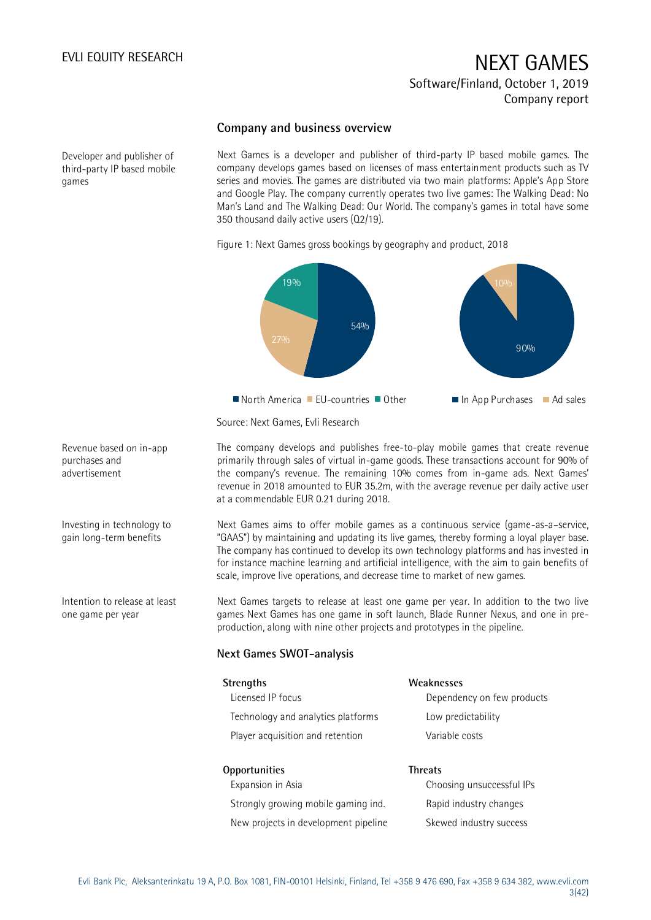## Company and business overview

Developer and publisher of third-party IP based mobile games

Next Games is a developer and publisher of third-party IP based mobile games. The company develops games based on licenses of mass entertainment products such as TV series and movies. The games are distributed via two main platforms: Apple's App Store and Google Play. The company currently operates two live games: The Walking Dead: No Man's Land and The Walking Dead: Our World. The company's games in total have some 350 thousand daily active users (Q2/19).

Figure 1: Next Games gross bookings by geography and product, 2018

| Geography | Share |
| --- | --- |
| North America | 54% |
| EU-countries | 27% |
| Other | 19% |

| Product | Share |
| --- | --- |
| In App Purchases | 90% |
| Ad sales | 10% |

Source: Next Games, Evli Research

Revenue based on in-app purchases and advertisement

The company develops and publishes free-to-play mobile games that create revenue primarily through sales of virtual in-game goods. These transactions account for 90% of the company's revenue. The remaining 10% comes from in-game ads. Next Games' revenue in 2018 amounted to EUR 35.2m, with the average revenue per daily active user at a commendable EUR 0.21 during 2018.

Investing in technology to gain long-term benefits

Next Games aims to offer mobile games as a continuous service (game-as-a–service, "GAAS") by maintaining and updating its live games, thereby forming a loyal player base. The company has continued to develop its own technology platforms and has invested in for instance machine learning and artificial intelligence, with the aim to gain benefits of scale, improve live operations, and decrease time to market of new games.

Intention to release at least one game per year

Next Games targets to release at least one game per year. In addition to the two live games Next Games has one game in soft launch, Blade Runner Nexus, and one in pre-production, along with nine other projects and prototypes in the pipeline.

## Next Games SWOT-analysis

| Strengths | Weaknesses |
| --- | --- |
| Licensed IP focus | Dependency on few products |
| Technology and analytics platforms | Low predictability |
| Player acquisition and retention | Variable costs |

| Opportunities | Threats |
| --- | --- |
| Expansion in Asia | Choosing unsuccessful IPs |
| Strongly growing mobile gaming ind. | Rapid industry changes |
| New projects in development pipeline | Skewed industry success |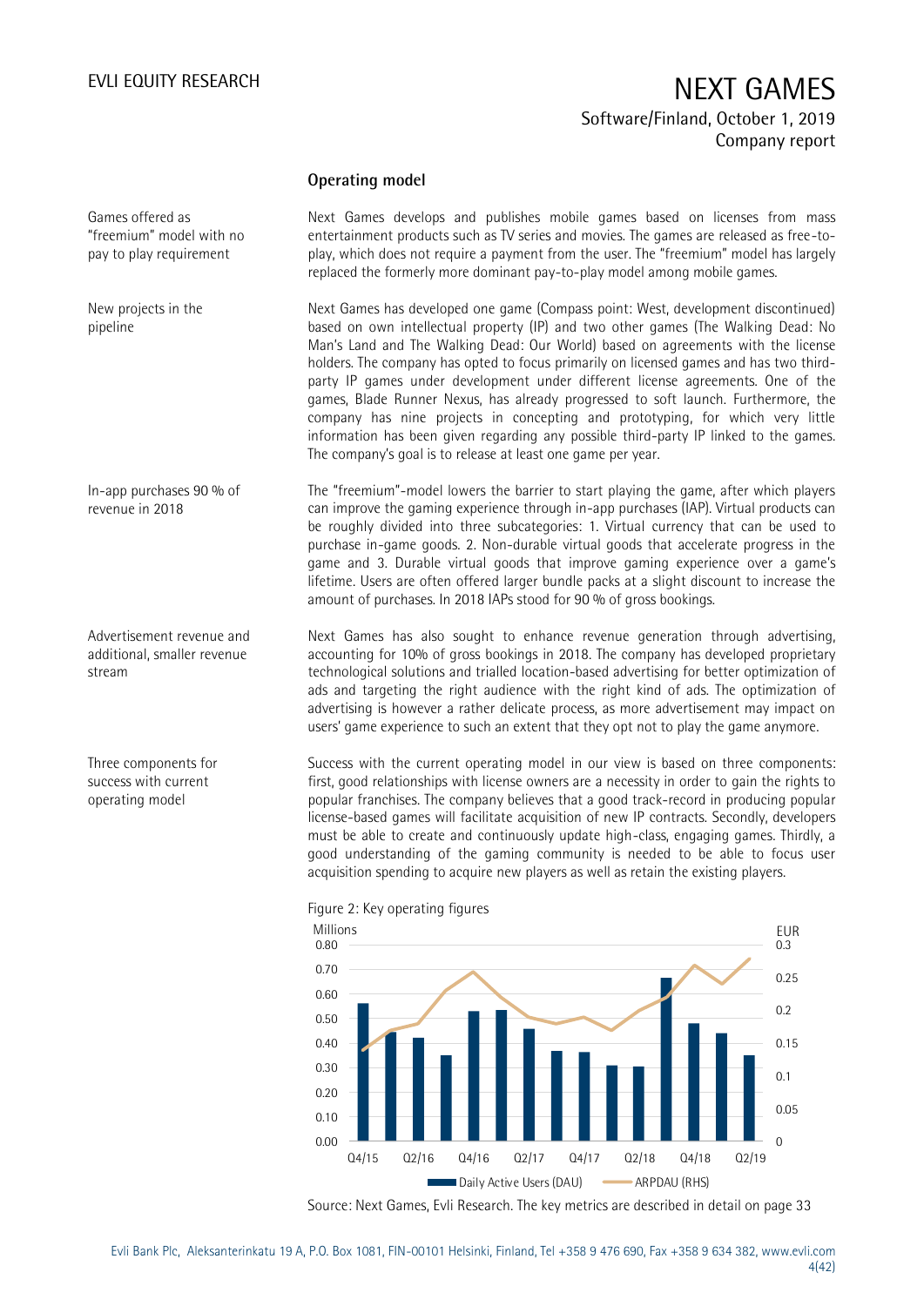## Operating model

Games offered as "freemium" model with no pay to play requirement

Next Games develops and publishes mobile games based on licenses from mass entertainment products such as TV series and movies. The games are released as free-to-play, which does not require a payment from the user. The "freemium" model has largely replaced the formerly more dominant pay-to-play model among mobile games.

New projects in the pipeline

Next Games has developed one game (Compass point: West, development discontinued) based on own intellectual property (IP) and two other games (The Walking Dead: No Man's Land and The Walking Dead: Our World) based on agreements with the license holders. The company has opted to focus primarily on licensed games and has two third-party IP games under development under different license agreements. One of the games, Blade Runner Nexus, has already progressed to soft launch. Furthermore, the company has nine projects in concepting and prototyping, for which very little information has been given regarding any possible third-party IP linked to the games. The company's goal is to release at least one game per year.

In-app purchases 90 % of revenue in 2018

The "freemium"-model lowers the barrier to start playing the game, after which players can improve the gaming experience through in-app purchases (IAP). Virtual products can be roughly divided into three subcategories: 1. Virtual currency that can be used to purchase in-game goods. 2. Non-durable virtual goods that accelerate progress in the game and 3. Durable virtual goods that improve gaming experience over a game's lifetime. Users are often offered larger bundle packs at a slight discount to increase the amount of purchases. In 2018 IAPs stood for 90 % of gross bookings.

Advertisement revenue and additional, smaller revenue stream

Next Games has also sought to enhance revenue generation through advertising, accounting for 10% of gross bookings in 2018. The company has developed proprietary technological solutions and trialled location-based advertising for better optimization of ads and targeting the right audience with the right kind of ads. The optimization of advertising is however a rather delicate process, as more advertisement may impact on users' game experience to such an extent that they opt not to play the game anymore.

Three components for success with current operating model

Success with the current operating model in our view is based on three components: first, good relationships with license owners are a necessity in order to gain the rights to popular franchises. The company believes that a good track-record in producing popular license-based games will facilitate acquisition of new IP contracts. Secondly, developers must be able to create and continuously update high-class, engaging games. Thirdly, a good understanding of the gaming community is needed to be able to focus user acquisition spending to acquire new players as well as retain the existing players.

Figure 2: Key operating figures

Source: Next Games, Evli Research. The key metrics are described in detail on page 33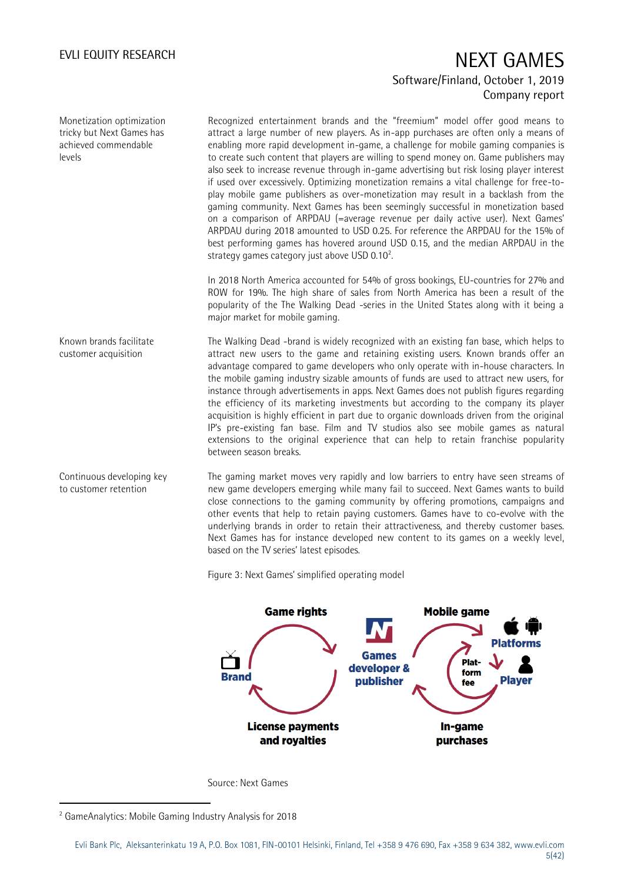**Monetization optimization tricky but Next Games has achieved commendable levels**

Recognized entertainment brands and the "freemium" model offer good means to attract a large number of new players. As in-app purchases are often only a means of enabling more rapid development in-game, a challenge for mobile gaming companies is to create such content that players are willing to spend money on. Game publishers may also seek to increase revenue through in-game advertising but risk losing player interest if used over excessively. Optimizing monetization remains a vital challenge for free-to-play mobile game publishers as over-monetization may result in a backlash from the gaming community. Next Games has been seemingly successful in monetization based on a comparison of ARPDAU (=average revenue per daily active user). Next Games' ARPDAU during 2018 amounted to USD 0.25. For reference the ARPDAU for the 15% of best performing games has hovered around USD 0.15, and the median ARPDAU in the strategy games category just above USD 0.10[2].

In 2018 North America accounted for 54% of gross bookings, EU-countries for 27% and ROW for 19%. The high share of sales from North America has been a result of the popularity of the The Walking Dead -series in the United States along with it being a major market for mobile gaming.

**Known brands facilitate customer acquisition**

The Walking Dead -brand is widely recognized with an existing fan base, which helps to attract new users to the game and retaining existing users. Known brands offer an advantage compared to game developers who only operate with in-house characters. In the mobile gaming industry sizable amounts of funds are used to attract new users, for instance through advertisements in apps. Next Games does not publish figures regarding the efficiency of its marketing investments but according to the company its player acquisition is highly efficient in part due to organic downloads driven from the original IP's pre-existing fan base. Film and TV studios also see mobile games as natural extensions to the original experience that can help to retain franchise popularity between season breaks.

**Continuous developing key to customer retention**

The gaming market moves very rapidly and low barriers to entry have seen streams of new game developers emerging while many fail to succeed. Next Games wants to build close connections to the gaming community by offering promotions, campaigns and other events that help to retain paying customers. Games have to co-evolve with the underlying brands in order to retain their attractiveness, and thereby customer bases. Next Games has for instance developed new content to its games on a weekly level, based on the TV series' latest episodes.

Figure 3: Next Games' simplified operating model

Source: Next Games

[2] GameAnalytics: Mobile Gaming Industry Analysis for 2018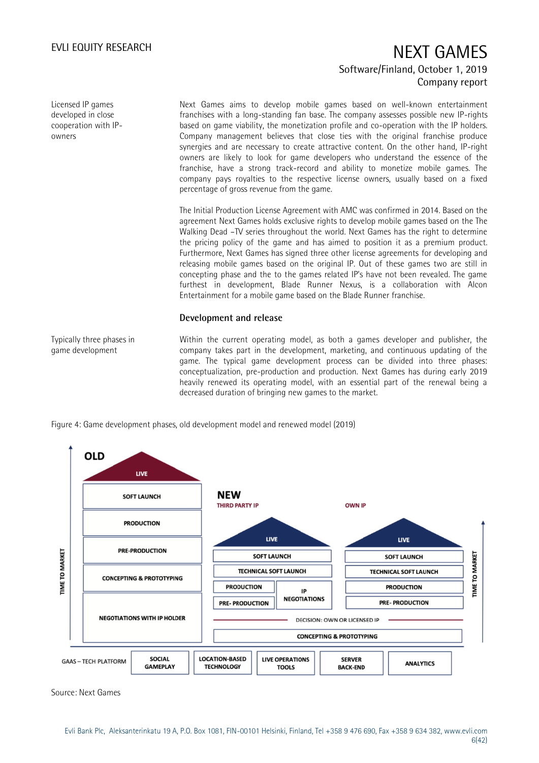Licensed IP games developed in close cooperation with IP-owners

Next Games aims to develop mobile games based on well-known entertainment franchises with a long-standing fan base. The company assesses possible new IP-rights based on game viability, the monetization profile and co-operation with the IP holders. Company management believes that close ties with the original franchise produce synergies and are necessary to create attractive content. On the other hand, IP-right owners are likely to look for game developers who understand the essence of the franchise, have a strong track-record and ability to monetize mobile games. The company pays royalties to the respective license owners, usually based on a fixed percentage of gross revenue from the game.

The Initial Production License Agreement with AMC was confirmed in 2014. Based on the agreement Next Games holds exclusive rights to develop mobile games based on the The Walking Dead –TV series throughout the world. Next Games has the right to determine the pricing policy of the game and has aimed to position it as a premium product. Furthermore, Next Games has signed three other license agreements for developing and releasing mobile games based on the original IP. Out of these games two are still in concepting phase and the to the games related IP's have not been revealed. The game furthest in development, Blade Runner Nexus, is a collaboration with Alcon Entertainment for a mobile game based on the Blade Runner franchise.

### Development and release

Typically three phases in game development

Within the current operating model, as both a games developer and publisher, the company takes part in the development, marketing, and continuous updating of the game. The typical game development process can be divided into three phases: conceptualization, pre-production and production. Next Games has during early 2019 heavily renewed its operating model, with an essential part of the renewal being a decreased duration of bringing new games to the market.

Figure 4: Game development phases, old development model and renewed model (2019)

**OLD** (Time to market, bottom to top):
- Negotiations with IP holder
- Concepting & prototyping
- Pre-production
- Production
- Soft launch
- Live

**NEW** (Time to market, bottom to top):
- Concepting & prototyping
- Decision: own or licensed IP

| THIRD PARTY IP | | OWN IP |
|---|---|---|
| Live | | Live |
| Soft launch | | Soft launch |
| Technical soft launch | | Technical soft launch |
| Production | IP negotiations | Production |
| Pre-production | | Pre-production |

GAAS – TECH PLATFORM: Social gameplay | Location-based technology | Live operations tools | Server back-end | Analytics

Source: Next Games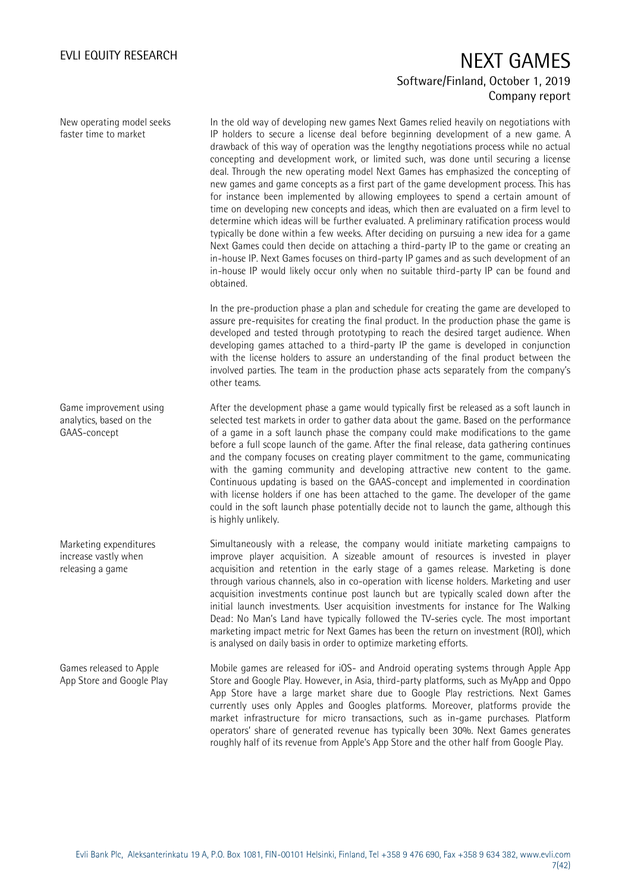New operating model seeks faster time to market

In the old way of developing new games Next Games relied heavily on negotiations with IP holders to secure a license deal before beginning development of a new game. A drawback of this way of operation was the lengthy negotiations process while no actual concepting and development work, or limited such, was done until securing a license deal. Through the new operating model Next Games has emphasized the concepting of new games and game concepts as a first part of the game development process. This has for instance been implemented by allowing employees to spend a certain amount of time on developing new concepts and ideas, which then are evaluated on a firm level to determine which ideas will be further evaluated. A preliminary ratification process would typically be done within a few weeks. After deciding on pursuing a new idea for a game Next Games could then decide on attaching a third-party IP to the game or creating an in-house IP. Next Games focuses on third-party IP games and as such development of an in-house IP would likely occur only when no suitable third-party IP can be found and obtained.

In the pre-production phase a plan and schedule for creating the game are developed to assure pre-requisites for creating the final product. In the production phase the game is developed and tested through prototyping to reach the desired target audience. When developing games attached to a third-party IP the game is developed in conjunction with the license holders to assure an understanding of the final product between the involved parties. The team in the production phase acts separately from the company's other teams.

Game improvement using analytics, based on the GAAS-concept

After the development phase a game would typically first be released as a soft launch in selected test markets in order to gather data about the game. Based on the performance of a game in a soft launch phase the company could make modifications to the game before a full scope launch of the game. After the final release, data gathering continues and the company focuses on creating player commitment to the game, communicating with the gaming community and developing attractive new content to the game. Continuous updating is based on the GAAS-concept and implemented in coordination with license holders if one has been attached to the game. The developer of the game could in the soft launch phase potentially decide not to launch the game, although this is highly unlikely.

Marketing expenditures increase vastly when releasing a game

Simultaneously with a release, the company would initiate marketing campaigns to improve player acquisition. A sizeable amount of resources is invested in player acquisition and retention in the early stage of a games release. Marketing is done through various channels, also in co-operation with license holders. Marketing and user acquisition investments continue post launch but are typically scaled down after the initial launch investments. User acquisition investments for instance for The Walking Dead: No Man's Land have typically followed the TV-series cycle. The most important marketing impact metric for Next Games has been the return on investment (ROI), which is analysed on daily basis in order to optimize marketing efforts.

Games released to Apple App Store and Google Play

Mobile games are released for iOS- and Android operating systems through Apple App Store and Google Play. However, in Asia, third-party platforms, such as MyApp and Oppo App Store have a large market share due to Google Play restrictions. Next Games currently uses only Apples and Googles platforms. Moreover, platforms provide the market infrastructure for micro transactions, such as in-game purchases. Platform operators' share of generated revenue has typically been 30%. Next Games generates roughly half of its revenue from Apple's App Store and the other half from Google Play.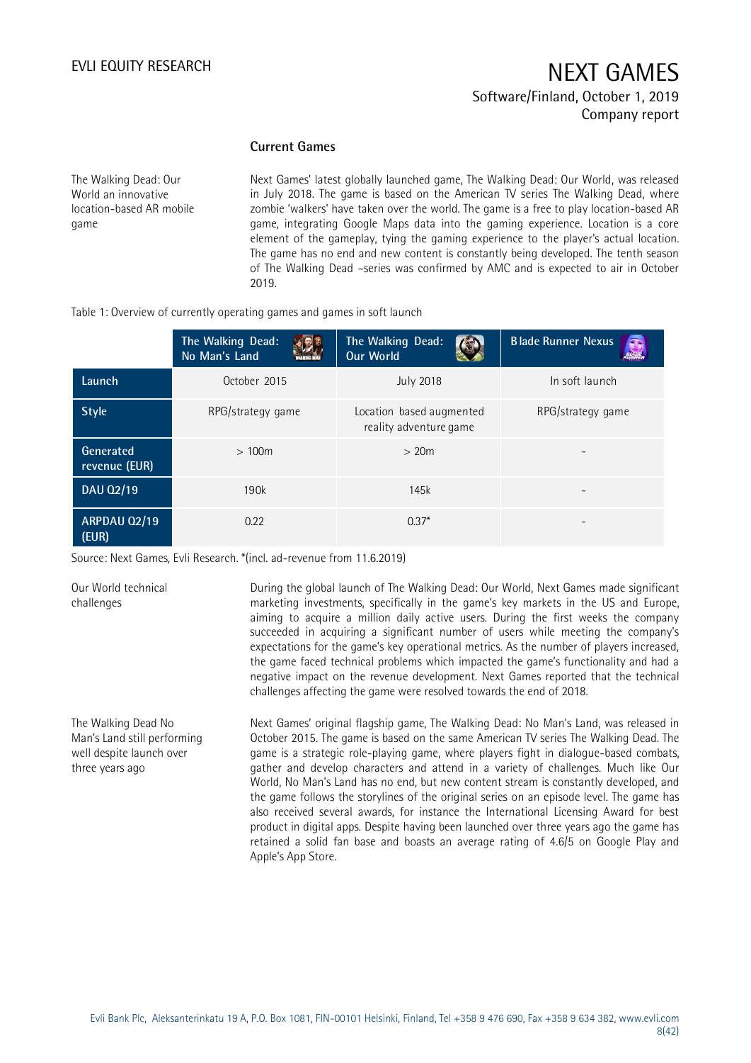## Current Games

The Walking Dead: Our World an innovative location-based AR mobile game

Next Games' latest globally launched game, The Walking Dead: Our World, was released in July 2018. The game is based on the American TV series The Walking Dead, where zombie 'walkers' have taken over the world. The game is a free to play location-based AR game, integrating Google Maps data into the gaming experience. Location is a core element of the gameplay, tying the gaming experience to the player's actual location. The game has no end and new content is constantly being developed. The tenth season of The Walking Dead –series was confirmed by AMC and is expected to air in October 2019.

Table 1: Overview of currently operating games and games in soft launch

| | The Walking Dead: No Man's Land | The Walking Dead: Our World | Blade Runner Nexus |
|---|---|---|---|
| Launch | October 2015 | July 2018 | In soft launch |
| Style | RPG/strategy game | Location based augmented reality adventure game | RPG/strategy game |
| Generated revenue (EUR) | > 100m | > 20m | - |
| DAU Q2/19 | 190k | 145k | - |
| ARPDAU Q2/19 (EUR) | 0.22 | 0.37* | - |

Source: Next Games, Evli Research. *(incl. ad-revenue from 11.6.2019)

Our World technical challenges

During the global launch of The Walking Dead: Our World, Next Games made significant marketing investments, specifically in the game's key markets in the US and Europe, aiming to acquire a million daily active users. During the first weeks the company succeeded in acquiring a significant number of users while meeting the company's expectations for the game's key operational metrics. As the number of players increased, the game faced technical problems which impacted the game's functionality and had a negative impact on the revenue development. Next Games reported that the technical challenges affecting the game were resolved towards the end of 2018.

The Walking Dead No Man's Land still performing well despite launch over three years ago

Next Games' original flagship game, The Walking Dead: No Man's Land, was released in October 2015. The game is based on the same American TV series The Walking Dead. The game is a strategic role-playing game, where players fight in dialogue-based combats, gather and develop characters and attend in a variety of challenges. Much like Our World, No Man's Land has no end, but new content stream is constantly developed, and the game follows the storylines of the original series on an episode level. The game has also received several awards, for instance the International Licensing Award for best product in digital apps. Despite having been launched over three years ago the game has retained a solid fan base and boasts an average rating of 4.6/5 on Google Play and Apple's App Store.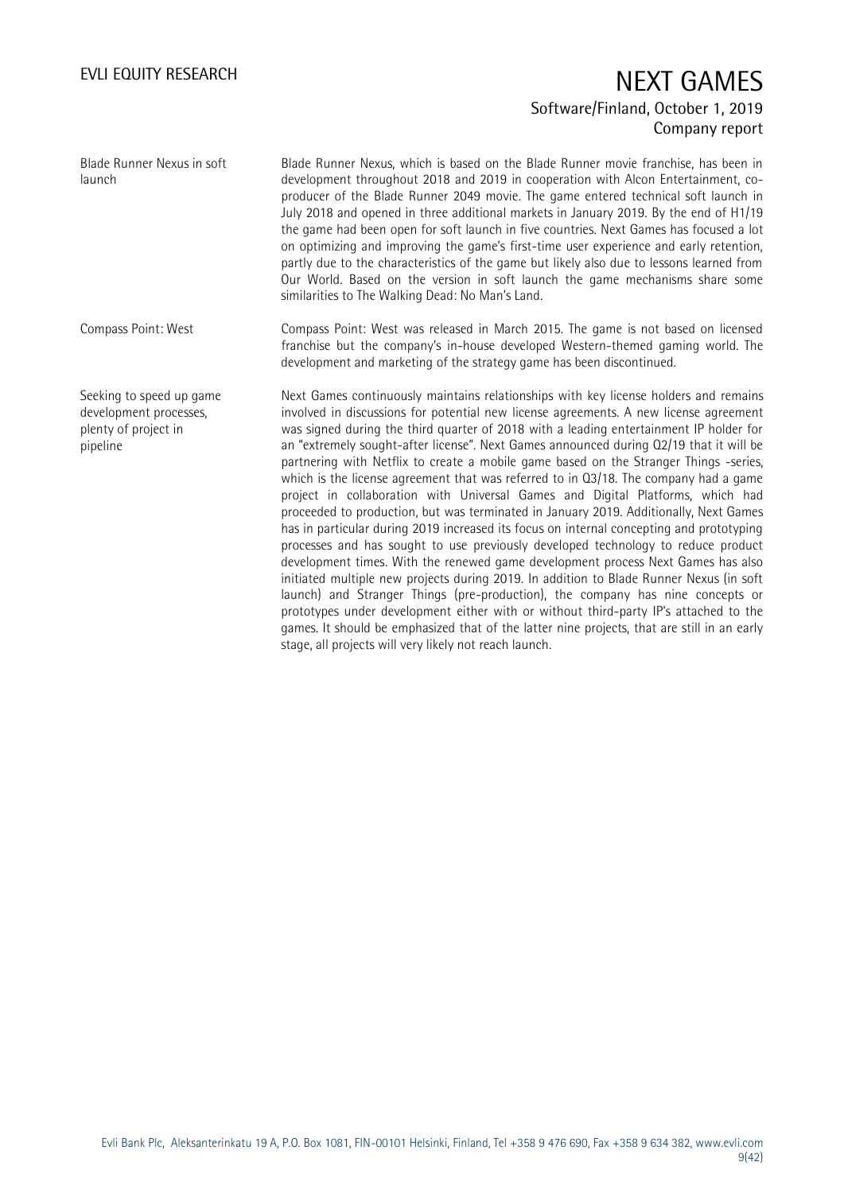**Blade Runner Nexus in soft launch**

Blade Runner Nexus, which is based on the Blade Runner movie franchise, has been in development throughout 2018 and 2019 in cooperation with Alcon Entertainment, co-producer of the Blade Runner 2049 movie. The game entered technical soft launch in July 2018 and opened in three additional markets in January 2019. By the end of H1/19 the game had been open for soft launch in five countries. Next Games has focused a lot on optimizing and improving the game's first-time user experience and early retention, partly due to the characteristics of the game but likely also due to lessons learned from Our World. Based on the version in soft launch the game mechanisms share some similarities to The Walking Dead: No Man's Land.

**Compass Point: West**

Compass Point: West was released in March 2015. The game is not based on licensed franchise but the company's in-house developed Western-themed gaming world. The development and marketing of the strategy game has been discontinued.

**Seeking to speed up game development processes, plenty of project in pipeline**

Next Games continuously maintains relationships with key license holders and remains involved in discussions for potential new license agreements. A new license agreement was signed during the third quarter of 2018 with a leading entertainment IP holder for an "extremely sought-after license". Next Games announced during Q2/19 that it will be partnering with Netflix to create a mobile game based on the Stranger Things -series, which is the license agreement that was referred to in Q3/18. The company had a game project in collaboration with Universal Games and Digital Platforms, which had proceeded to production, but was terminated in January 2019. Additionally, Next Games has in particular during 2019 increased its focus on internal concepting and prototyping processes and has sought to use previously developed technology to reduce product development times. With the renewed game development process Next Games has also initiated multiple new projects during 2019. In addition to Blade Runner Nexus (in soft launch) and Stranger Things (pre-production), the company has nine concepts or prototypes under development either with or without third-party IP's attached to the games. It should be emphasized that of the latter nine projects, that are still in an early stage, all projects will very likely not reach launch.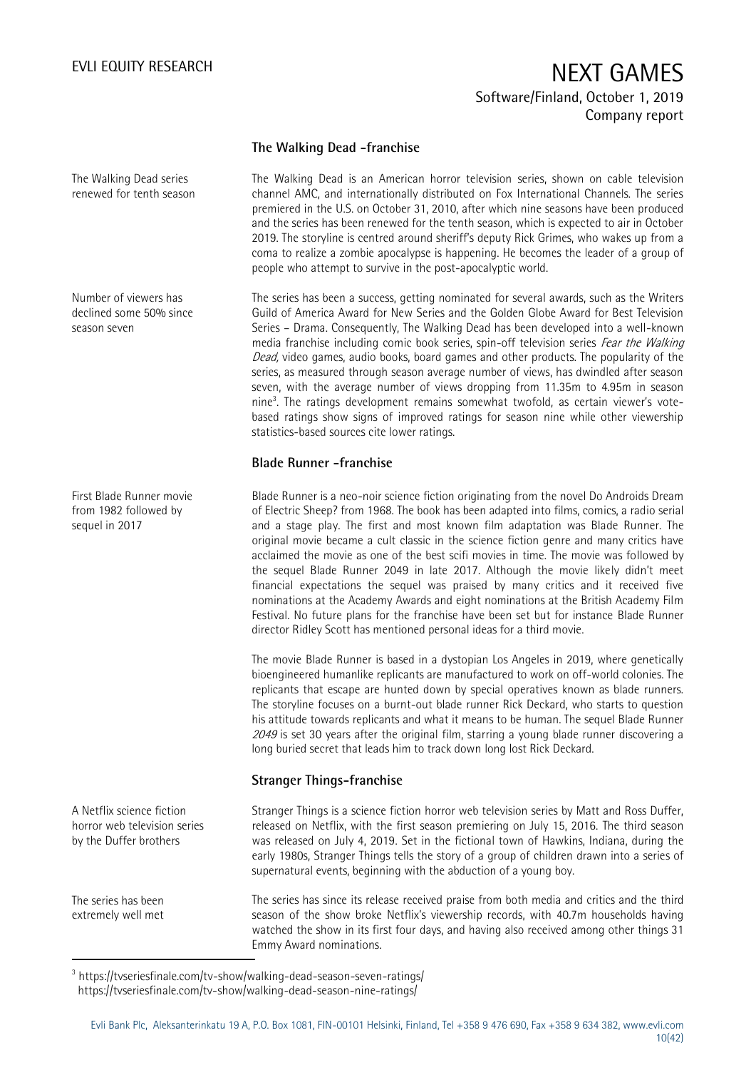## The Walking Dead -franchise

The Walking Dead series renewed for tenth season

The Walking Dead is an American horror television series, shown on cable television channel AMC, and internationally distributed on Fox International Channels. The series premiered in the U.S. on October 31, 2010, after which nine seasons have been produced and the series has been renewed for the tenth season, which is expected to air in October 2019. The storyline is centred around sheriff's deputy Rick Grimes, who wakes up from a coma to realize a zombie apocalypse is happening. He becomes the leader of a group of people who attempt to survive in the post-apocalyptic world.

Number of viewers has declined some 50% since season seven

The series has been a success, getting nominated for several awards, such as the Writers Guild of America Award for New Series and the Golden Globe Award for Best Television Series – Drama. Consequently, The Walking Dead has been developed into a well-known media franchise including comic book series, spin-off television series *Fear the Walking Dead,* video games, audio books, board games and other products. The popularity of the series, as measured through season average number of views, has dwindled after season seven, with the average number of views dropping from 11.35m to 4.95m in season nine[3]. The ratings development remains somewhat twofold, as certain viewer's vote-based ratings show signs of improved ratings for season nine while other viewership statistics-based sources cite lower ratings.

## Blade Runner -franchise

First Blade Runner movie from 1982 followed by sequel in 2017

Blade Runner is a neo-noir science fiction originating from the novel Do Androids Dream of Electric Sheep? from 1968. The book has been adapted into films, comics, a radio serial and a stage play. The first and most known film adaptation was Blade Runner. The original movie became a cult classic in the science fiction genre and many critics have acclaimed the movie as one of the best scifi movies in time. The movie was followed by the sequel Blade Runner 2049 in late 2017. Although the movie likely didn't meet financial expectations the sequel was praised by many critics and it received five nominations at the Academy Awards and eight nominations at the British Academy Film Festival. No future plans for the franchise have been set but for instance Blade Runner director Ridley Scott has mentioned personal ideas for a third movie.

The movie Blade Runner is based in a dystopian Los Angeles in 2019, where genetically bioengineered humanlike replicants are manufactured to work on off-world colonies. The replicants that escape are hunted down by special operatives known as blade runners. The storyline focuses on a burnt-out blade runner Rick Deckard, who starts to question his attitude towards replicants and what it means to be human. The sequel Blade Runner *2049* is set 30 years after the original film, starring a young blade runner discovering a long buried secret that leads him to track down long lost Rick Deckard.

## Stranger Things-franchise

A Netflix science fiction horror web television series by the Duffer brothers

Stranger Things is a science fiction horror web television series by Matt and Ross Duffer, released on Netflix, with the first season premiering on July 15, 2016. The third season was released on July 4, 2019. Set in the fictional town of Hawkins, Indiana, during the early 1980s, Stranger Things tells the story of a group of children drawn into a series of supernatural events, beginning with the abduction of a young boy.

The series has been extremely well met

The series has since its release received praise from both media and critics and the third season of the show broke Netflix's viewership records, with 40.7m households having watched the show in its first four days, and having also received among other things 31 Emmy Award nominations.

---

[3] https://tvseriesfinale.com/tv-show/walking-dead-season-seven-ratings/
https://tvseriesfinale.com/tv-show/walking-dead-season-nine-ratings/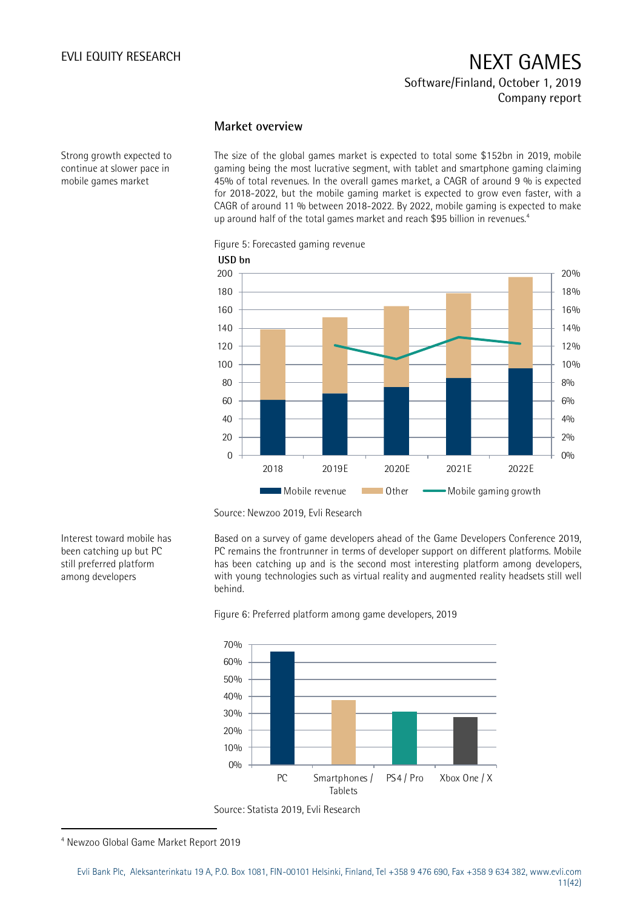## Market overview

Strong growth expected to continue at slower pace in mobile games market

The size of the global games market is expected to total some $152bn in 2019, mobile gaming being the most lucrative segment, with tablet and smartphone gaming claiming 45% of total revenues. In the overall games market, a CAGR of around 9 % is expected for 2018-2022, but the mobile gaming market is expected to grow even faster, with a CAGR of around 11 % between 2018-2022. By 2022, mobile gaming is expected to make up around half of the total games market and reach $95 billion in revenues.[4]

Figure 5: Forecasted gaming revenue

Source: Newzoo 2019, Evli Research

Interest toward mobile has been catching up but PC still preferred platform among developers

Based on a survey of game developers ahead of the Game Developers Conference 2019, PC remains the frontrunner in terms of developer support on different platforms. Mobile has been catching up and is the second most interesting platform among developers, with young technologies such as virtual reality and augmented reality headsets still well behind.

Figure 6: Preferred platform among game developers, 2019

Source: Statista 2019, Evli Research

[4] Newzoo Global Game Market Report 2019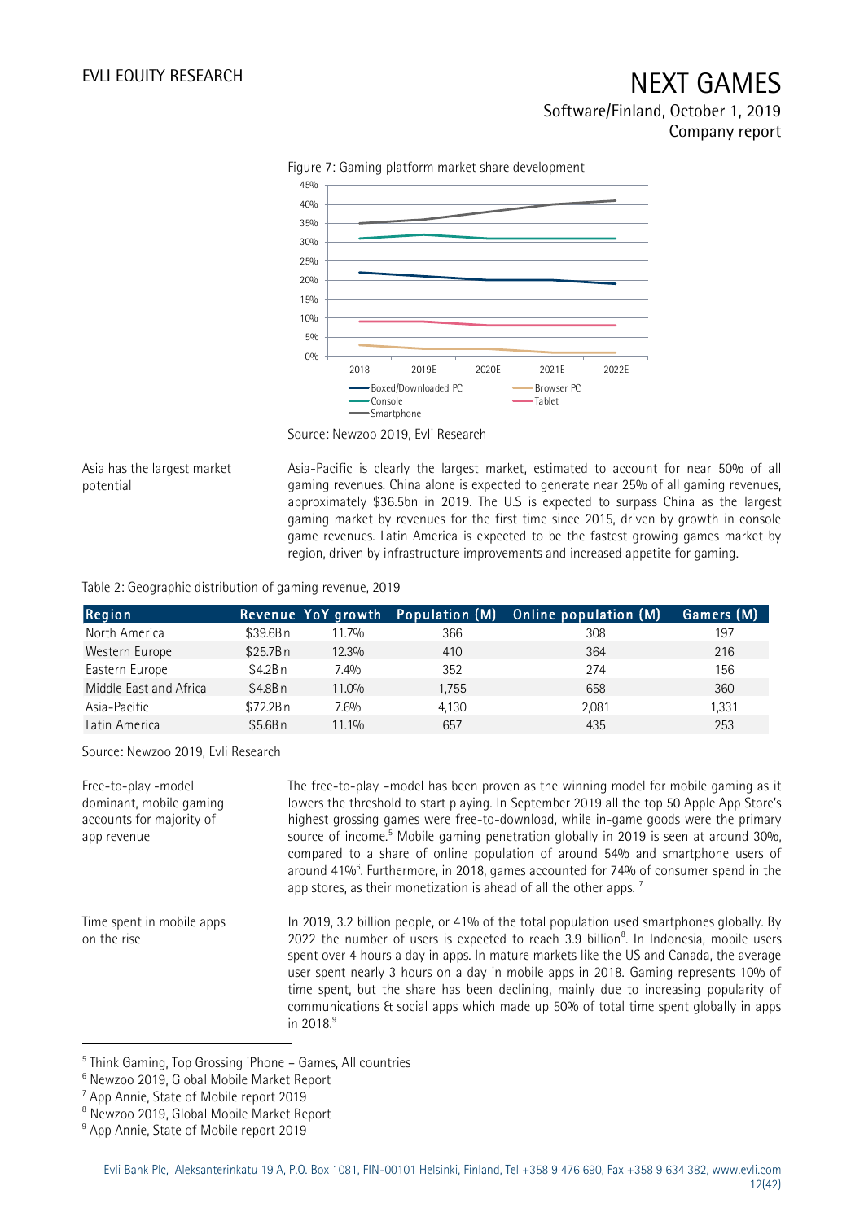Figure 7: Gaming platform market share development

Source: Newzoo 2019, Evli Research

Asia has the largest market potential

Asia-Pacific is clearly the largest market, estimated to account for near 50% of all gaming revenues. China alone is expected to generate near 25% of all gaming revenues, approximately $36.5bn in 2019. The U.S is expected to surpass China as the largest gaming market by revenues for the first time since 2015, driven by growth in console game revenues. Latin America is expected to be the fastest growing games market by region, driven by infrastructure improvements and increased appetite for gaming.

Table 2: Geographic distribution of gaming revenue, 2019

| Region | Revenue | YoY growth | Population (M) | Online population (M) | Gamers (M) |
|---|---|---|---|---|---|
| North America | $39.6Bn | 11.7% | 366 | 308 | 197 |
| Western Europe | $25.7Bn | 12.3% | 410 | 364 | 216 |
| Eastern Europe | $4.2Bn | 7.4% | 352 | 274 | 156 |
| Middle East and Africa | $4.8Bn | 11.0% | 1,755 | 658 | 360 |
| Asia-Pacific | $72.2Bn | 7.6% | 4,130 | 2,081 | 1,331 |
| Latin America | $5.6Bn | 11.1% | 657 | 435 | 253 |

Source: Newzoo 2019, Evli Research

Free-to-play -model dominant, mobile gaming accounts for majority of app revenue

The free-to-play –model has been proven as the winning model for mobile gaming as it lowers the threshold to start playing. In September 2019 all the top 50 Apple App Store's highest grossing games were free-to-download, while in-game goods were the primary source of income.[5] Mobile gaming penetration globally in 2019 is seen at around 30%, compared to a share of online population of around 54% and smartphone users of around 41%[6]. Furthermore, in 2018, games accounted for 74% of consumer spend in the app stores, as their monetization is ahead of all the other apps. [7]

Time spent in mobile apps on the rise

In 2019, 3.2 billion people, or 41% of the total population used smartphones globally. By 2022 the number of users is expected to reach 3.9 billion[8]. In Indonesia, mobile users spent over 4 hours a day in apps. In mature markets like the US and Canada, the average user spent nearly 3 hours on a day in mobile apps in 2018. Gaming represents 10% of time spent, but the share has been declining, mainly due to increasing popularity of communications & social apps which made up 50% of total time spent globally in apps in 2018.[9]

[5] Think Gaming, Top Grossing iPhone – Games, All countries

[6] Newzoo 2019, Global Mobile Market Report

[7] App Annie, State of Mobile report 2019

[8] Newzoo 2019, Global Mobile Market Report

[9] App Annie, State of Mobile report 2019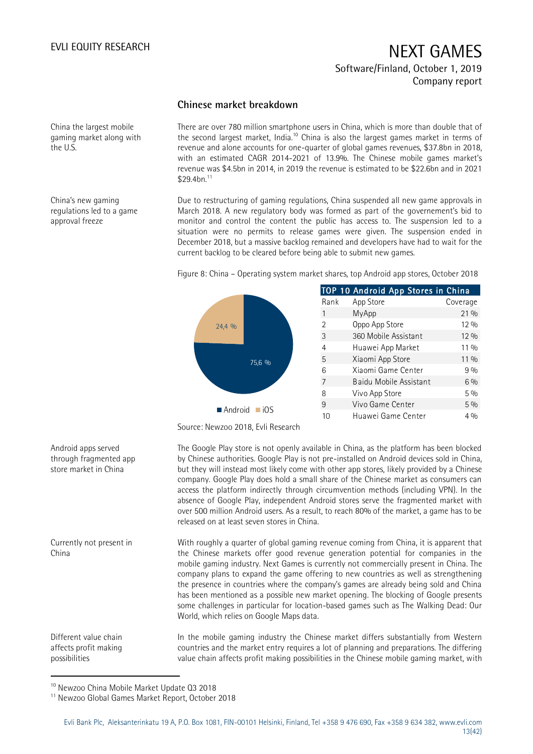## Chinese market breakdown

China the largest mobile gaming market along with the U.S.

There are over 780 million smartphone users in China, which is more than double that of the second largest market, India.[10] China is also the largest games market in terms of revenue and alone accounts for one-quarter of global games revenues, $37.8bn in 2018, with an estimated CAGR 2014-2021 of 13.9%. The Chinese mobile games market's revenue was $4.5bn in 2014, in 2019 the revenue is estimated to be $22.6bn and in 2021 $29.4bn.[11]

China's new gaming regulations led to a game approval freeze

Due to restructuring of gaming regulations, China suspended all new game approvals in March 2018. A new regulatory body was formed as part of the governement's bid to monitor and control the content the public has access to. The suspension led to a situation were no permits to release games were given. The suspension ended in December 2018, but a massive backlog remained and developers have had to wait for the current backlog to be cleared before being able to submit new games.

Figure 8: China – Operating system market shares, top Android app stores, October 2018

| Operating system | Share |
|---|---|
| Android | 75,6 % |
| iOS | 24,4 % |

**TOP 10 Android App Stores in China**

| Rank | App Store | Coverage |
|---|---|---|
| 1 | MyApp | 21 % |
| 2 | Oppo App Store | 12 % |
| 3 | 360 Mobile Assistant | 12 % |
| 4 | Huawei App Market | 11 % |
| 5 | Xiaomi App Store | 11 % |
| 6 | Xiaomi Game Center | 9 % |
| 7 | Baidu Mobile Assistant | 6 % |
| 8 | Vivo App Store | 5 % |
| 9 | Vivo Game Center | 5 % |
| 10 | Huawei Game Center | 4 % |

Source: Newzoo 2018, Evli Research

Android apps served through fragmented app store market in China

The Google Play store is not openly available in China, as the platform has been blocked by Chinese authorities. Google Play is not pre-installed on Android devices sold in China, but they will instead most likely come with other app stores, likely provided by a Chinese company. Google Play does hold a small share of the Chinese market as consumers can access the platform indirectly through circumvention methods (including VPN). In the absence of Google Play, independent Android stores serve the fragmented market with over 500 million Android users. As a result, to reach 80% of the market, a game has to be released on at least seven stores in China.

Currently not present in China

With roughly a quarter of global gaming revenue coming from China, it is apparent that the Chinese markets offer good revenue generation potential for companies in the mobile gaming industry. Next Games is currently not commercially present in China. The company plans to expand the game offering to new countries as well as strengthening the presence in countries where the company's games are already being sold and China has been mentioned as a possible new market opening. The blocking of Google presents some challenges in particular for location-based games such as The Walking Dead: Our World, which relies on Google Maps data.

Different value chain affects profit making possibilities

In the mobile gaming industry the Chinese market differs substantially from Western countries and the market entry requires a lot of planning and preparations. The differing value chain affects profit making possibilities in the Chinese mobile gaming market, with

[10] Newzoo China Mobile Market Update Q3 2018

[11] Newzoo Global Games Market Report, October 2018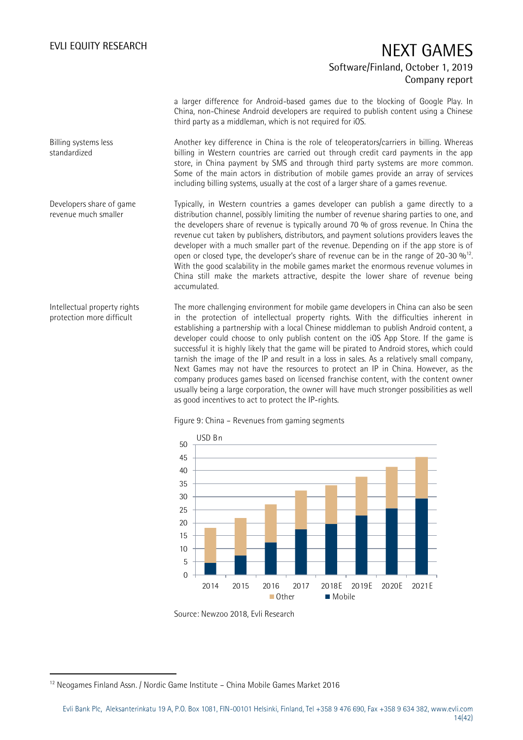a larger difference for Android-based games due to the blocking of Google Play. In China, non-Chinese Android developers are required to publish content using a Chinese third party as a middleman, which is not required for iOS.

**Billing systems less standardized**

Another key difference in China is the role of teleoperators/carriers in billing. Whereas billing in Western countries are carried out through credit card payments in the app store, in China payment by SMS and through third party systems are more common. Some of the main actors in distribution of mobile games provide an array of services including billing systems, usually at the cost of a larger share of a games revenue.

**Developers share of game revenue much smaller**

Typically, in Western countries a games developer can publish a game directly to a distribution channel, possibly limiting the number of revenue sharing parties to one, and the developers share of revenue is typically around 70 % of gross revenue. In China the revenue cut taken by publishers, distributors, and payment solutions providers leaves the developer with a much smaller part of the revenue. Depending on if the app store is of open or closed type, the developer's share of revenue can be in the range of 20-30 %[12]. With the good scalability in the mobile games market the enormous revenue volumes in China still make the markets attractive, despite the lower share of revenue being accumulated.

**Intellectual property rights protection more difficult**

The more challenging environment for mobile game developers in China can also be seen in the protection of intellectual property rights. With the difficulties inherent in establishing a partnership with a local Chinese middleman to publish Android content, a developer could choose to only publish content on the iOS App Store. If the game is successful it is highly likely that the game will be pirated to Android stores, which could tarnish the image of the IP and result in a loss in sales. As a relatively small company, Next Games may not have the resources to protect an IP in China. However, as the company produces games based on licensed franchise content, with the content owner usually being a large corporation, the owner will have much stronger possibilities as well as good incentives to act to protect the IP-rights.

Figure 9: China – Revenues from gaming segments

| USD Bn | 2014 | 2015 | 2016 | 2017 | 2018E | 2019E | 2020E | 2021E |
|---|---|---|---|---|---|---|---|---|
| Mobile | ~4.5 | ~7.3 | ~12.3 | ~17.5 | ~19.7 | ~22.8 | ~25.5 | ~29.3 |
| Other | ~13.5 | ~14.7 | ~14.8 | ~15.0 | ~14.8 | ~14.9 | ~16.0 | ~16.0 |
| Total | ~18 | ~22 | ~27.1 | ~32.5 | ~34.5 | ~37.7 | ~41.5 | ~45.3 |

Source: Newzoo 2018, Evli Research

[12] Neogames Finland Assn. / Nordic Game Institute – China Mobile Games Market 2016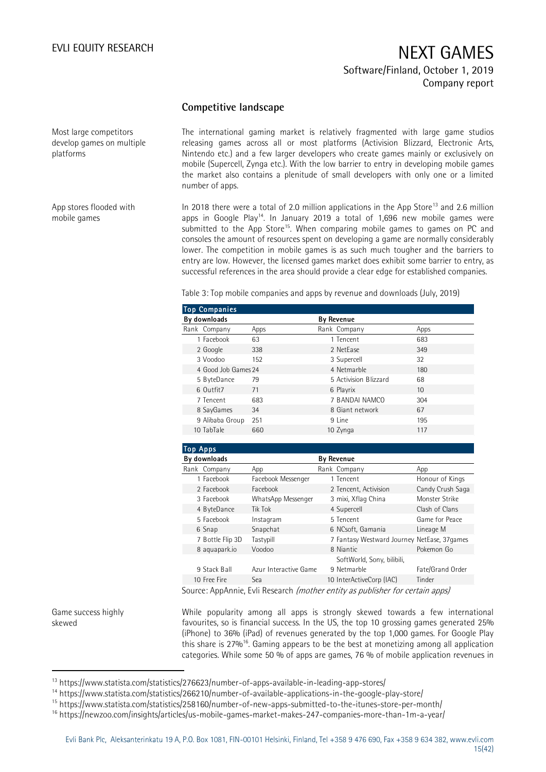## Competitive landscape

Most large competitors develop games on multiple platforms

The international gaming market is relatively fragmented with large game studios releasing games across all or most platforms (Activision Blizzard, Electronic Arts, Nintendo etc.) and a few larger developers who create games mainly or exclusively on mobile (Supercell, Zynga etc.). With the low barrier to entry in developing mobile games the market also contains a plenitude of small developers with only one or a limited number of apps.

App stores flooded with mobile games

In 2018 there were a total of 2.0 million applications in the App Store[13] and 2.6 million apps in Google Play[14]. In January 2019 a total of 1,696 new mobile games were submitted to the App Store[15]. When comparing mobile games to games on PC and consoles the amount of resources spent on developing a game are normally considerably lower. The competition in mobile games is as such much tougher and the barriers to entry are low. However, the licensed games market does exhibit some barrier to entry, as successful references in the area should provide a clear edge for established companies.

Table 3: Top mobile companies and apps by revenue and downloads (July, 2019)

**Top Companies**

| By downloads | | | By Revenue | | |
|---|---|---|---|---|---|
| Rank | Company | Apps | Rank | Company | Apps |
| 1 | Facebook | 63 | 1 | Tencent | 683 |
| 2 | Google | 338 | 2 | NetEase | 349 |
| 3 | Voodoo | 152 | 3 | Supercell | 32 |
| 4 | Good Job Games | 24 | 4 | Netmarble | 180 |
| 5 | ByteDance | 79 | 5 | Activision Blizzard | 68 |
| 6 | Outfit7 | 71 | 6 | Playrix | 10 |
| 7 | Tencent | 683 | 7 | BANDAI NAMCO | 304 |
| 8 | SayGames | 34 | 8 | Giant network | 67 |
| 9 | Alibaba Group | 251 | 9 | Line | 195 |
| 10 | TabTale | 660 | 10 | Zynga | 117 |

**Top Apps**

| By downloads | | | By Revenue | | |
|---|---|---|---|---|---|
| Rank | Company | App | Rank | Company | App |
| 1 | Facebook | Facebook Messenger | 1 | Tencent | Honour of Kings |
| 2 | Facebook | Facebook | 2 | Tencent, Activision | Candy Crush Saga |
| 3 | Facebook | WhatsApp Messenger | 3 | mixi, Xflag China | Monster Strike |
| 4 | ByteDance | Tik Tok | 4 | Supercell | Clash of Clans |
| 5 | Facebook | Instagram | 5 | Tencent | Game for Peace |
| 6 | Snap | Snapchat | 6 | NCsoft, Gamania | Lineage M |
| 7 | Bottle Flip 3D | Tastypill | 7 | Fantasy Westward Journey | NetEase, 37games |
| 8 | aquapark.io | Voodoo | 8 | Niantic | Pokemon Go |
| 9 | Stack Ball | Azur Interactive Game | 9 | Netmarble | SoftWorld, Sony, bilibili, Fate/Grand Order |
| 10 | Free Fire | Sea | 10 | InterActiveCorp (IAC) | Tinder |

Source: AppAnnie, Evli Research *(mother entity as publisher for certain apps)*

Game success highly skewed

While popularity among all apps is strongly skewed towards a few international favourites, so is financial success. In the US, the top 10 grossing games generated 25% (iPhone) to 36% (iPad) of revenues generated by the top 1,000 games. For Google Play this share is 27%[16]. Gaming appears to be the best at monetizing among all application categories. While some 50 % of apps are games, 76 % of mobile application revenues in

[13] https://www.statista.com/statistics/276623/number-of-apps-available-in-leading-app-stores/

[14] https://www.statista.com/statistics/266210/number-of-available-applications-in-the-google-play-store/

[15] https://www.statista.com/statistics/258160/number-of-new-apps-submitted-to-the-itunes-store-per-month/

[16] https://newzoo.com/insights/articles/us-mobile-games-market-makes-247-companies-more-than-1m-a-year/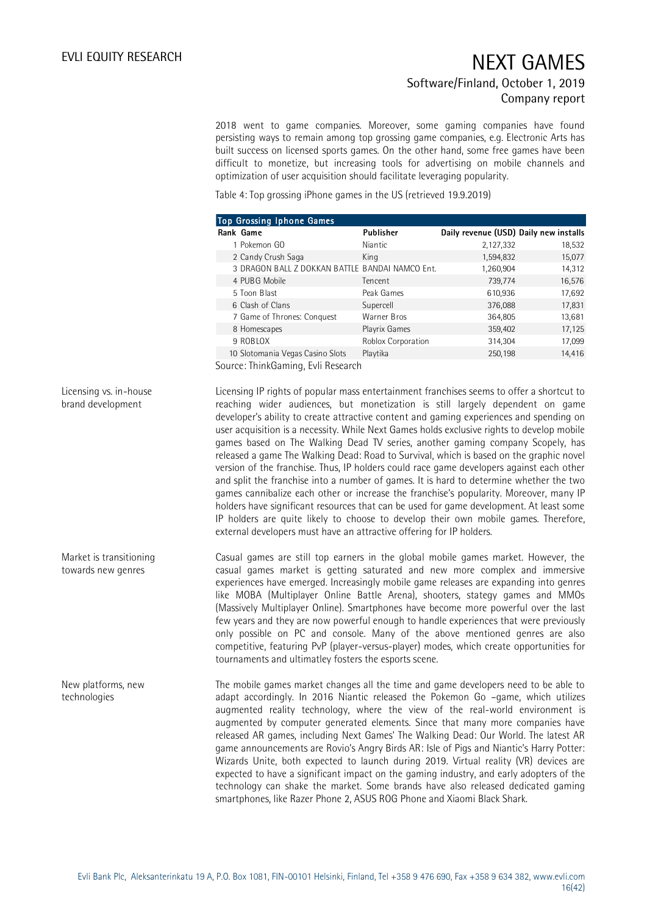2018 went to game companies. Moreover, some gaming companies have found persisting ways to remain among top grossing game companies, e.g. Electronic Arts has built success on licensed sports games. On the other hand, some free games have been difficult to monetize, but increasing tools for advertising on mobile channels and optimization of user acquisition should facilitate leveraging popularity.

Table 4: Top grossing iPhone games in the US (retrieved 19.9.2019)

| Top Grossing Iphone Games | | | | |
|---|---|---|---|---|
| Rank | Game | Publisher | Daily revenue (USD) | Daily new installs |
| 1 | Pokemon GO | Niantic | 2,127,332 | 18,532 |
| 2 | Candy Crush Saga | King | 1,594,832 | 15,077 |
| 3 | DRAGON BALL Z DOKKAN BATTLE | BANDAI NAMCO Ent. | 1,260,904 | 14,312 |
| 4 | PUBG Mobile | Tencent | 739,774 | 16,576 |
| 5 | Toon Blast | Peak Games | 610,936 | 17,692 |
| 6 | Clash of Clans | Supercell | 376,088 | 17,831 |
| 7 | Game of Thrones: Conquest | Warner Bros | 364,805 | 13,681 |
| 8 | Homescapes | Playrix Games | 359,402 | 17,125 |
| 9 | ROBLOX | Roblox Corporation | 314,304 | 17,099 |
| 10 | Slotomania Vegas Casino Slots | Playtika | 250,198 | 14,416 |

Source: ThinkGaming, Evli Research

**Licensing vs. in-house brand development**

Licensing IP rights of popular mass entertainment franchises seems to offer a shortcut to reaching wider audiences, but monetization is still largely dependent on game developer's ability to create attractive content and gaming experiences and spending on user acquisition is a necessity. While Next Games holds exclusive rights to develop mobile games based on The Walking Dead TV series, another gaming company Scopely, has released a game The Walking Dead: Road to Survival, which is based on the graphic novel version of the franchise. Thus, IP holders could race game developers against each other and split the franchise into a number of games. It is hard to determine whether the two games cannibalize each other or increase the franchise's popularity. Moreover, many IP holders have significant resources that can be used for game development. At least some IP holders are quite likely to choose to develop their own mobile games. Therefore, external developers must have an attractive offering for IP holders.

**Market is transitioning towards new genres**

Casual games are still top earners in the global mobile games market. However, the casual games market is getting saturated and new more complex and immersive experiences have emerged. Increasingly mobile game releases are expanding into genres like MOBA (Multiplayer Online Battle Arena), shooters, stategy games and MMOs (Massively Multiplayer Online). Smartphones have become more powerful over the last few years and they are now powerful enough to handle experiences that were previously only possible on PC and console. Many of the above mentioned genres are also competitive, featuring PvP (player-versus-player) modes, which create opportunities for tournaments and ultimatley fosters the esports scene.

**New platforms, new technologies**

The mobile games market changes all the time and game developers need to be able to adapt accordingly. In 2016 Niantic released the Pokemon Go –game, which utilizes augmented reality technology, where the view of the real-world environment is augmented by computer generated elements. Since that many more companies have released AR games, including Next Games' The Walking Dead: Our World. The latest AR game announcements are Rovio's Angry Birds AR: Isle of Pigs and Niantic's Harry Potter: Wizards Unite, both expected to launch during 2019. Virtual reality (VR) devices are expected to have a significant impact on the gaming industry, and early adopters of the technology can shake the market. Some brands have also released dedicated gaming smartphones, like Razer Phone 2, ASUS ROG Phone and Xiaomi Black Shark.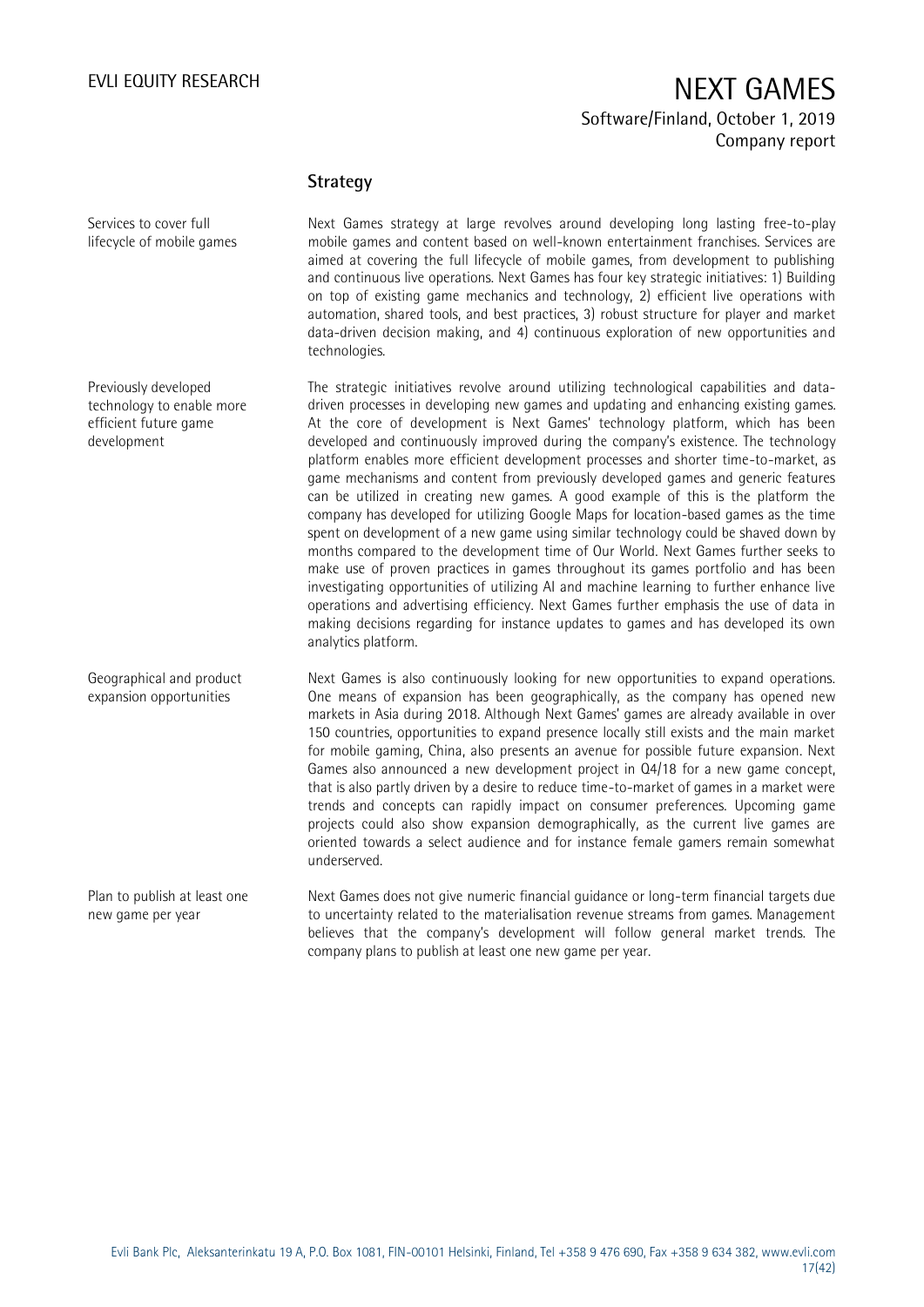## Strategy

Services to cover full lifecycle of mobile games

Next Games strategy at large revolves around developing long lasting free-to-play mobile games and content based on well-known entertainment franchises. Services are aimed at covering the full lifecycle of mobile games, from development to publishing and continuous live operations. Next Games has four key strategic initiatives: 1) Building on top of existing game mechanics and technology, 2) efficient live operations with automation, shared tools, and best practices, 3) robust structure for player and market data-driven decision making, and 4) continuous exploration of new opportunities and technologies.

Previously developed technology to enable more efficient future game development

The strategic initiatives revolve around utilizing technological capabilities and data-driven processes in developing new games and updating and enhancing existing games. At the core of development is Next Games' technology platform, which has been developed and continuously improved during the company's existence. The technology platform enables more efficient development processes and shorter time-to-market, as game mechanisms and content from previously developed games and generic features can be utilized in creating new games. A good example of this is the platform the company has developed for utilizing Google Maps for location-based games as the time spent on development of a new game using similar technology could be shaved down by months compared to the development time of Our World. Next Games further seeks to make use of proven practices in games throughout its games portfolio and has been investigating opportunities of utilizing AI and machine learning to further enhance live operations and advertising efficiency. Next Games further emphasis the use of data in making decisions regarding for instance updates to games and has developed its own analytics platform.

Geographical and product expansion opportunities

Next Games is also continuously looking for new opportunities to expand operations. One means of expansion has been geographically, as the company has opened new markets in Asia during 2018. Although Next Games' games are already available in over 150 countries, opportunities to expand presence locally still exists and the main market for mobile gaming, China, also presents an avenue for possible future expansion. Next Games also announced a new development project in Q4/18 for a new game concept, that is also partly driven by a desire to reduce time-to-market of games in a market were trends and concepts can rapidly impact on consumer preferences. Upcoming game projects could also show expansion demographically, as the current live games are oriented towards a select audience and for instance female gamers remain somewhat underserved.

Plan to publish at least one new game per year

Next Games does not give numeric financial guidance or long-term financial targets due to uncertainty related to the materialisation revenue streams from games. Management believes that the company's development will follow general market trends. The company plans to publish at least one new game per year.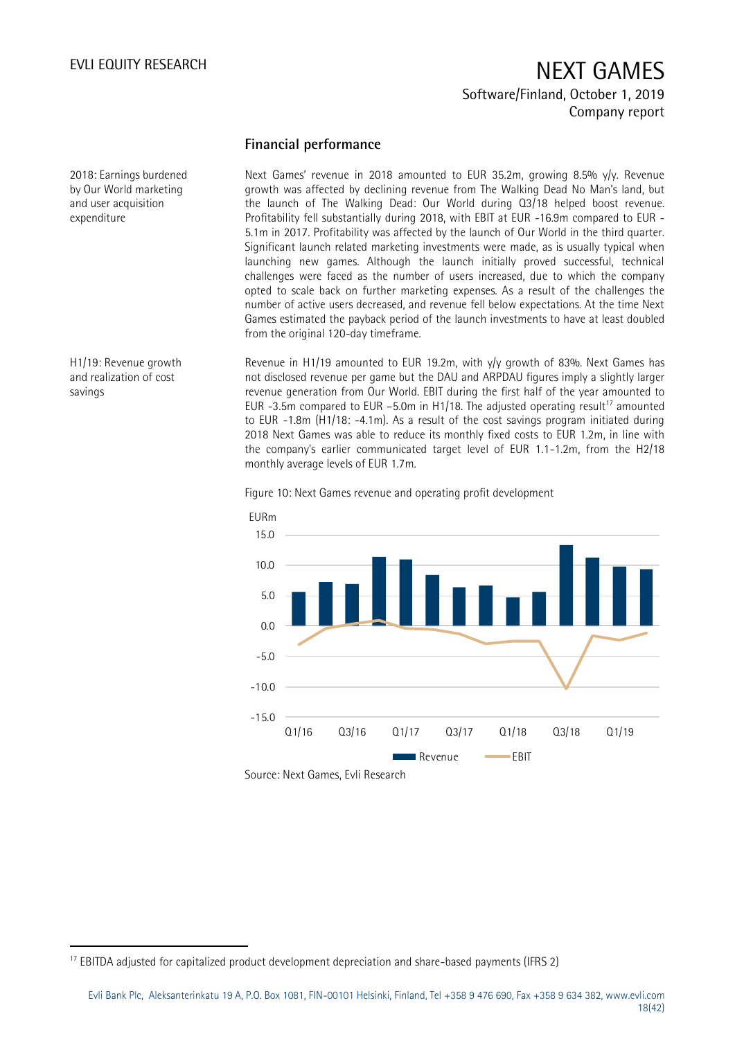## Financial performance

2018: Earnings burdened by Our World marketing and user acquisition expenditure

Next Games' revenue in 2018 amounted to EUR 35.2m, growing 8.5% y/y. Revenue growth was affected by declining revenue from The Walking Dead No Man's land, but the launch of The Walking Dead: Our World during Q3/18 helped boost revenue. Profitability fell substantially during 2018, with EBIT at EUR -16.9m compared to EUR -5.1m in 2017. Profitability was affected by the launch of Our World in the third quarter. Significant launch related marketing investments were made, as is usually typical when launching new games. Although the launch initially proved successful, technical challenges were faced as the number of users increased, due to which the company opted to scale back on further marketing expenses. As a result of the challenges the number of active users decreased, and revenue fell below expectations. At the time Next Games estimated the payback period of the launch investments to have at least doubled from the original 120-day timeframe.

H1/19: Revenue growth and realization of cost savings

Revenue in H1/19 amounted to EUR 19.2m, with y/y growth of 83%. Next Games has not disclosed revenue per game but the DAU and ARPDAU figures imply a slightly larger revenue generation from Our World. EBIT during the first half of the year amounted to EUR -3.5m compared to EUR -5.0m in H1/18. The adjusted operating result[17] amounted to EUR -1.8m (H1/18: -4.1m). As a result of the cost savings program initiated during 2018 Next Games was able to reduce its monthly fixed costs to EUR 1.2m, in line with the company's earlier communicated target level of EUR 1.1-1.2m, from the H2/18 monthly average levels of EUR 1.7m.

Figure 10: Next Games revenue and operating profit development

Source: Next Games, Evli Research

[17] EBITDA adjusted for capitalized product development depreciation and share-based payments (IFRS 2)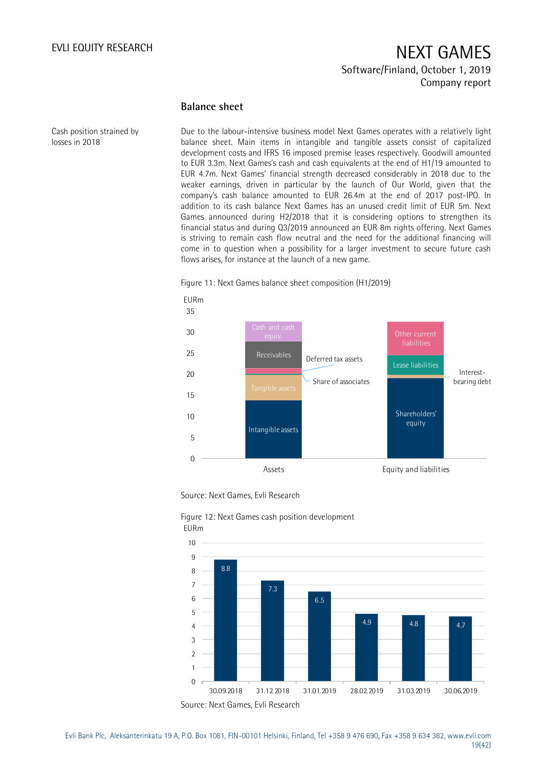## Balance sheet

Cash position strained by losses in 2018

Due to the labour-intensive business model Next Games operates with a relatively light balance sheet. Main items in intangible and tangible assets consist of capitalized development costs and IFRS 16 imposed premise leases respectively. Goodwill amounted to EUR 3.3m. Next Games's cash and cash equivalents at the end of H1/19 amounted to EUR 4.7m. Next Games' financial strength decreased considerably in 2018 due to the weaker earnings, driven in particular by the launch of Our World, given that the company's cash balance amounted to EUR 26.4m at the end of 2017 post-IPO. In addition to its cash balance Next Games has an unused credit limit of EUR 5m. Next Games announced during H2/2018 that it is considering options to strengthen its financial status and during Q3/2019 announced an EUR 8m rights offering. Next Games is striving to remain cash flow neutral and the need for the additional financing will come in to question when a possibility for a larger investment to secure future cash flows arises, for instance at the launch of a new game.

Figure 11: Next Games balance sheet composition (H1/2019)

EURm

| | Assets | Equity and liabilities |
|---|---|---|
| Components (bottom to top) | Intangible assets, Tangible assets, Share of associates, Deferred tax assets, Receivables, Cash and cash equiv. | Shareholders' equity, Interest-bearing debt, Lease liabilities, Other current liabilities |

Source: Next Games, Evli Research

Figure 12: Next Games cash position development

EURm

| Date | Cash (EURm) |
|---|---|
| 30.09.2018 | 8.8 |
| 31.12.2018 | 7.3 |
| 31.01.2019 | 6.5 |
| 28.02.2019 | 4.9 |
| 31.03.2019 | 4.8 |
| 30.06.2019 | 4.7 |

Source: Next Games, Evli Research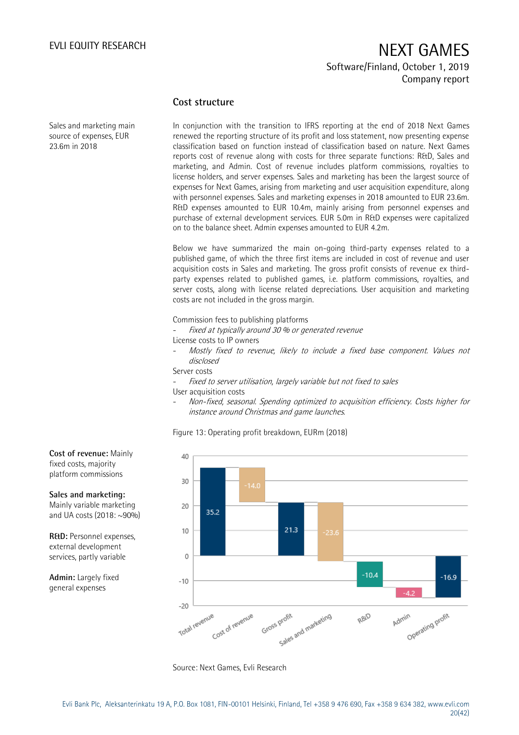## Cost structure

Sales and marketing main source of expenses, EUR 23.6m in 2018

In conjunction with the transition to IFRS reporting at the end of 2018 Next Games renewed the reporting structure of its profit and loss statement, now presenting expense classification based on function instead of classification based on nature. Next Games reports cost of revenue along with costs for three separate functions: R&D, Sales and marketing, and Admin. Cost of revenue includes platform commissions, royalties to license holders, and server expenses. Sales and marketing has been the largest source of expenses for Next Games, arising from marketing and user acquisition expenditure, along with personnel expenses. Sales and marketing expenses in 2018 amounted to EUR 23.6m. R&D expenses amounted to EUR 10.4m, mainly arising from personnel expenses and purchase of external development services. EUR 5.0m in R&D expenses were capitalized on to the balance sheet. Admin expenses amounted to EUR 4.2m.

Below we have summarized the main on-going third-party expenses related to a published game, of which the three first items are included in cost of revenue and user acquisition costs in Sales and marketing. The gross profit consists of revenue ex third-party expenses related to published games, i.e. platform commissions, royalties, and server costs, along with license related depreciations. User acquisition and marketing costs are not included in the gross margin.

Commission fees to publishing platforms
- *Fixed at typically around 30 % or generated revenue*

License costs to IP owners
- *Mostly fixed to revenue, likely to include a fixed base component. Values not disclosed*

Server costs
- *Fixed to server utilisation, largely variable but not fixed to sales*

User acquisition costs
- *Non-fixed, seasonal. Spending optimized to acquisition efficiency. Costs higher for instance around Christmas and game launches.*

Figure 13: Operating profit breakdown, EURm (2018)

| Item | EURm |
|---|---|
| Total revenue | 35.2 |
| Cost of revenue | -14.0 |
| Gross profit | 21.3 |
| Sales and marketing | -23.6 |
| R&D | -10.4 |
| Admin | -4.2 |
| Operating profit | -16.9 |

Source: Next Games, Evli Research

**Cost of revenue:** Mainly fixed costs, majority platform commissions

**Sales and marketing:** Mainly variable marketing and UA costs (2018: ~90%)

**R&D:** Personnel expenses, external development services, partly variable

**Admin:** Largely fixed general expenses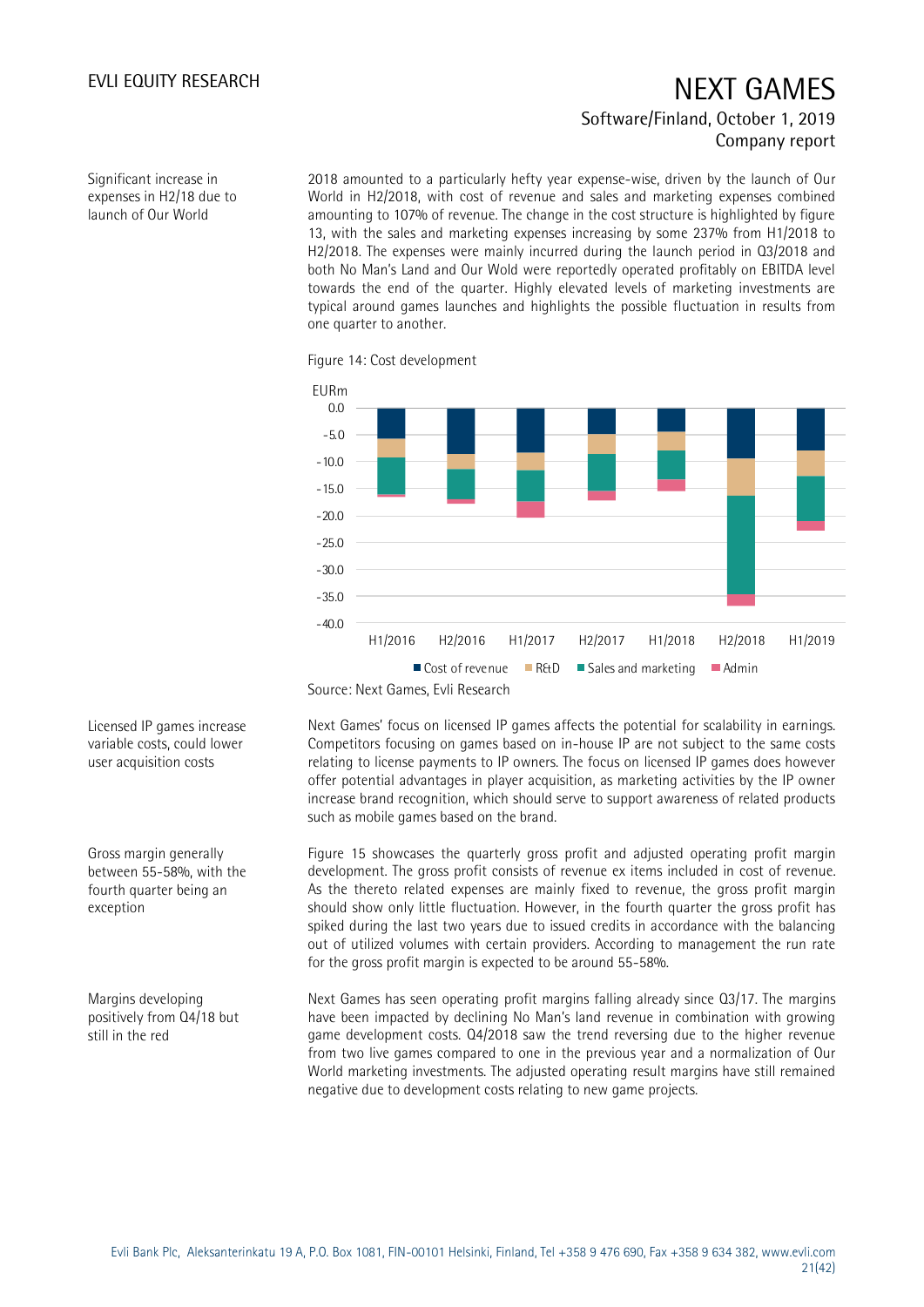Significant increase in expenses in H2/18 due to launch of Our World

2018 amounted to a particularly hefty year expense-wise, driven by the launch of Our World in H2/2018, with cost of revenue and sales and marketing expenses combined amounting to 107% of revenue. The change in the cost structure is highlighted by figure 13, with the sales and marketing expenses increasing by some 237% from H1/2018 to H2/2018. The expenses were mainly incurred during the launch period in Q3/2018 and both No Man's Land and Our Wold were reportedly operated profitably on EBITDA level towards the end of the quarter. Highly elevated levels of marketing investments are typical around games launches and highlights the possible fluctuation in results from one quarter to another.

Figure 14: Cost development

Source: Next Games, Evli Research

Licensed IP games increase variable costs, could lower user acquisition costs

Next Games' focus on licensed IP games affects the potential for scalability in earnings. Competitors focusing on games based on in-house IP are not subject to the same costs relating to license payments to IP owners. The focus on licensed IP games does however offer potential advantages in player acquisition, as marketing activities by the IP owner increase brand recognition, which should serve to support awareness of related products such as mobile games based on the brand.

Gross margin generally between 55-58%, with the fourth quarter being an exception

Figure 15 showcases the quarterly gross profit and adjusted operating profit margin development. The gross profit consists of revenue ex items included in cost of revenue. As the thereto related expenses are mainly fixed to revenue, the gross profit margin should show only little fluctuation. However, in the fourth quarter the gross profit has spiked during the last two years due to issued credits in accordance with the balancing out of utilized volumes with certain providers. According to management the run rate for the gross profit margin is expected to be around 55-58%.

Margins developing positively from Q4/18 but still in the red

Next Games has seen operating profit margins falling already since Q3/17. The margins have been impacted by declining No Man's land revenue in combination with growing game development costs. Q4/2018 saw the trend reversing due to the higher revenue from two live games compared to one in the previous year and a normalization of Our World marketing investments. The adjusted operating result margins have still remained negative due to development costs relating to new game projects.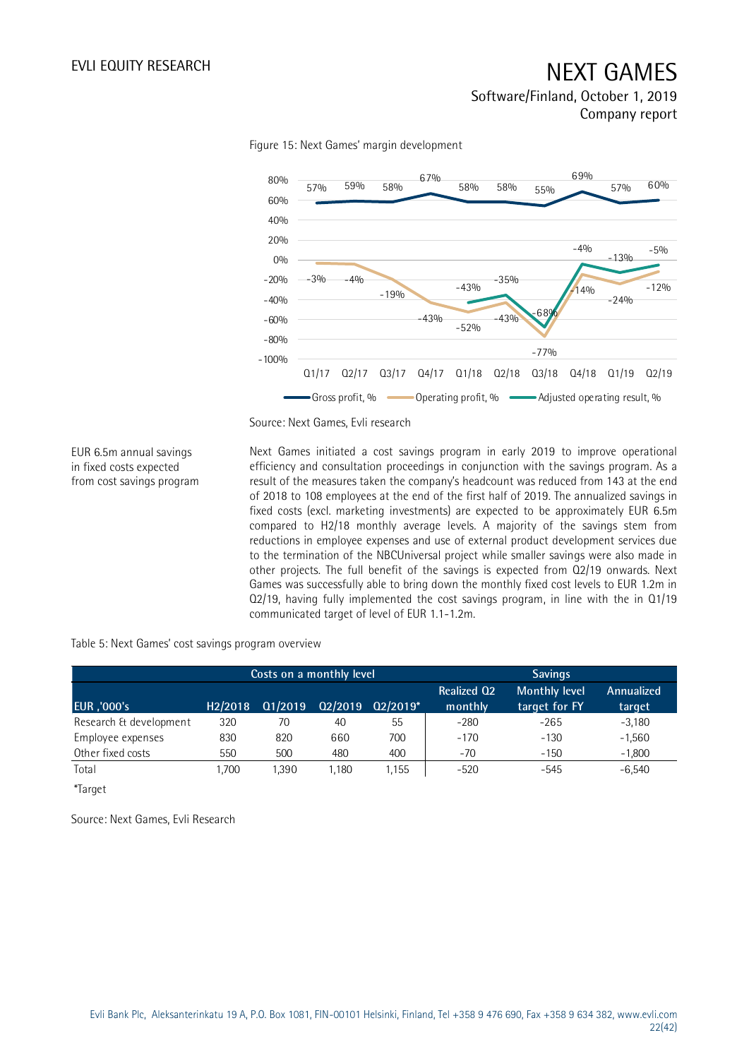Figure 15: Next Games' margin development

Source: Next Games, Evli research

EUR 6.5m annual savings in fixed costs expected from cost savings program

Next Games initiated a cost savings program in early 2019 to improve operational efficiency and consultation proceedings in conjunction with the savings program. As a result of the measures taken the company's headcount was reduced from 143 at the end of 2018 to 108 employees at the end of the first half of 2019. The annualized savings in fixed costs (excl. marketing investments) are expected to be approximately EUR 6.5m compared to H2/18 monthly average levels. A majority of the savings stem from reductions in employee expenses and use of external product development services due to the termination of the NBCUniversal project while smaller savings were also made in other projects. The full benefit of the savings is expected from Q2/19 onwards. Next Games was successfully able to bring down the monthly fixed cost levels to EUR 1.2m in Q2/19, having fully implemented the cost savings program, in line with the in Q1/19 communicated target of level of EUR 1.1-1.2m.

Table 5: Next Games' cost savings program overview

| | Costs on a monthly level | | | | Savings | | |
|---|---|---|---|---|---|---|---|
| EUR ,'000's | H2/2018 | Q1/2019 | Q2/2019 | Q2/2019* | Realized Q2 monthly | Monthly level target for FY | Annualized target |
| Research & development | 320 | 70 | 40 | 55 | -280 | -265 | -3,180 |
| Employee expenses | 830 | 820 | 660 | 700 | -170 | -130 | -1,560 |
| Other fixed costs | 550 | 500 | 480 | 400 | -70 | -150 | -1,800 |
| Total | 1,700 | 1,390 | 1,180 | 1,155 | -520 | -545 | -6,540 |

*Target

Source: Next Games, Evli Research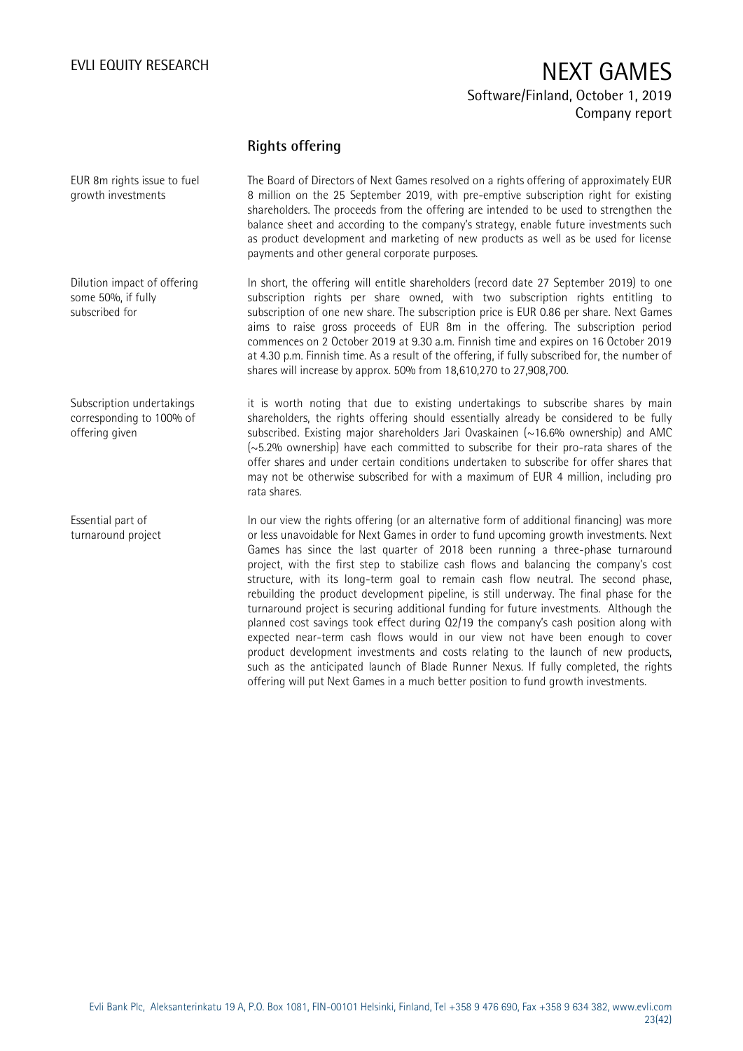## Rights offering

EUR 8m rights issue to fuel growth investments

The Board of Directors of Next Games resolved on a rights offering of approximately EUR 8 million on the 25 September 2019, with pre-emptive subscription right for existing shareholders. The proceeds from the offering are intended to be used to strengthen the balance sheet and according to the company's strategy, enable future investments such as product development and marketing of new products as well as be used for license payments and other general corporate purposes.

Dilution impact of offering some 50%, if fully subscribed for

In short, the offering will entitle shareholders (record date 27 September 2019) to one subscription rights per share owned, with two subscription rights entitling to subscription of one new share. The subscription price is EUR 0.86 per share. Next Games aims to raise gross proceeds of EUR 8m in the offering. The subscription period commences on 2 October 2019 at 9.30 a.m. Finnish time and expires on 16 October 2019 at 4.30 p.m. Finnish time. As a result of the offering, if fully subscribed for, the number of shares will increase by approx. 50% from 18,610,270 to 27,908,700.

Subscription undertakings corresponding to 100% of offering given

it is worth noting that due to existing undertakings to subscribe shares by main shareholders, the rights offering should essentially already be considered to be fully subscribed. Existing major shareholders Jari Ovaskainen (~16.6% ownership) and AMC (~5.2% ownership) have each committed to subscribe for their pro-rata shares of the offer shares and under certain conditions undertaken to subscribe for offer shares that may not be otherwise subscribed for with a maximum of EUR 4 million, including pro rata shares.

Essential part of turnaround project

In our view the rights offering (or an alternative form of additional financing) was more or less unavoidable for Next Games in order to fund upcoming growth investments. Next Games has since the last quarter of 2018 been running a three-phase turnaround project, with the first step to stabilize cash flows and balancing the company's cost structure, with its long-term goal to remain cash flow neutral. The second phase, rebuilding the product development pipeline, is still underway. The final phase for the turnaround project is securing additional funding for future investments. Although the planned cost savings took effect during Q2/19 the company's cash position along with expected near-term cash flows would in our view not have been enough to cover product development investments and costs relating to the launch of new products, such as the anticipated launch of Blade Runner Nexus. If fully completed, the rights offering will put Next Games in a much better position to fund growth investments.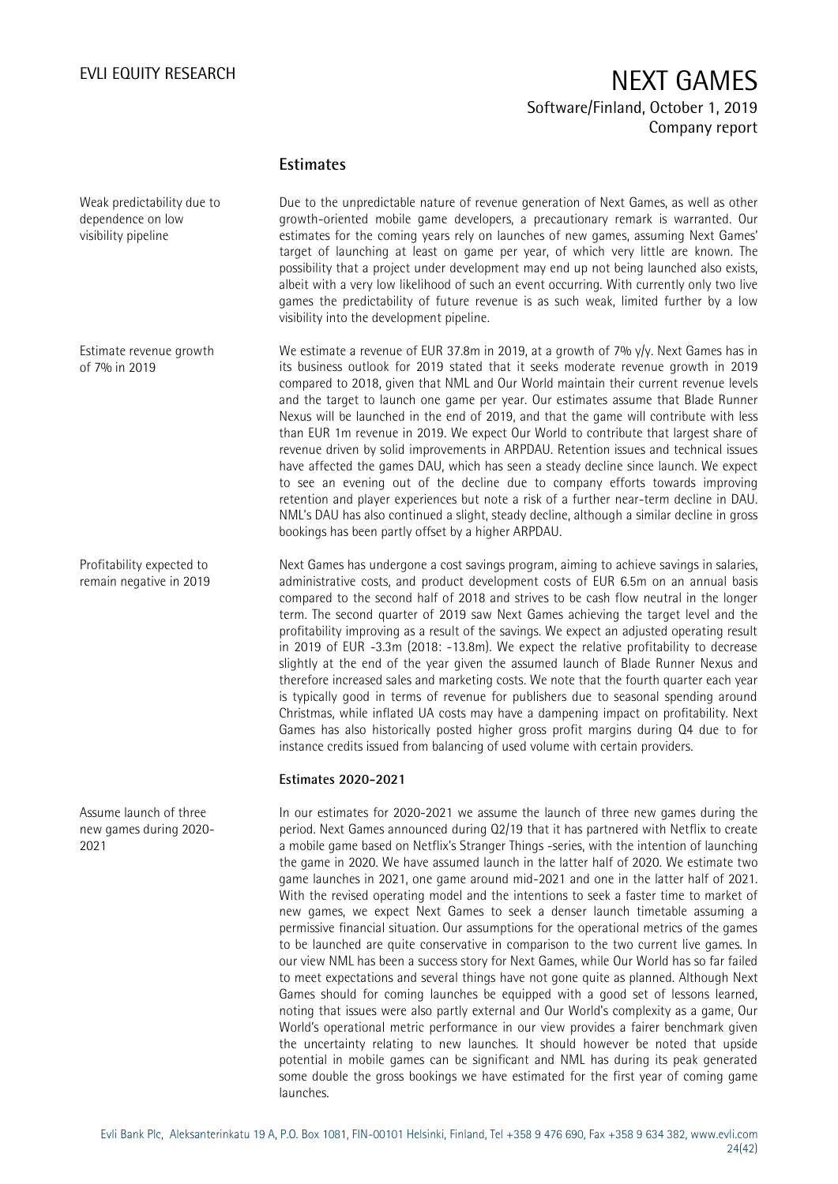## Estimates

Weak predictability due to dependence on low visibility pipeline

Due to the unpredictable nature of revenue generation of Next Games, as well as other growth-oriented mobile game developers, a precautionary remark is warranted. Our estimates for the coming years rely on launches of new games, assuming Next Games' target of launching at least on game per year, of which very little are known. The possibility that a project under development may end up not being launched also exists, albeit with a very low likelihood of such an event occurring. With currently only two live games the predictability of future revenue is as such weak, limited further by a low visibility into the development pipeline.

Estimate revenue growth of 7% in 2019

We estimate a revenue of EUR 37.8m in 2019, at a growth of 7% y/y. Next Games has in its business outlook for 2019 stated that it seeks moderate revenue growth in 2019 compared to 2018, given that NML and Our World maintain their current revenue levels and the target to launch one game per year. Our estimates assume that Blade Runner Nexus will be launched in the end of 2019, and that the game will contribute with less than EUR 1m revenue in 2019. We expect Our World to contribute that largest share of revenue driven by solid improvements in ARPDAU. Retention issues and technical issues have affected the games DAU, which has seen a steady decline since launch. We expect to see an evening out of the decline due to company efforts towards improving retention and player experiences but note a risk of a further near-term decline in DAU. NML's DAU has also continued a slight, steady decline, although a similar decline in gross bookings has been partly offset by a higher ARPDAU.

Profitability expected to remain negative in 2019

Next Games has undergone a cost savings program, aiming to achieve savings in salaries, administrative costs, and product development costs of EUR 6.5m on an annual basis compared to the second half of 2018 and strives to be cash flow neutral in the longer term. The second quarter of 2019 saw Next Games achieving the target level and the profitability improving as a result of the savings. We expect an adjusted operating result in 2019 of EUR -3.3m (2018: -13.8m). We expect the relative profitability to decrease slightly at the end of the year given the assumed launch of Blade Runner Nexus and therefore increased sales and marketing costs. We note that the fourth quarter each year is typically good in terms of revenue for publishers due to seasonal spending around Christmas, while inflated UA costs may have a dampening impact on profitability. Next Games has also historically posted higher gross profit margins during Q4 due to for instance credits issued from balancing of used volume with certain providers.

**Estimates 2020-2021**

Assume launch of three new games during 2020-2021

In our estimates for 2020-2021 we assume the launch of three new games during the period. Next Games announced during Q2/19 that it has partnered with Netflix to create a mobile game based on Netflix's Stranger Things -series, with the intention of launching the game in 2020. We have assumed launch in the latter half of 2020. We estimate two game launches in 2021, one game around mid-2021 and one in the latter half of 2021. With the revised operating model and the intentions to seek a faster time to market of new games, we expect Next Games to seek a denser launch timetable assuming a permissive financial situation. Our assumptions for the operational metrics of the games to be launched are quite conservative in comparison to the two current live games. In our view NML has been a success story for Next Games, while Our World has so far failed to meet expectations and several things have not gone quite as planned. Although Next Games should for coming launches be equipped with a good set of lessons learned, noting that issues were also partly external and Our World's complexity as a game, Our World's operational metric performance in our view provides a fairer benchmark given the uncertainty relating to new launches. It should however be noted that upside potential in mobile games can be significant and NML has during its peak generated some double the gross bookings we have estimated for the first year of coming game launches.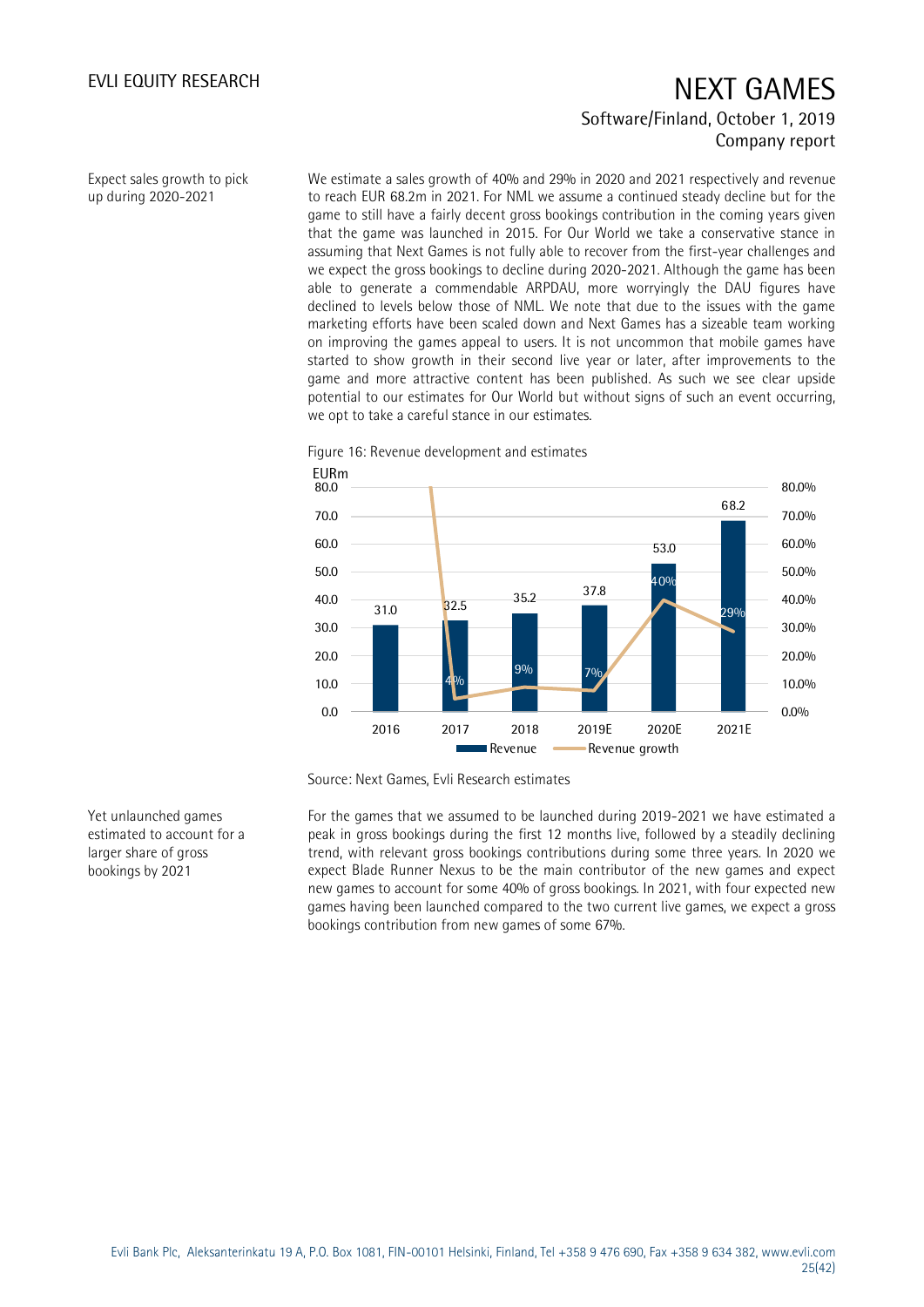Expect sales growth to pick up during 2020-2021

We estimate a sales growth of 40% and 29% in 2020 and 2021 respectively and revenue to reach EUR 68.2m in 2021. For NML we assume a continued steady decline but for the game to still have a fairly decent gross bookings contribution in the coming years given that the game was launched in 2015. For Our World we take a conservative stance in assuming that Next Games is not fully able to recover from the first-year challenges and we expect the gross bookings to decline during 2020-2021. Although the game has been able to generate a commendable ARPDAU, more worryingly the DAU figures have declined to levels below those of NML. We note that due to the issues with the game marketing efforts have been scaled down and Next Games has a sizeable team working on improving the games appeal to users. It is not uncommon that mobile games have started to show growth in their second live year or later, after improvements to the game and more attractive content has been published. As such we see clear upside potential to our estimates for Our World but without signs of such an event occurring, we opt to take a careful stance in our estimates.

Figure 16: Revenue development and estimates

| EURm | 2016 | 2017 | 2018 | 2019E | 2020E | 2021E |
|---|---|---|---|---|---|---|
| Revenue | 31.0 | 32.5 | 35.2 | 37.8 | 53.0 | 68.2 |
| Revenue growth | | 4% | 9% | 7% | 40% | 29% |

Source: Next Games, Evli Research estimates

Yet unlaunched games estimated to account for a larger share of gross bookings by 2021

For the games that we assumed to be launched during 2019-2021 we have estimated a peak in gross bookings during the first 12 months live, followed by a steadily declining trend, with relevant gross bookings contributions during some three years. In 2020 we expect Blade Runner Nexus to be the main contributor of the new games and expect new games to account for some 40% of gross bookings. In 2021, with four expected new games having been launched compared to the two current live games, we expect a gross bookings contribution from new games of some 67%.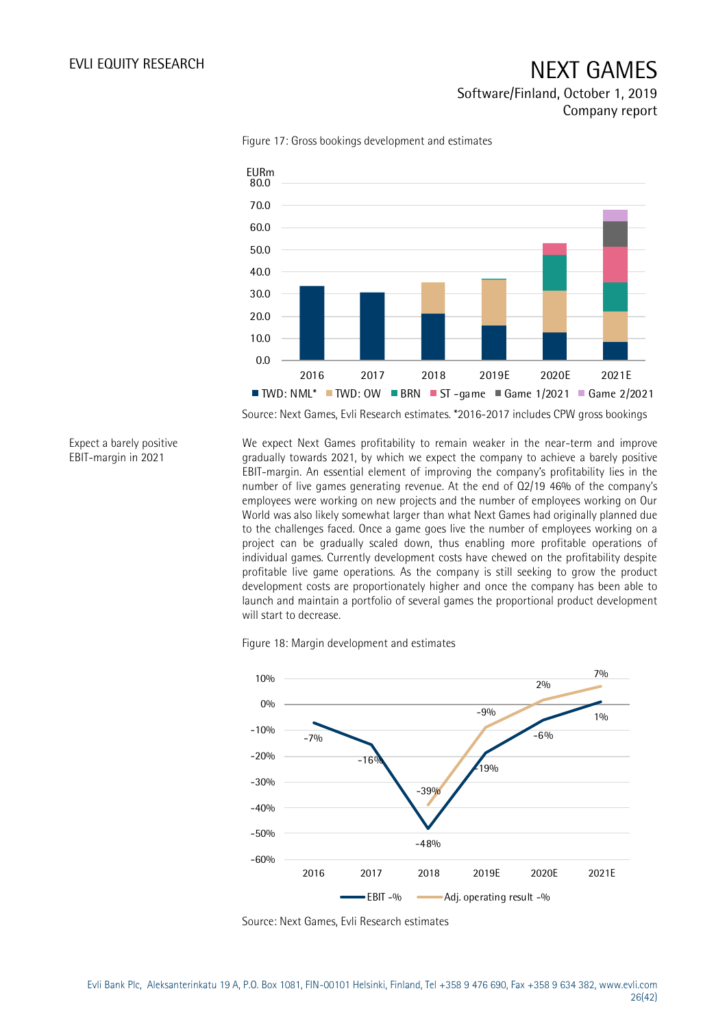Figure 17: Gross bookings development and estimates

Source: Next Games, Evli Research estimates. *2016-2017 includes CPW gross bookings

Expect a barely positive EBIT-margin in 2021

We expect Next Games profitability to remain weaker in the near-term and improve gradually towards 2021, by which we expect the company to achieve a barely positive EBIT-margin. An essential element of improving the company's profitability lies in the number of live games generating revenue. At the end of Q2/19 46% of the company's employees were working on new projects and the number of employees working on Our World was also likely somewhat larger than what Next Games had originally planned due to the challenges faced. Once a game goes live the number of employees working on a project can be gradually scaled down, thus enabling more profitable operations of individual games. Currently development costs have chewed on the profitability despite profitable live game operations. As the company is still seeking to grow the product development costs are proportionately higher and once the company has been able to launch and maintain a portfolio of several games the proportional product development will start to decrease.

Figure 18: Margin development and estimates

Source: Next Games, Evli Research estimates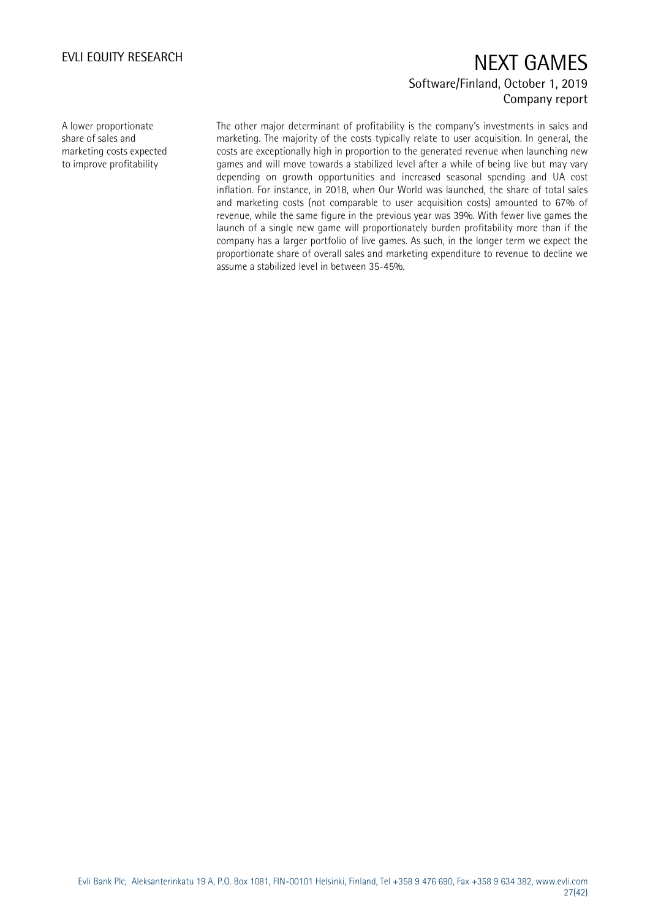A lower proportionate share of sales and marketing costs expected to improve profitability

The other major determinant of profitability is the company's investments in sales and marketing. The majority of the costs typically relate to user acquisition. In general, the costs are exceptionally high in proportion to the generated revenue when launching new games and will move towards a stabilized level after a while of being live but may vary depending on growth opportunities and increased seasonal spending and UA cost inflation. For instance, in 2018, when Our World was launched, the share of total sales and marketing costs (not comparable to user acquisition costs) amounted to 67% of revenue, while the same figure in the previous year was 39%. With fewer live games the launch of a single new game will proportionately burden profitability more than if the company has a larger portfolio of live games. As such, in the longer term we expect the proportionate share of overall sales and marketing expenditure to revenue to decline we assume a stabilized level in between 35-45%.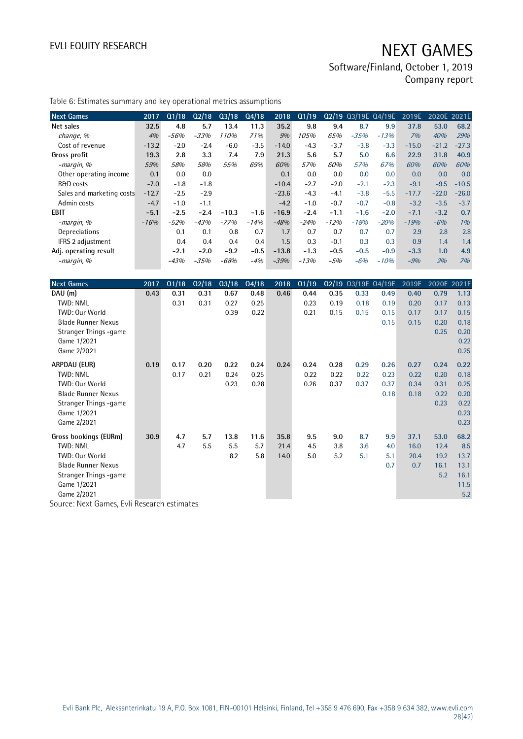Table 6: Estimates summary and key operational metrics assumptions

| Next Games | 2017 | Q1/18 | Q2/18 | Q3/18 | Q4/18 | 2018 | Q1/19 | Q2/19 | Q3/19E | Q4/19E | 2019E | 2020E | 2021E |
|---|---|---|---|---|---|---|---|---|---|---|---|---|---|
| **Net sales** | **32.5** | **4.8** | **5.7** | **13.4** | **11.3** | **35.2** | **9.8** | **9.4** | **8.7** | **9.9** | **37.8** | **53.0** | **68.2** |
| *change, %* | *4%* | *-56%* | *-33%* | *110%* | *71%* | *9%* | *105%* | *65%* | *-35%* | *-13%* | *7%* | *40%* | *29%* |
| Cost of revenue | -13.2 | -2.0 | -2.4 | -6.0 | -3.5 | -14.0 | -4.3 | -3.7 | -3.8 | -3.3 | -15.0 | -21.2 | -27.3 |
| **Gross profit** | **19.3** | **2.8** | **3.3** | **7.4** | **7.9** | **21.3** | **5.6** | **5.7** | **5.0** | **6.6** | **22.9** | **31.8** | **40.9** |
| *-margin, %* | *59%* | *58%* | *58%* | *55%* | *69%* | *60%* | *57%* | *60%* | *57%* | *67%* | *60%* | *60%* | *60%* |
| Other operating income | 0.1 | 0.0 | 0.0 | | | 0.1 | 0.0 | 0.0 | 0.0 | 0.0 | 0.0 | 0.0 | 0.0 |
| R&D costs | -7.0 | -1.8 | -1.8 | | | -10.4 | -2.7 | -2.0 | -2.1 | -2.3 | -9.1 | -9.5 | -10.5 |
| Sales and marketing costs | -12.7 | -2.5 | -2.9 | | | -23.6 | -4.3 | -4.1 | -3.8 | -5.5 | -17.7 | -22.0 | -26.0 |
| Admin costs | -4.7 | -1.0 | -1.1 | | | -4.2 | -1.0 | -0.7 | -0.7 | -0.8 | -3.2 | -3.5 | -3.7 |
| **EBIT** | **-5.1** | **-2.5** | **-2.4** | **-10.3** | **-1.6** | **-16.9** | **-2.4** | **-1.1** | **-1.6** | **-2.0** | **-7.1** | **-3.2** | **0.7** |
| *-margin, %* | *-16%* | *-52%* | *-43%* | *-77%* | *-14%* | *-48%* | *-24%* | *-12%* | *-18%* | *-20%* | *-19%* | *-6%* | *1%* |
| Depreciations | | 0.1 | 0.1 | 0.8 | 0.7 | 1.7 | 0.7 | 0.7 | 0.7 | 0.7 | 2.9 | 2.8 | 2.8 |
| IFRS 2 adjustment | | 0.4 | 0.4 | 0.4 | 0.4 | 1.5 | 0.3 | -0.1 | 0.3 | 0.3 | 0.9 | 1.4 | 1.4 |
| **Adj. operating result** | | **-2.1** | **-2.0** | **-9.2** | **-0.5** | **-13.8** | **-1.3** | **-0.5** | **-0.5** | **-0.9** | **-3.3** | **1.0** | **4.9** |
| *-margin, %* | | *-43%* | *-35%* | *-68%* | *-4%* | *-39%* | *-13%* | *-5%* | *-6%* | *-10%* | *-9%* | *2%* | *7%* |

| Next Games | 2017 | Q1/18 | Q2/18 | Q3/18 | Q4/18 | 2018 | Q1/19 | Q2/19 | Q3/19E | Q4/19E | 2019E | 2020E | 2021E |
|---|---|---|---|---|---|---|---|---|---|---|---|---|---|
| **DAU (m)** | **0.43** | **0.31** | **0.31** | **0.67** | **0.48** | **0.46** | **0.44** | **0.35** | **0.33** | **0.49** | **0.40** | **0.79** | **1.13** |
| TWD: NML | | 0.31 | 0.31 | 0.27 | 0.25 | | 0.23 | 0.19 | 0.18 | 0.19 | 0.20 | 0.17 | 0.13 |
| TWD: Our World | | | | 0.39 | 0.22 | | 0.21 | 0.15 | 0.15 | 0.15 | 0.17 | 0.17 | 0.15 |
| Blade Runner Nexus | | | | | | | | | | 0.15 | 0.15 | 0.20 | 0.18 |
| Stranger Things -game | | | | | | | | | | | | 0.25 | 0.20 |
| Game 1/2021 | | | | | | | | | | | | | 0.22 |
| Game 2/2021 | | | | | | | | | | | | | 0.25 |
| **ARPDAU (EUR)** | **0.19** | **0.17** | **0.20** | **0.22** | **0.24** | **0.24** | **0.24** | **0.28** | **0.29** | **0.26** | **0.27** | **0.24** | **0.22** |
| TWD: NML | | 0.17 | 0.21 | 0.24 | 0.25 | | 0.22 | 0.22 | 0.22 | 0.23 | 0.22 | 0.20 | 0.18 |
| TWD: Our World | | | | 0.23 | 0.28 | | 0.26 | 0.37 | 0.37 | 0.37 | 0.34 | 0.31 | 0.25 |
| Blade Runner Nexus | | | | | | | | | | 0.18 | 0.18 | 0.22 | 0.20 |
| Stranger Things -game | | | | | | | | | | | | 0.23 | 0.22 |
| Game 1/2021 | | | | | | | | | | | | | 0.23 |
| Game 2/2021 | | | | | | | | | | | | | 0.23 |
| **Gross bookings (EURm)** | **30.9** | **4.7** | **5.7** | **13.8** | **11.6** | **35.8** | **9.5** | **9.0** | **8.7** | **9.9** | **37.1** | **53.0** | **68.2** |
| TWD: NML | | 4.7 | 5.5 | 5.5 | 5.7 | 21.4 | 4.5 | 3.8 | 3.6 | 4.0 | 16.0 | 12.4 | 8.5 |
| TWD: Our World | | | | 8.2 | 5.8 | 14.0 | 5.0 | 5.2 | 5.1 | 5.1 | 20.4 | 19.2 | 13.7 |
| Blade Runner Nexus | | | | | | | | | | 0.7 | 0.7 | 16.1 | 13.1 |
| Stranger Things -game | | | | | | | | | | | | 5.2 | 16.1 |
| Game 1/2021 | | | | | | | | | | | | | 11.5 |
| Game 2/2021 | | | | | | | | | | | | | 5.2 |

Source: Next Games, Evli Research estimates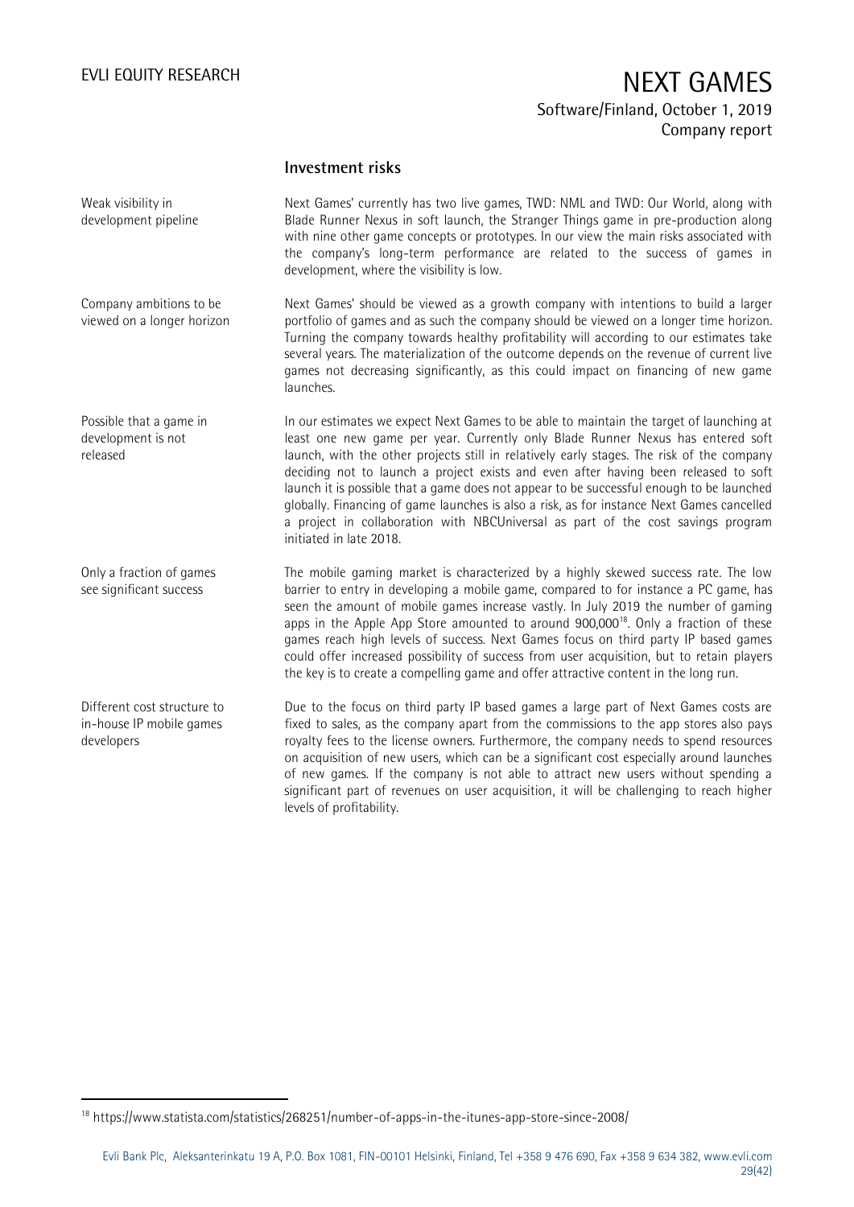## Investment risks

**Weak visibility in development pipeline**

Next Games' currently has two live games, TWD: NML and TWD: Our World, along with Blade Runner Nexus in soft launch, the Stranger Things game in pre-production along with nine other game concepts or prototypes. In our view the main risks associated with the company's long-term performance are related to the success of games in development, where the visibility is low.

**Company ambitions to be viewed on a longer horizon**

Next Games' should be viewed as a growth company with intentions to build a larger portfolio of games and as such the company should be viewed on a longer time horizon. Turning the company towards healthy profitability will according to our estimates take several years. The materialization of the outcome depends on the revenue of current live games not decreasing significantly, as this could impact on financing of new game launches.

**Possible that a game in development is not released**

In our estimates we expect Next Games to be able to maintain the target of launching at least one new game per year. Currently only Blade Runner Nexus has entered soft launch, with the other projects still in relatively early stages. The risk of the company deciding not to launch a project exists and even after having been released to soft launch it is possible that a game does not appear to be successful enough to be launched globally. Financing of game launches is also a risk, as for instance Next Games cancelled a project in collaboration with NBCUniversal as part of the cost savings program initiated in late 2018.

**Only a fraction of games see significant success**

The mobile gaming market is characterized by a highly skewed success rate. The low barrier to entry in developing a mobile game, compared to for instance a PC game, has seen the amount of mobile games increase vastly. In July 2019 the number of gaming apps in the Apple App Store amounted to around 900,000[18]. Only a fraction of these games reach high levels of success. Next Games focus on third party IP based games could offer increased possibility of success from user acquisition, but to retain players the key is to create a compelling game and offer attractive content in the long run.

**Different cost structure to in-house IP mobile games developers**

Due to the focus on third party IP based games a large part of Next Games costs are fixed to sales, as the company apart from the commissions to the app stores also pays royalty fees to the license owners. Furthermore, the company needs to spend resources on acquisition of new users, which can be a significant cost especially around launches of new games. If the company is not able to attract new users without spending a significant part of revenues on user acquisition, it will be challenging to reach higher levels of profitability.

[18] https://www.statista.com/statistics/268251/number-of-apps-in-the-itunes-app-store-since-2008/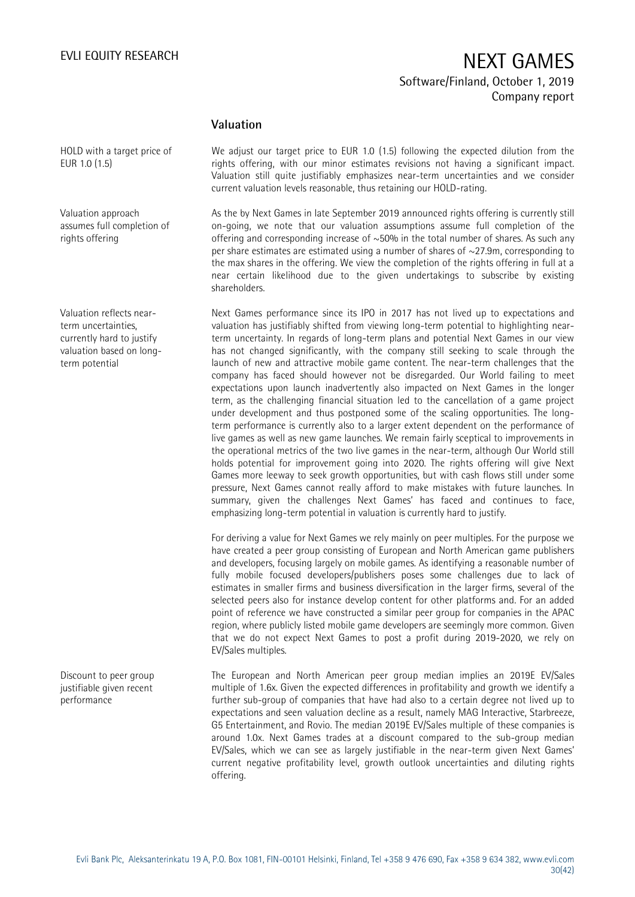## Valuation

**HOLD with a target price of EUR 1.0 (1.5)**

We adjust our target price to EUR 1.0 (1.5) following the expected dilution from the rights offering, with our minor estimates revisions not having a significant impact. Valuation still quite justifiably emphasizes near-term uncertainties and we consider current valuation levels reasonable, thus retaining our HOLD-rating.

**Valuation approach assumes full completion of rights offering**

As the by Next Games in late September 2019 announced rights offering is currently still on-going, we note that our valuation assumptions assume full completion of the offering and corresponding increase of ~50% in the total number of shares. As such any per share estimates are estimated using a number of shares of ~27.9m, corresponding to the max shares in the offering. We view the completion of the rights offering in full at a near certain likelihood due to the given undertakings to subscribe by existing shareholders.

**Valuation reflects near-term uncertainties, currently hard to justify valuation based on long-term potential**

Next Games performance since its IPO in 2017 has not lived up to expectations and valuation has justifiably shifted from viewing long-term potential to highlighting near-term uncertainty. In regards of long-term plans and potential Next Games in our view has not changed significantly, with the company still seeking to scale through the launch of new and attractive mobile game content. The near-term challenges that the company has faced should however not be disregarded. Our World failing to meet expectations upon launch inadvertently also impacted on Next Games in the longer term, as the challenging financial situation led to the cancellation of a game project under development and thus postponed some of the scaling opportunities. The long-term performance is currently also to a larger extent dependent on the performance of live games as well as new game launches. We remain fairly sceptical to improvements in the operational metrics of the two live games in the near-term, although Our World still holds potential for improvement going into 2020. The rights offering will give Next Games more leeway to seek growth opportunities, but with cash flows still under some pressure, Next Games cannot really afford to make mistakes with future launches. In summary, given the challenges Next Games' has faced and continues to face, emphasizing long-term potential in valuation is currently hard to justify.

For deriving a value for Next Games we rely mainly on peer multiples. For the purpose we have created a peer group consisting of European and North American game publishers and developers, focusing largely on mobile games. As identifying a reasonable number of fully mobile focused developers/publishers poses some challenges due to lack of estimates in smaller firms and business diversification in the larger firms, several of the selected peers also for instance develop content for other platforms and. For an added point of reference we have constructed a similar peer group for companies in the APAC region, where publicly listed mobile game developers are seemingly more common. Given that we do not expect Next Games to post a profit during 2019-2020, we rely on EV/Sales multiples.

**Discount to peer group justifiable given recent performance**

The European and North American peer group median implies an 2019E EV/Sales multiple of 1.6x. Given the expected differences in profitability and growth we identify a further sub-group of companies that have had also to a certain degree not lived up to expectations and seen valuation decline as a result, namely MAG Interactive, Starbreeze, G5 Entertainment, and Rovio. The median 2019E EV/Sales multiple of these companies is around 1.0x. Next Games trades at a discount compared to the sub-group median EV/Sales, which we can see as largely justifiable in the near-term given Next Games' current negative profitability level, growth outlook uncertainties and diluting rights offering.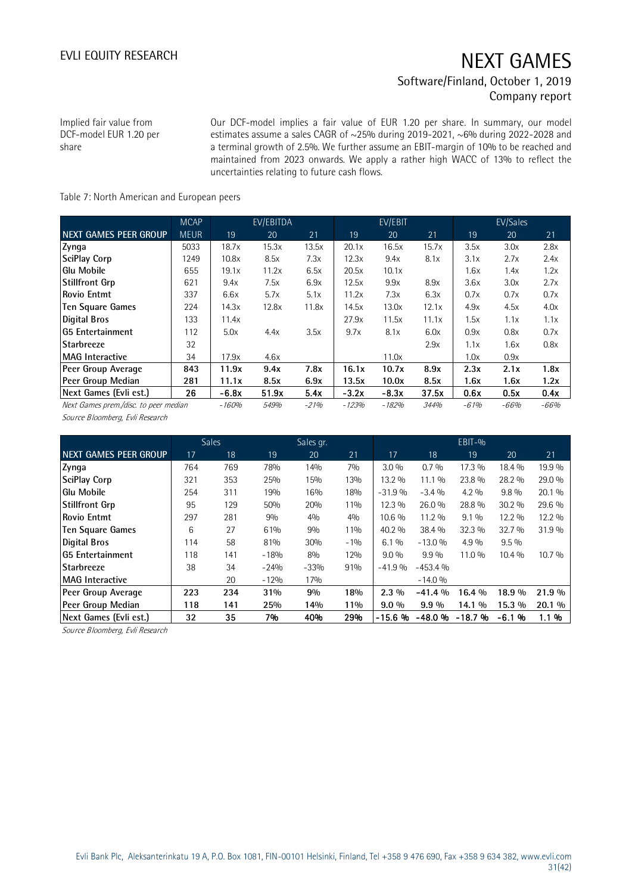Implied fair value from DCF-model EUR 1.20 per share

Our DCF-model implies a fair value of EUR 1.20 per share. In summary, our model estimates assume a sales CAGR of ~25% during 2019-2021, ~6% during 2022-2028 and a terminal growth of 2.5%. We further assume an EBIT-margin of 10% to be reached and maintained from 2023 onwards. We apply a rather high WACC of 13% to reflect the uncertainties relating to future cash flows.

Table 7: North American and European peers

| | MCAP | EV/EBITDA | | | EV/EBIT | | | EV/Sales | | |
|---|---|---|---|---|---|---|---|---|---|---|
| **NEXT GAMES PEER GROUP** | MEUR | 19 | 20 | 21 | 19 | 20 | 21 | 19 | 20 | 21 |
| **Zynga** | 5033 | 18.7x | 15.3x | 13.5x | 20.1x | 16.5x | 15.7x | 3.5x | 3.0x | 2.8x |
| **SciPlay Corp** | 1249 | 10.8x | 8.5x | 7.3x | 12.3x | 9.4x | 8.1x | 3.1x | 2.7x | 2.4x |
| **Glu Mobile** | 655 | 19.1x | 11.2x | 6.5x | 20.5x | 10.1x | | 1.6x | 1.4x | 1.2x |
| **Stillfront Grp** | 621 | 9.4x | 7.5x | 6.9x | 12.5x | 9.9x | 8.9x | 3.6x | 3.0x | 2.7x |
| **Rovio Entmt** | 337 | 6.6x | 5.7x | 5.1x | 11.2x | 7.3x | 6.3x | 0.7x | 0.7x | 0.7x |
| **Ten Square Games** | 224 | 14.3x | 12.8x | 11.8x | 14.5x | 13.0x | 12.1x | 4.9x | 4.5x | 4.0x |
| **Digital Bros** | 133 | 11.4x | | | 27.9x | 11.5x | 11.1x | 1.5x | 1.1x | 1.1x |
| **G5 Entertainment** | 112 | 5.0x | 4.4x | 3.5x | 9.7x | 8.1x | 6.0x | 0.9x | 0.8x | 0.7x |
| **Starbreeze** | 32 | | | | | | 2.9x | 1.1x | 1.6x | 0.8x |
| **MAG Interactive** | 34 | 17.9x | 4.6x | | | 11.0x | | 1.0x | 0.9x | |
| **Peer Group Average** | **843** | **11.9x** | **9.4x** | **7.8x** | **16.1x** | **10.7x** | **8.9x** | **2.3x** | **2.1x** | **1.8x** |
| **Peer Group Median** | **281** | **11.1x** | **8.5x** | **6.9x** | **13.5x** | **10.0x** | **8.5x** | **1.6x** | **1.6x** | **1.2x** |
| **Next Games (Evli est.)** | **26** | **-6.8x** | **51.9x** | **5.4x** | **-3.2x** | **-8.3x** | **37.5x** | **0.6x** | **0.5x** | **0.4x** |
| *Next Games prem./disc. to peer median* | | *-160%* | *549%* | *-21%* | *-123%* | *-182%* | *344%* | *-61%* | *-66%* | *-66%* |

*Source Bloomberg, Evli Research*

| | Sales | | Sales gr. | | | EBIT-% | | | | |
|---|---|---|---|---|---|---|---|---|---|---|
| **NEXT GAMES PEER GROUP** | 17 | 18 | 19 | 20 | 21 | 17 | 18 | 19 | 20 | 21 |
| **Zynga** | 764 | 769 | 78% | 14% | 7% | 3.0 % | 0.7 % | 17.3 % | 18.4 % | 19.9 % |
| **SciPlay Corp** | 321 | 353 | 25% | 15% | 13% | 13.2 % | 11.1 % | 23.8 % | 28.2 % | 29.0 % |
| **Glu Mobile** | 254 | 311 | 19% | 16% | 18% | -31.9 % | -3.4 % | 4.2 % | 9.8 % | 20.1 % |
| **Stillfront Grp** | 95 | 129 | 50% | 20% | 11% | 12.3 % | 26.0 % | 28.8 % | 30.2 % | 29.6 % |
| **Rovio Entmt** | 297 | 281 | 9% | 4% | 4% | 10.6 % | 11.2 % | 9.1 % | 12.2 % | 12.2 % |
| **Ten Square Games** | 6 | 27 | 61% | 9% | 11% | 40.2 % | 38.4 % | 32.3 % | 32.7 % | 31.9 % |
| **Digital Bros** | 114 | 58 | 81% | 30% | -1% | 6.1 % | -13.0 % | 4.9 % | 9.5 % | |
| **G5 Entertainment** | 118 | 141 | -18% | 8% | 12% | 9.0 % | 9.9 % | 11.0 % | 10.4 % | 10.7 % |
| **Starbreeze** | 38 | 34 | -24% | -33% | 91% | -41.9 % | -453.4 % | | | |
| **MAG Interactive** | | 20 | -12% | 17% | | | -14.0 % | | | |
| **Peer Group Average** | **223** | **234** | **31%** | **9%** | **18%** | **2.3 %** | **-41.4 %** | **16.4 %** | **18.9 %** | **21.9 %** |
| **Peer Group Median** | **118** | **141** | **25%** | **14%** | **11%** | **9.0 %** | **9.9 %** | **14.1 %** | **15.3 %** | **20.1 %** |
| **Next Games (Evli est.)** | **32** | **35** | **7%** | **40%** | **29%** | **-15.6 %** | **-48.0 %** | **-18.7 %** | **-6.1 %** | **1.1 %** |

*Source Bloomberg, Evli Research*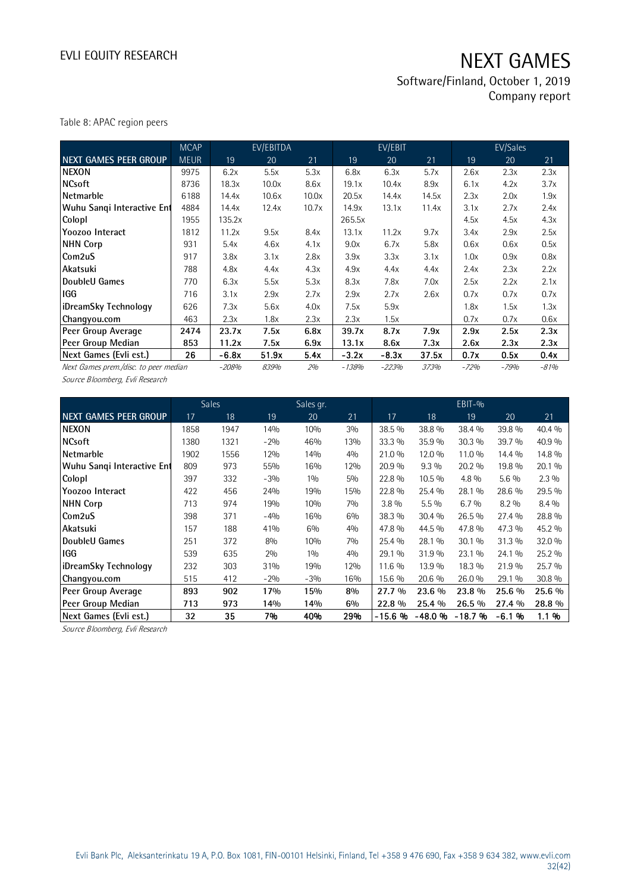Table 8: APAC region peers

| | MCAP | EV/EBITDA | | | EV/EBIT | | | EV/Sales | | |
|---|---|---|---|---|---|---|---|---|---|---|
| **NEXT GAMES PEER GROUP** | **MEUR** | 19 | 20 | 21 | 19 | 20 | 21 | 19 | 20 | 21 |
| **NEXON** | 9975 | 6.2x | 5.5x | 5.3x | 6.8x | 6.3x | 5.7x | 2.6x | 2.3x | 2.3x |
| **NCsoft** | 8736 | 18.3x | 10.0x | 8.6x | 19.1x | 10.4x | 8.9x | 6.1x | 4.2x | 3.7x |
| **Netmarble** | 6188 | 14.4x | 10.6x | 10.0x | 20.5x | 14.4x | 14.5x | 2.3x | 2.0x | 1.9x |
| **Wuhu Sanqi Interactive Ent** | 4884 | 14.4x | 12.4x | 10.7x | 14.9x | 13.1x | 11.4x | 3.1x | 2.7x | 2.4x |
| **Colopl** | 1955 | 135.2x | | | 265.5x | | | 4.5x | 4.5x | 4.3x |
| **Yoozoo Interact** | 1812 | 11.2x | 9.5x | 8.4x | 13.1x | 11.2x | 9.7x | 3.4x | 2.9x | 2.5x |
| **NHN Corp** | 931 | 5.4x | 4.6x | 4.1x | 9.0x | 6.7x | 5.8x | 0.6x | 0.6x | 0.5x |
| **Com2uS** | 917 | 3.8x | 3.1x | 2.8x | 3.9x | 3.3x | 3.1x | 1.0x | 0.9x | 0.8x |
| **Akatsuki** | 788 | 4.8x | 4.4x | 4.3x | 4.9x | 4.4x | 4.4x | 2.4x | 2.3x | 2.2x |
| **DoubleU Games** | 770 | 6.3x | 5.5x | 5.3x | 8.3x | 7.8x | 7.0x | 2.5x | 2.2x | 2.1x |
| **IGG** | 716 | 3.1x | 2.9x | 2.7x | 2.9x | 2.7x | 2.6x | 0.7x | 0.7x | 0.7x |
| **iDreamSky Technology** | 626 | 7.3x | 5.6x | 4.0x | 7.5x | 5.9x | | 1.8x | 1.5x | 1.3x |
| **Changyou.com** | 463 | 2.3x | 1.8x | 2.3x | 2.3x | 1.5x | | 0.7x | 0.7x | 0.6x |
| **Peer Group Average** | **2474** | **23.7x** | **7.5x** | **6.8x** | **39.7x** | **8.7x** | **7.9x** | **2.9x** | **2.5x** | **2.3x** |
| **Peer Group Median** | **853** | **11.2x** | **7.5x** | **6.9x** | **13.1x** | **8.6x** | **7.3x** | **2.6x** | **2.3x** | **2.3x** |
| **Next Games (Evli est.)** | **26** | **-6.8x** | **51.9x** | **5.4x** | **-3.2x** | **-8.3x** | **37.5x** | **0.7x** | **0.5x** | **0.4x** |
| *Next Games prem./disc. to peer median* | | *-208%* | *839%* | *2%* | *-138%* | *-223%* | *373%* | *-72%* | *-79%* | *-81%* |

*Source Bloomberg, Evli Research*

| | Sales | | Sales gr. | | | EBIT-% | | | | |
|---|---|---|---|---|---|---|---|---|---|---|
| **NEXT GAMES PEER GROUP** | 17 | 18 | 19 | 20 | 21 | 17 | 18 | 19 | 20 | 21 |
| **NEXON** | 1858 | 1947 | 14% | 10% | 3% | 38.5 % | 38.8 % | 38.4 % | 39.8 % | 40.4 % |
| **NCsoft** | 1380 | 1321 | -2% | 46% | 13% | 33.3 % | 35.9 % | 30.3 % | 39.7 % | 40.9 % |
| **Netmarble** | 1902 | 1556 | 12% | 14% | 4% | 21.0 % | 12.0 % | 11.0 % | 14.4 % | 14.8 % |
| **Wuhu Sanqi Interactive Ent** | 809 | 973 | 55% | 16% | 12% | 20.9 % | 9.3 % | 20.2 % | 19.8 % | 20.1 % |
| **Colopl** | 397 | 332 | -3% | 1% | 5% | 22.8 % | 10.5 % | 4.8 % | 5.6 % | 2.3 % |
| **Yoozoo Interact** | 422 | 456 | 24% | 19% | 15% | 22.8 % | 25.4 % | 28.1 % | 28.6 % | 29.5 % |
| **NHN Corp** | 713 | 974 | 19% | 10% | 7% | 3.8 % | 5.5 % | 6.7 % | 8.2 % | 8.4 % |
| **Com2uS** | 398 | 371 | -4% | 16% | 6% | 38.3 % | 30.4 % | 26.5 % | 27.4 % | 28.8 % |
| **Akatsuki** | 157 | 188 | 41% | 6% | 4% | 47.8 % | 44.5 % | 47.8 % | 47.3 % | 45.2 % |
| **DoubleU Games** | 251 | 372 | 8% | 10% | 7% | 25.4 % | 28.1 % | 30.1 % | 31.3 % | 32.0 % |
| **IGG** | 539 | 635 | 2% | 1% | 4% | 29.1 % | 31.9 % | 23.1 % | 24.1 % | 25.2 % |
| **iDreamSky Technology** | 232 | 303 | 31% | 19% | 12% | 11.6 % | 13.9 % | 18.3 % | 21.9 % | 25.7 % |
| **Changyou.com** | 515 | 412 | -2% | -3% | 16% | 15.6 % | 20.6 % | 26.0 % | 29.1 % | 30.8 % |
| **Peer Group Average** | **893** | **902** | **17%** | **15%** | **8%** | **27.7 %** | **23.6 %** | **23.8 %** | **25.6 %** | **25.6 %** |
| **Peer Group Median** | **713** | **973** | **14%** | **14%** | **6%** | **22.8 %** | **25.4 %** | **26.5 %** | **27.4 %** | **28.8 %** |
| **Next Games (Evli est.)** | **32** | **35** | **7%** | **40%** | **29%** | **-15.6 %** | **-48.0 %** | **-18.7 %** | **-6.1 %** | **1.1 %** |

*Source Bloomberg, Evli Research*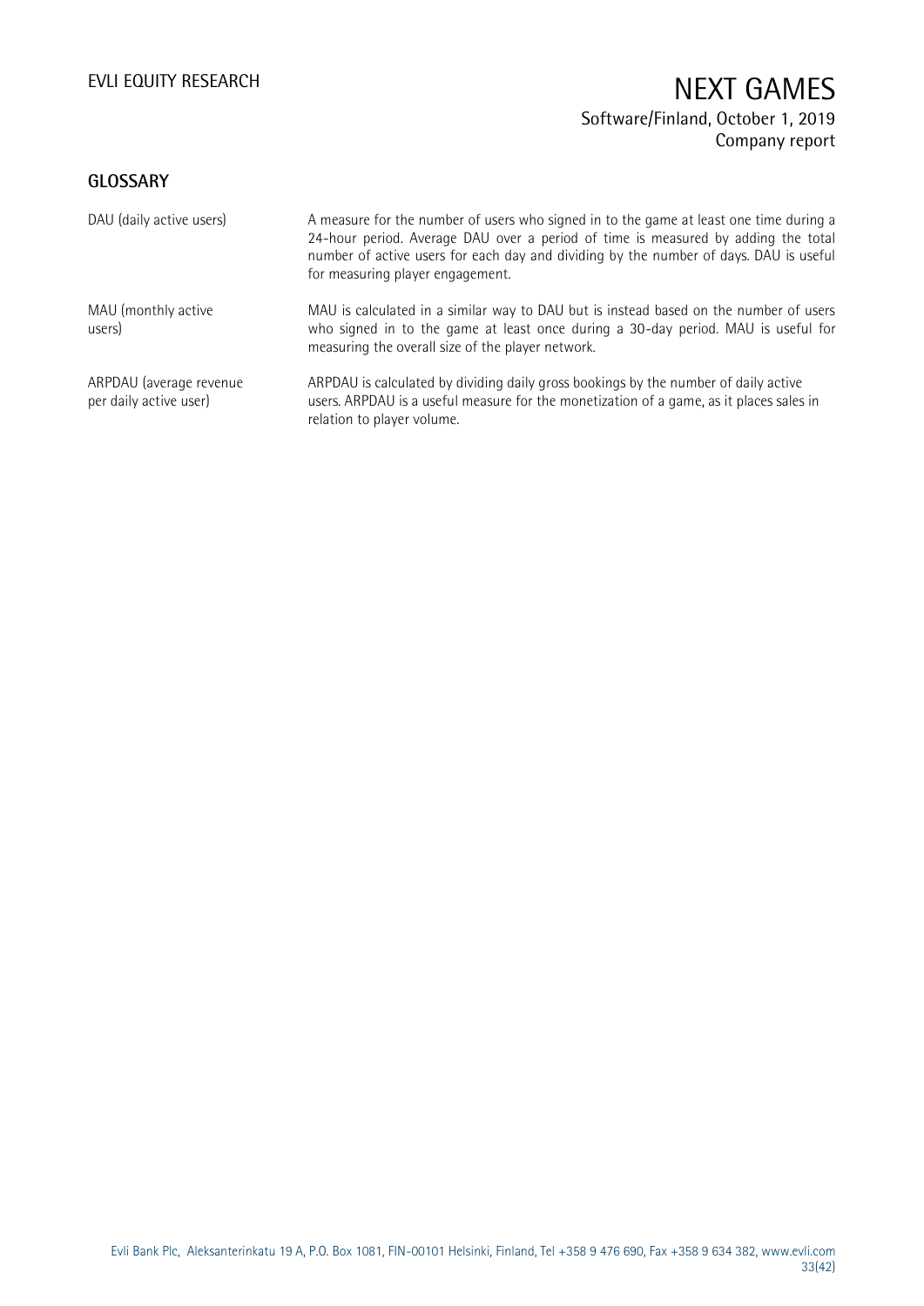## GLOSSARY

| | |
|---|---|
| DAU (daily active users) | A measure for the number of users who signed in to the game at least one time during a 24-hour period. Average DAU over a period of time is measured by adding the total number of active users for each day and dividing by the number of days. DAU is useful for measuring player engagement. |
| MAU (monthly active users) | MAU is calculated in a similar way to DAU but is instead based on the number of users who signed in to the game at least once during a 30-day period. MAU is useful for measuring the overall size of the player network. |
| ARPDAU (average revenue per daily active user) | ARPDAU is calculated by dividing daily gross bookings by the number of daily active users. ARPDAU is a useful measure for the monetization of a game, as it places sales in relation to player volume. |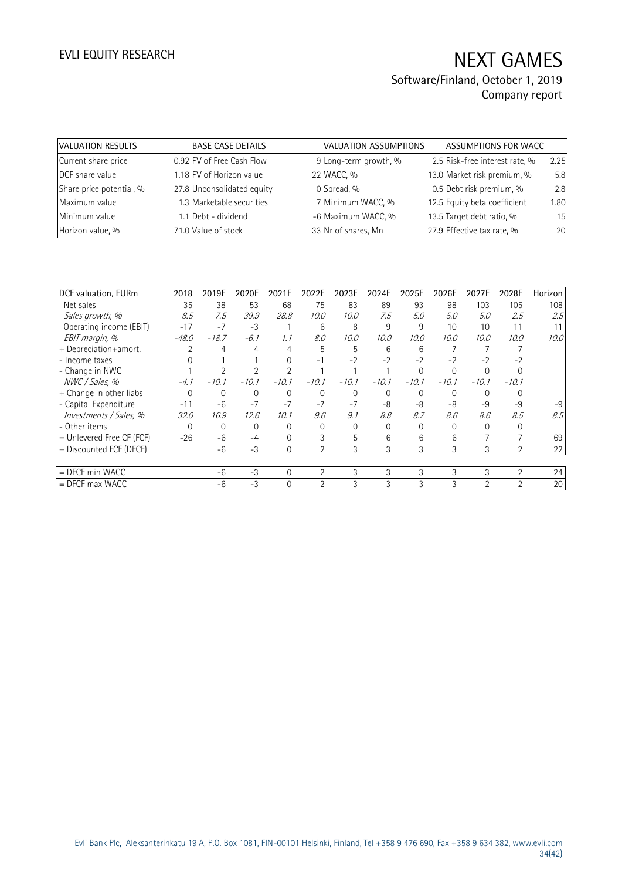| VALUATION RESULTS | BASE CASE DETAILS | VALUATION ASSUMPTIONS | ASSUMPTIONS FOR WACC | |
|---|---|---|---|---|
| Current share price | 0.92 PV of Free Cash Flow | 9 Long-term growth, % | 2.5 Risk-free interest rate, % | 2.25 |
| DCF share value | 1.18 PV of Horizon value | 22 WACC, % | 13.0 Market risk premium, % | 5.8 |
| Share price potential, % | 27.8 Unconsolidated equity | 0 Spread, % | 0.5 Debt risk premium, % | 2.8 |
| Maximum value | 1.3 Marketable securities | 7 Minimum WACC, % | 12.5 Equity beta coefficient | 1.80 |
| Minimum value | 1.1 Debt - dividend | -6 Maximum WACC, % | 13.5 Target debt ratio, % | 15 |
| Horizon value, % | 71.0 Value of stock | 33 Nr of shares, Mn | 27.9 Effective tax rate, % | 20 |

| DCF valuation, EURm | 2018 | 2019E | 2020E | 2021E | 2022E | 2023E | 2024E | 2025E | 2026E | 2027E | 2028E | Horizon |
|---|---|---|---|---|---|---|---|---|---|---|---|---|
| Net sales | 35 | 38 | 53 | 68 | 75 | 83 | 89 | 93 | 98 | 103 | 105 | 108 |
| *Sales growth, %* | *8.5* | *7.5* | *39.9* | *28.8* | *10.0* | *10.0* | *7.5* | *5.0* | *5.0* | *5.0* | *2.5* | *2.5* |
| Operating income (EBIT) | -17 | -7 | -3 | 1 | 6 | 8 | 9 | 9 | 10 | 10 | 11 | 11 |
| *EBIT margin, %* | *-48.0* | *-18.7* | *-6.1* | *1.1* | *8.0* | *10.0* | *10.0* | *10.0* | *10.0* | *10.0* | *10.0* | *10.0* |
| + Depreciation+amort. | 2 | 4 | 4 | 4 | 5 | 5 | 6 | 6 | 7 | 7 | 7 | |
| - Income taxes | 0 | 1 | 1 | 0 | -1 | -2 | -2 | -2 | -2 | -2 | -2 | |
| - Change in NWC | 1 | 2 | 2 | 2 | 1 | 1 | 1 | 0 | 0 | 0 | 0 | |
| *NWC / Sales, %* | *-4.1* | *-10.1* | *-10.1* | *-10.1* | *-10.1* | *-10.1* | *-10.1* | *-10.1* | *-10.1* | *-10.1* | *-10.1* | |
| + Change in other liabs | 0 | 0 | 0 | 0 | 0 | 0 | 0 | 0 | 0 | 0 | 0 | |
| - Capital Expenditure | -11 | -6 | -7 | -7 | -7 | -7 | -8 | -8 | -8 | -9 | -9 | -9 |
| *Investments / Sales, %* | *32.0* | *16.9* | *12.6* | *10.1* | *9.6* | *9.1* | *8.8* | *8.7* | *8.6* | *8.6* | *8.5* | *8.5* |
| - Other items | 0 | 0 | 0 | 0 | 0 | 0 | 0 | 0 | 0 | 0 | 0 | |
| = Unlevered Free CF (FCF) | -26 | -6 | -4 | 0 | 3 | 5 | 6 | 6 | 6 | 7 | 7 | 69 |
| = Discounted FCF (DFCF) | | -6 | -3 | 0 | 2 | 3 | 3 | 3 | 3 | 3 | 2 | 22 |
| | | | | | | | | | | | | |
| = DFCF min WACC | | -6 | -3 | 0 | 2 | 3 | 3 | 3 | 3 | 3 | 2 | 24 |
| = DFCF max WACC | | -6 | -3 | 0 | 2 | 3 | 3 | 3 | 3 | 2 | 2 | 20 |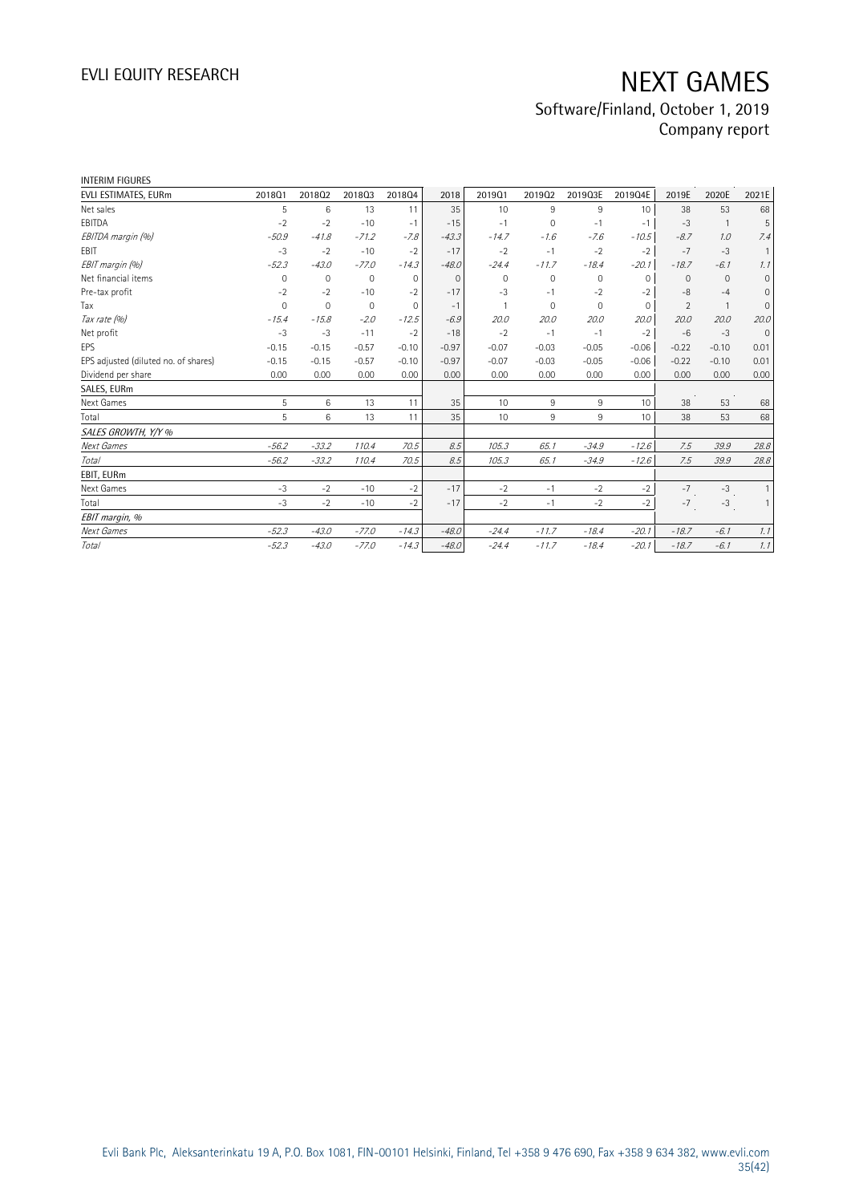INTERIM FIGURES

| EVLI ESTIMATES, EURm | 2018Q1 | 2018Q2 | 2018Q3 | 2018Q4 | 2018 | 2019Q1 | 2019Q2 | 2019Q3E | 2019Q4E | 2019E | 2020E | 2021E |
|---|---|---|---|---|---|---|---|---|---|---|---|---|
| Net sales | 5 | 6 | 13 | 11 | 35 | 10 | 9 | 9 | 10 | 38 | 53 | 68 |
| EBITDA | -2 | -2 | -10 | -1 | -15 | -1 | 0 | -1 | -1 | -3 | 1 | 5 |
| *EBITDA margin (%)* | *-50.9* | *-41.8* | *-71.2* | *-7.8* | *-43.3* | *-14.7* | *-1.6* | *-7.6* | *-10.5* | *-8.7* | *1.0* | *7.4* |
| EBIT | -3 | -2 | -10 | -2 | -17 | -2 | -1 | -2 | -2 | -7 | -3 | 1 |
| *EBIT margin (%)* | *-52.3* | *-43.0* | *-77.0* | *-14.3* | *-48.0* | *-24.4* | *-11.7* | *-18.4* | *-20.1* | *-18.7* | *-6.1* | *1.1* |
| Net financial items | 0 | 0 | 0 | 0 | 0 | 0 | 0 | 0 | 0 | 0 | 0 | 0 |
| Pre-tax profit | -2 | -2 | -10 | -2 | -17 | -3 | -1 | -2 | -2 | -8 | -4 | 0 |
| Tax | 0 | 0 | 0 | 0 | -1 | 1 | 0 | 0 | 0 | 2 | 1 | 0 |
| *Tax rate (%)* | *-15.4* | *-15.8* | *-2.0* | *-12.5* | *-6.9* | *20.0* | *20.0* | *20.0* | *20.0* | *20.0* | *20.0* | *20.0* |
| Net profit | -3 | -3 | -11 | -2 | -18 | -2 | -1 | -1 | -2 | -6 | -3 | 0 |
| EPS | -0.15 | -0.15 | -0.57 | -0.10 | -0.97 | -0.07 | -0.03 | -0.05 | -0.06 | -0.22 | -0.10 | 0.01 |
| EPS adjusted (diluted no. of shares) | -0.15 | -0.15 | -0.57 | -0.10 | -0.97 | -0.07 | -0.03 | -0.05 | -0.06 | -0.22 | -0.10 | 0.01 |
| Dividend per share | 0.00 | 0.00 | 0.00 | 0.00 | 0.00 | 0.00 | 0.00 | 0.00 | 0.00 | 0.00 | 0.00 | 0.00 |
| SALES, EURm | | | | | | | | | | | | |
| Next Games | 5 | 6 | 13 | 11 | 35 | 10 | 9 | 9 | 10 | 38 | 53 | 68 |
| Total | 5 | 6 | 13 | 11 | 35 | 10 | 9 | 9 | 10 | 38 | 53 | 68 |
| *SALES GROWTH, Y/Y %* | | | | | | | | | | | | |
| *Next Games* | *-56.2* | *-33.2* | *110.4* | *70.5* | *8.5* | *105.3* | *65.1* | *-34.9* | *-12.6* | *7.5* | *39.9* | *28.8* |
| *Total* | *-56.2* | *-33.2* | *110.4* | *70.5* | *8.5* | *105.3* | *65.1* | *-34.9* | *-12.6* | *7.5* | *39.9* | *28.8* |
| EBIT, EURm | | | | | | | | | | | | |
| Next Games | -3 | -2 | -10 | -2 | -17 | -2 | -1 | -2 | -2 | -7 | -3 | 1 |
| Total | -3 | -2 | -10 | -2 | -17 | -2 | -1 | -2 | -2 | -7 | -3 | 1 |
| *EBIT margin, %* | | | | | | | | | | | | |
| *Next Games* | *-52.3* | *-43.0* | *-77.0* | *-14.3* | *-48.0* | *-24.4* | *-11.7* | *-18.4* | *-20.1* | *-18.7* | *-6.1* | *1.1* |
| *Total* | *-52.3* | *-43.0* | *-77.0* | *-14.3* | *-48.0* | *-24.4* | *-11.7* | *-18.4* | *-20.1* | *-18.7* | *-6.1* | *1.1* |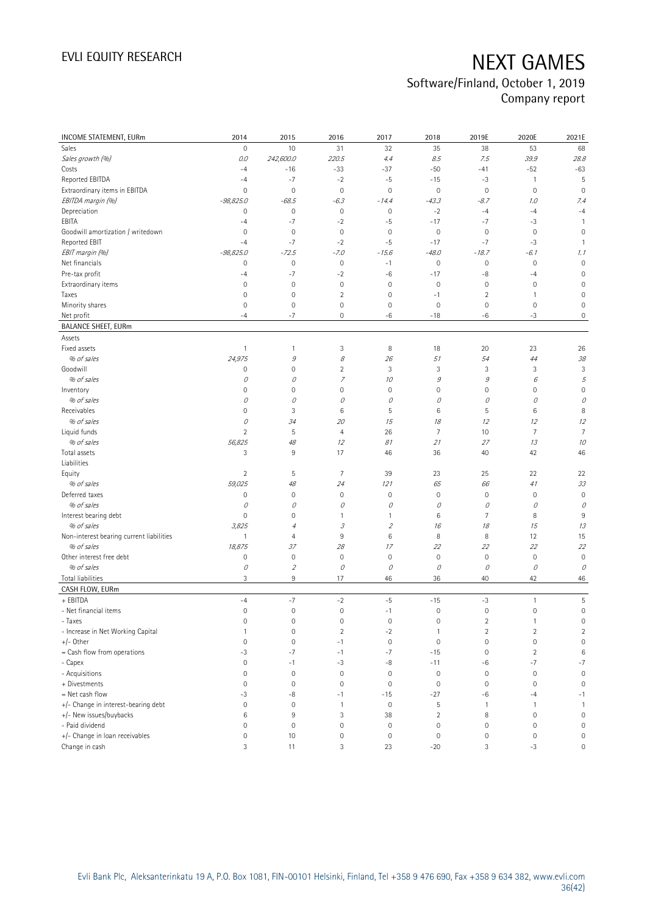# NEXT GAMES

Software/Finland, October 1, 2019
Company report

| INCOME STATEMENT, EURm | 2014 | 2015 | 2016 | 2017 | 2018 | 2019E | 2020E | 2021E |
|---|---|---|---|---|---|---|---|---|
| Sales | 0 | 10 | 31 | 32 | 35 | 38 | 53 | 68 |
| *Sales growth (%)* | *0.0* | *242,600.0* | *220.5* | *4.4* | *8.5* | *7.5* | *39.9* | *28.8* |
| Costs | -4 | -16 | -33 | -37 | -50 | -41 | -52 | -63 |
| Reported EBITDA | -4 | -7 | -2 | -5 | -15 | -3 | 1 | 5 |
| Extraordinary items in EBITDA | 0 | 0 | 0 | 0 | 0 | 0 | 0 | 0 |
| *EBITDA margin (%)* | *-98,825.0* | *-68.5* | *-6.3* | *-14.4* | *-43.3* | *-8.7* | *1.0* | *7.4* |
| Depreciation | 0 | 0 | 0 | 0 | -2 | -4 | -4 | -4 |
| EBITA | -4 | -7 | -2 | -5 | -17 | -7 | -3 | 1 |
| Goodwill amortization / writedown | 0 | 0 | 0 | 0 | 0 | 0 | 0 | 0 |
| Reported EBIT | -4 | -7 | -2 | -5 | -17 | -7 | -3 | 1 |
| *EBIT margin (%)* | *-98,825.0* | *-72.5* | *-7.0* | *-15.6* | *-48.0* | *-18.7* | *-6.1* | *1.1* |
| Net financials | 0 | 0 | 0 | -1 | 0 | 0 | 0 | 0 |
| Pre-tax profit | -4 | -7 | -2 | -6 | -17 | -8 | -4 | 0 |
| Extraordinary items | 0 | 0 | 0 | 0 | 0 | 0 | 0 | 0 |
| Taxes | 0 | 0 | 2 | 0 | -1 | 2 | 1 | 0 |
| Minority shares | 0 | 0 | 0 | 0 | 0 | 0 | 0 | 0 |
| Net profit | -4 | -7 | 0 | -6 | -18 | -6 | -3 | 0 |
| **BALANCE SHEET, EURm** | | | | | | | | |
| Assets | | | | | | | | |
| Fixed assets | 1 | 1 | 3 | 8 | 18 | 20 | 23 | 26 |
| *% of sales* | *24,975* | *9* | *8* | *26* | *51* | *54* | *44* | *38* |
| Goodwill | 0 | 0 | 2 | 3 | 3 | 3 | 3 | 3 |
| *% of sales* | *0* | *0* | *7* | *10* | *9* | *9* | *6* | *5* |
| Inventory | 0 | 0 | 0 | 0 | 0 | 0 | 0 | 0 |
| *% of sales* | *0* | *0* | *0* | *0* | *0* | *0* | *0* | *0* |
| Receivables | 0 | 3 | 6 | 5 | 6 | 5 | 6 | 8 |
| *% of sales* | *0* | *34* | *20* | *15* | *18* | *12* | *12* | *12* |
| Liquid funds | 2 | 5 | 4 | 26 | 7 | 10 | 7 | 7 |
| *% of sales* | *56,825* | *48* | *12* | *81* | *21* | *27* | *13* | *10* |
| Total assets | 3 | 9 | 17 | 46 | 36 | 40 | 42 | 46 |
| Liabilities | | | | | | | | |
| Equity | 2 | 5 | 7 | 39 | 23 | 25 | 22 | 22 |
| *% of sales* | *59,025* | *48* | *24* | *121* | *65* | *66* | *41* | *33* |
| Deferred taxes | 0 | 0 | 0 | 0 | 0 | 0 | 0 | 0 |
| *% of sales* | *0* | *0* | *0* | *0* | *0* | *0* | *0* | *0* |
| Interest bearing debt | 0 | 0 | 1 | 1 | 6 | 7 | 8 | 9 |
| *% of sales* | *3,825* | *4* | *3* | *2* | *16* | *18* | *15* | *13* |
| Non-interest bearing current liabilities | 1 | 4 | 9 | 6 | 8 | 8 | 12 | 15 |
| *% of sales* | *18,875* | *37* | *28* | *17* | *22* | *22* | *22* | *22* |
| Other interest free debt | 0 | 0 | 0 | 0 | 0 | 0 | 0 | 0 |
| *% of sales* | *0* | *2* | *0* | *0* | *0* | *0* | *0* | *0* |
| Total liabilities | 3 | 9 | 17 | 46 | 36 | 40 | 42 | 46 |
| **CASH FLOW, EURm** | | | | | | | | |
| + EBITDA | -4 | -7 | -2 | -5 | -15 | -3 | 1 | 5 |
| - Net financial items | 0 | 0 | 0 | -1 | 0 | 0 | 0 | 0 |
| - Taxes | 0 | 0 | 0 | 0 | 0 | 2 | 1 | 0 |
| - Increase in Net Working Capital | 1 | 0 | 2 | -2 | 1 | 2 | 2 | 2 |
| +/- Other | 0 | 0 | -1 | 0 | 0 | 0 | 0 | 0 |
| = Cash flow from operations | -3 | -7 | -1 | -7 | -15 | 0 | 2 | 6 |
| - Capex | 0 | -1 | -3 | -8 | -11 | -6 | -7 | -7 |
| - Acquisitions | 0 | 0 | 0 | 0 | 0 | 0 | 0 | 0 |
| + Divestments | 0 | 0 | 0 | 0 | 0 | 0 | 0 | 0 |
| = Net cash flow | -3 | -8 | -1 | -15 | -27 | -6 | -4 | -1 |
| +/- Change in interest-bearing debt | 0 | 0 | 1 | 0 | 5 | 1 | 1 | 1 |
| +/- New issues/buybacks | 6 | 9 | 3 | 38 | 2 | 8 | 0 | 0 |
| - Paid dividend | 0 | 0 | 0 | 0 | 0 | 0 | 0 | 0 |
| +/- Change in loan receivables | 0 | 10 | 0 | 0 | 0 | 0 | 0 | 0 |
| Change in cash | 3 | 11 | 3 | 23 | -20 | 3 | -3 | 0 |

Evli Bank Plc, Aleksanterinkatu 19 A, P.O. Box 1081, FIN-00101 Helsinki, Finland, Tel +358 9 476 690, Fax +358 9 634 382, www.evli.com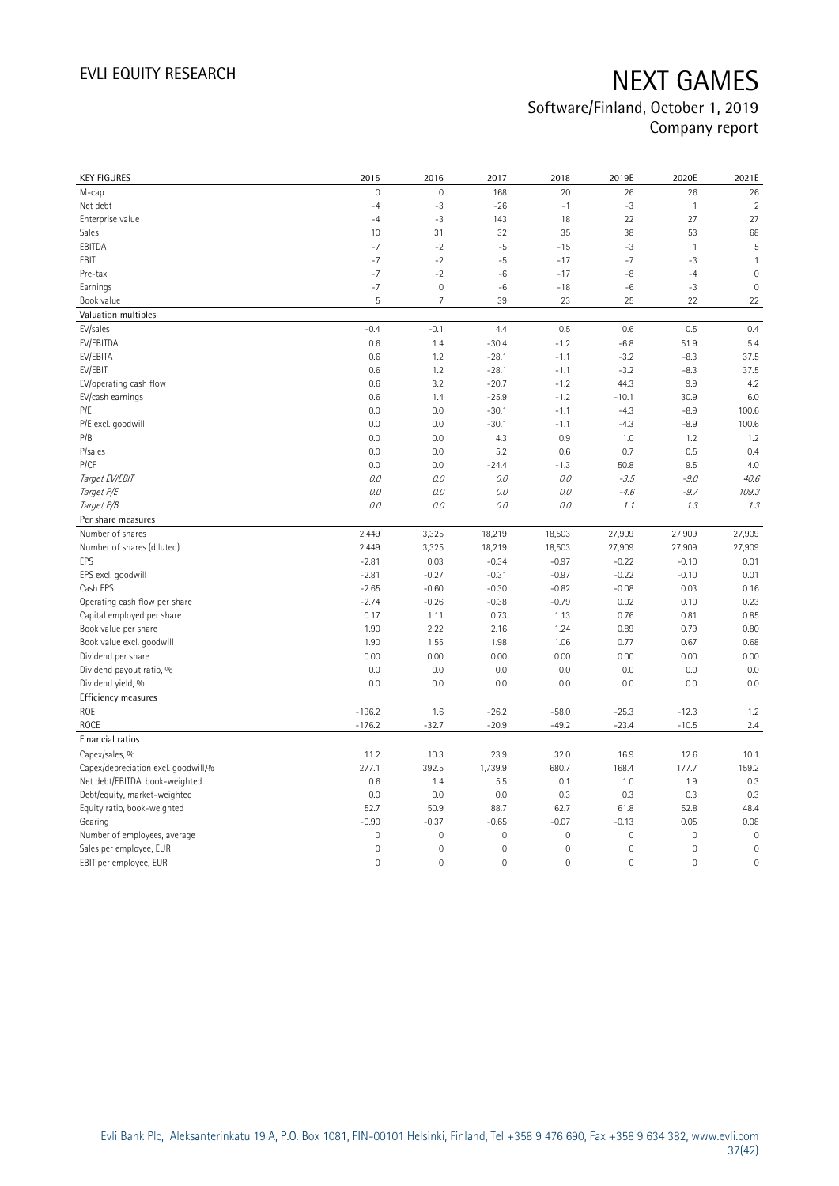# NEXT GAMES

Software/Finland, October 1, 2019
Company report

| KEY FIGURES | 2015 | 2016 | 2017 | 2018 | 2019E | 2020E | 2021E |
|---|---|---|---|---|---|---|---|
| M-cap | 0 | 0 | 168 | 20 | 26 | 26 | 26 |
| Net debt | -4 | -3 | -26 | -1 | -3 | 1 | 2 |
| Enterprise value | -4 | -3 | 143 | 18 | 22 | 27 | 27 |
| Sales | 10 | 31 | 32 | 35 | 38 | 53 | 68 |
| EBITDA | -7 | -2 | -5 | -15 | -3 | 1 | 5 |
| EBIT | -7 | -2 | -5 | -17 | -7 | -3 | 1 |
| Pre-tax | -7 | -2 | -6 | -17 | -8 | -4 | 0 |
| Earnings | -7 | 0 | -6 | -18 | -6 | -3 | 0 |
| Book value | 5 | 7 | 39 | 23 | 25 | 22 | 22 |
| **Valuation multiples** | | | | | | | |
| EV/sales | -0.4 | -0.1 | 4.4 | 0.5 | 0.6 | 0.5 | 0.4 |
| EV/EBITDA | 0.6 | 1.4 | -30.4 | -1.2 | -6.8 | 51.9 | 5.4 |
| EV/EBITA | 0.6 | 1.2 | -28.1 | -1.1 | -3.2 | -8.3 | 37.5 |
| EV/EBIT | 0.6 | 1.2 | -28.1 | -1.1 | -3.2 | -8.3 | 37.5 |
| EV/operating cash flow | 0.6 | 3.2 | -20.7 | -1.2 | 44.3 | 9.9 | 4.2 |
| EV/cash earnings | 0.6 | 1.4 | -25.9 | -1.2 | -10.1 | 30.9 | 6.0 |
| P/E | 0.0 | 0.0 | -30.1 | -1.1 | -4.3 | -8.9 | 100.6 |
| P/E excl. goodwill | 0.0 | 0.0 | -30.1 | -1.1 | -4.3 | -8.9 | 100.6 |
| P/B | 0.0 | 0.0 | 4.3 | 0.9 | 1.0 | 1.2 | 1.2 |
| P/sales | 0.0 | 0.0 | 5.2 | 0.6 | 0.7 | 0.5 | 0.4 |
| P/CF | 0.0 | 0.0 | -24.4 | -1.3 | 50.8 | 9.5 | 4.0 |
| *Target EV/EBIT* | *0.0* | *0.0* | *0.0* | *0.0* | *-3.5* | *-9.0* | *40.6* |
| *Target P/E* | *0.0* | *0.0* | *0.0* | *0.0* | *-4.6* | *-9.7* | *109.3* |
| *Target P/B* | *0.0* | *0.0* | *0.0* | *0.0* | *1.1* | *1.3* | *1.3* |
| **Per share measures** | | | | | | | |
| Number of shares | 2,449 | 3,325 | 18,219 | 18,503 | 27,909 | 27,909 | 27,909 |
| Number of shares (diluted) | 2,449 | 3,325 | 18,219 | 18,503 | 27,909 | 27,909 | 27,909 |
| EPS | -2.81 | 0.03 | -0.34 | -0.97 | -0.22 | -0.10 | 0.01 |
| EPS excl. goodwill | -2.81 | -0.27 | -0.31 | -0.97 | -0.22 | -0.10 | 0.01 |
| Cash EPS | -2.65 | -0.60 | -0.30 | -0.82 | -0.08 | 0.03 | 0.16 |
| Operating cash flow per share | -2.74 | -0.26 | -0.38 | -0.79 | 0.02 | 0.10 | 0.23 |
| Capital employed per share | 0.17 | 1.11 | 0.73 | 1.13 | 0.76 | 0.81 | 0.85 |
| Book value per share | 1.90 | 2.22 | 2.16 | 1.24 | 0.89 | 0.79 | 0.80 |
| Book value excl. goodwill | 1.90 | 1.55 | 1.98 | 1.06 | 0.77 | 0.67 | 0.68 |
| Dividend per share | 0.00 | 0.00 | 0.00 | 0.00 | 0.00 | 0.00 | 0.00 |
| Dividend payout ratio, % | 0.0 | 0.0 | 0.0 | 0.0 | 0.0 | 0.0 | 0.0 |
| Dividend yield, % | 0.0 | 0.0 | 0.0 | 0.0 | 0.0 | 0.0 | 0.0 |
| **Efficiency measures** | | | | | | | |
| ROE | -196.2 | 1.6 | -26.2 | -58.0 | -25.3 | -12.3 | 1.2 |
| ROCE | -176.2 | -32.7 | -20.9 | -49.2 | -23.4 | -10.5 | 2.4 |
| **Financial ratios** | | | | | | | |
| Capex/sales, % | 11.2 | 10.3 | 23.9 | 32.0 | 16.9 | 12.6 | 10.1 |
| Capex/depreciation excl. goodwill,% | 277.1 | 392.5 | 1,739.9 | 680.7 | 168.4 | 177.7 | 159.2 |
| Net debt/EBITDA, book-weighted | 0.6 | 1.4 | 5.5 | 0.1 | 1.0 | 1.9 | 0.3 |
| Debt/equity, market-weighted | 0.0 | 0.0 | 0.0 | 0.3 | 0.3 | 0.3 | 0.3 |
| Equity ratio, book-weighted | 52.7 | 50.9 | 88.7 | 62.7 | 61.8 | 52.8 | 48.4 |
| Gearing | -0.90 | -0.37 | -0.65 | -0.07 | -0.13 | 0.05 | 0.08 |
| Number of employees, average | 0 | 0 | 0 | 0 | 0 | 0 | 0 |
| Sales per employee, EUR | 0 | 0 | 0 | 0 | 0 | 0 | 0 |
| EBIT per employee, EUR | 0 | 0 | 0 | 0 | 0 | 0 | 0 |

Evli Bank Plc, Aleksanterinkatu 19 A, P.O. Box 1081, FIN-00101 Helsinki, Finland, Tel +358 9 476 690, Fax +358 9 634 382, www.evli.com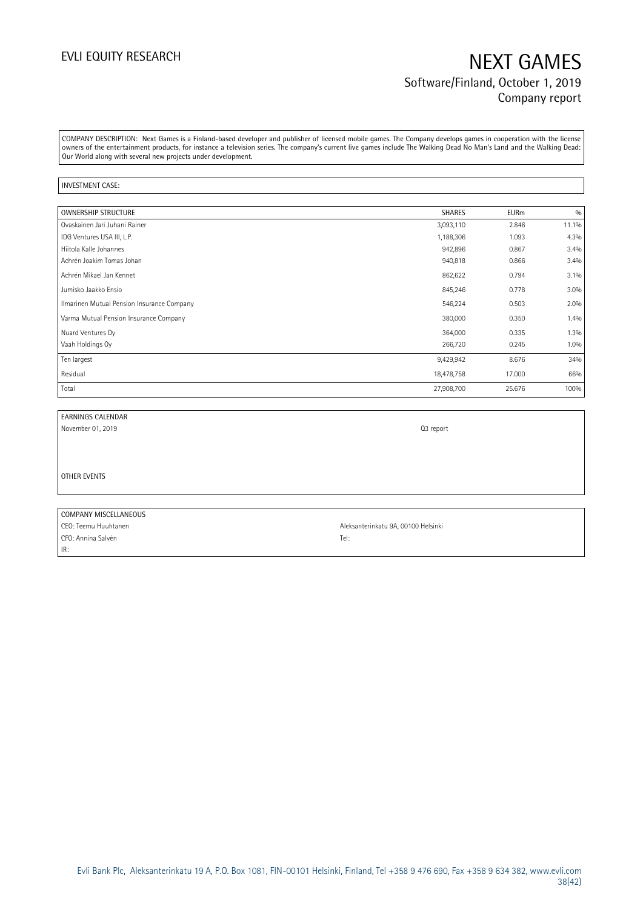COMPANY DESCRIPTION: Next Games is a Finland-based developer and publisher of licensed mobile games. The Company develops games in cooperation with the license owners of the entertainment products, for instance a television series. The company's current live games include The Walking Dead No Man's Land and the Walking Dead: Our World along with several new projects under development.

INVESTMENT CASE:

| OWNERSHIP STRUCTURE | SHARES | EURm | % |
|---|---|---|---|
| Ovaskainen Jari Juhani Rainer | 3,093,110 | 2.846 | 11.1% |
| IDG Ventures USA III, L.P. | 1,188,306 | 1.093 | 4.3% |
| Hiitola Kalle Johannes | 942,896 | 0.867 | 3.4% |
| Achrén Joakim Tomas Johan | 940,818 | 0.866 | 3.4% |
| Achrén Mikael Jan Kennet | 862,622 | 0.794 | 3.1% |
| Jumisko Jaakko Ensio | 845,246 | 0.778 | 3.0% |
| Ilmarinen Mutual Pension Insurance Company | 546,224 | 0.503 | 2.0% |
| Varma Mutual Pension Insurance Company | 380,000 | 0.350 | 1.4% |
| Nuard Ventures Oy | 364,000 | 0.335 | 1.3% |
| Vaah Holdings Oy | 266,720 | 0.245 | 1.0% |
| Ten largest | 9,429,942 | 8.676 | 34% |
| Residual | 18,478,758 | 17.000 | 66% |
| Total | 27,908,700 | 25.676 | 100% |

| EARNINGS CALENDAR | |
|---|---|
| November 01, 2019 | Q3 report |

OTHER EVENTS

| COMPANY MISCELLANEOUS | |
|---|---|
| CEO: Teemu Huuhtanen | Aleksanterinkatu 9A, 00100 Helsinki |
| CFO: Annina Salvén | Tel: |
| IR: | |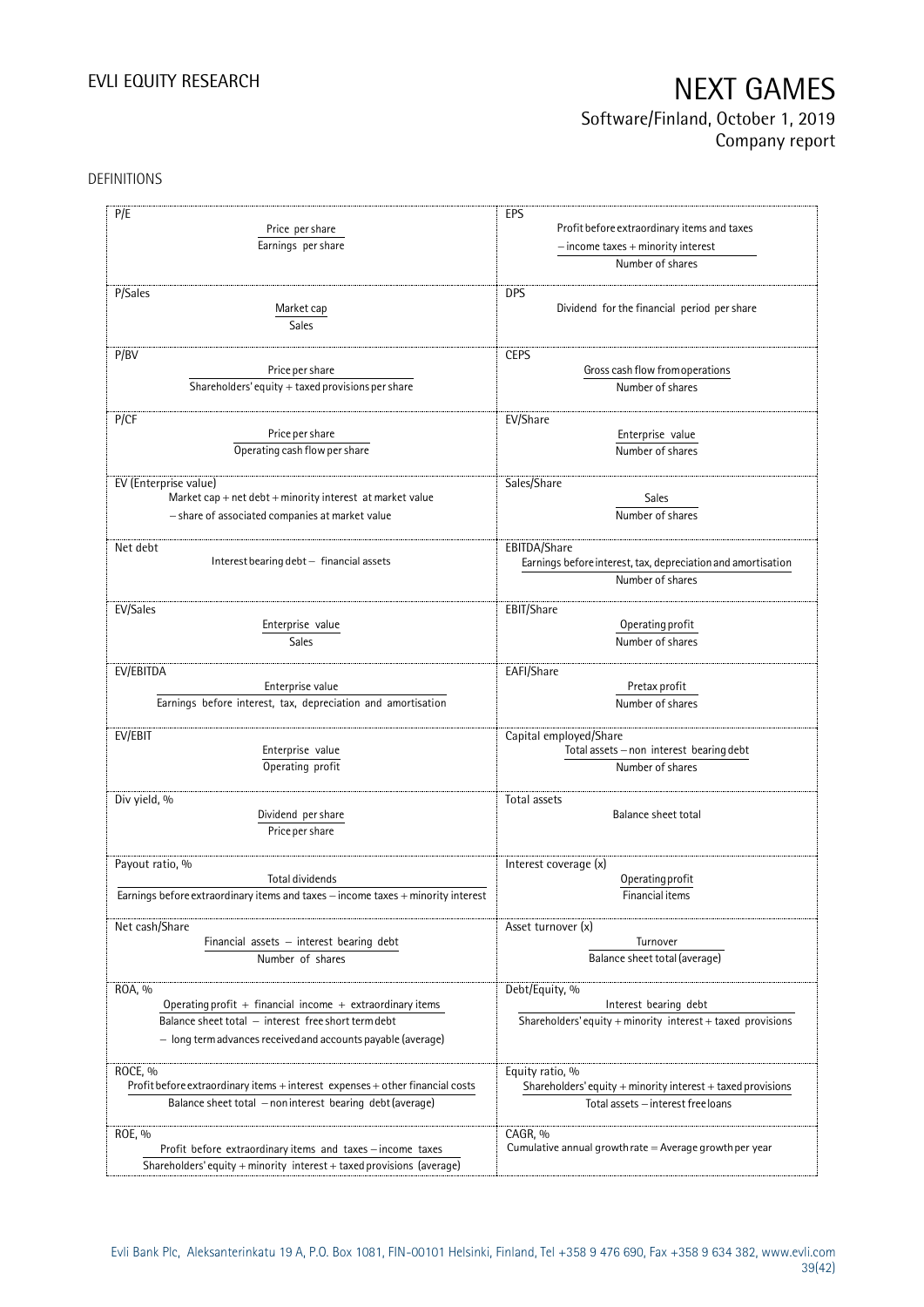DEFINITIONS

| | |
|---|---|
| **P/E**<br>$\frac{\text{Price per share}}{\text{Earnings per share}}$ | **EPS**<br>$\frac{\text{Profit before extraordinary items and taxes} - \text{income taxes} + \text{minority interest}}{\text{Number of shares}}$ |
| **P/Sales**<br>$\frac{\text{Market cap}}{\text{Sales}}$ | **DPS**<br>Dividend for the financial period per share |
| **P/BV**<br>$\frac{\text{Price per share}}{\text{Shareholders' equity} + \text{taxed provisions per share}}$ | **CEPS**<br>$\frac{\text{Gross cash flow from operations}}{\text{Number of shares}}$ |
| **P/CF**<br>$\frac{\text{Price per share}}{\text{Operating cash flow per share}}$ | **EV/Share**<br>$\frac{\text{Enterprise value}}{\text{Number of shares}}$ |
| **EV (Enterprise value)**<br>Market cap + net debt + minority interest at market value − share of associated companies at market value | **Sales/Share**<br>$\frac{\text{Sales}}{\text{Number of shares}}$ |
| **Net debt**<br>Interest bearing debt − financial assets | **EBITDA/Share**<br>$\frac{\text{Earnings before interest, tax, depreciation and amortisation}}{\text{Number of shares}}$ |
| **EV/Sales**<br>$\frac{\text{Enterprise value}}{\text{Sales}}$ | **EBIT/Share**<br>$\frac{\text{Operating profit}}{\text{Number of shares}}$ |
| **EV/EBITDA**<br>$\frac{\text{Enterprise value}}{\text{Earnings before interest, tax, depreciation and amortisation}}$ | **EAFI/Share**<br>$\frac{\text{Pretax profit}}{\text{Number of shares}}$ |
| **EV/EBIT**<br>$\frac{\text{Enterprise value}}{\text{Operating profit}}$ | **Capital employed/Share**<br>$\frac{\text{Total assets} - \text{non interest bearing debt}}{\text{Number of shares}}$ |
| **Div yield, %**<br>$\frac{\text{Dividend per share}}{\text{Price per share}}$ | **Total assets**<br>Balance sheet total |
| **Payout ratio, %**<br>$\frac{\text{Total dividends}}{\text{Earnings before extraordinary items and taxes} - \text{income taxes} + \text{minority interest}}$ | **Interest coverage (x)**<br>$\frac{\text{Operating profit}}{\text{Financial items}}$ |
| **Net cash/Share**<br>$\frac{\text{Financial assets} - \text{interest bearing debt}}{\text{Number of shares}}$ | **Asset turnover (x)**<br>$\frac{\text{Turnover}}{\text{Balance sheet total (average)}}$ |
| **ROA, %**<br>$\frac{\text{Operating profit} + \text{financial income} + \text{extraordinary items}}{\text{Balance sheet total} - \text{interest free short term debt} - \text{long term advances received and accounts payable (average)}}$ | **Debt/Equity, %**<br>$\frac{\text{Interest bearing debt}}{\text{Shareholders' equity} + \text{minority interest} + \text{taxed provisions}}$ |
| **ROCE, %**<br>$\frac{\text{Profit before extraordinary items} + \text{interest expenses} + \text{other financial costs}}{\text{Balance sheet total} - \text{non interest bearing debt (average)}}$ | **Equity ratio, %**<br>$\frac{\text{Shareholders' equity} + \text{minority interest} + \text{taxed provisions}}{\text{Total assets} - \text{interest free loans}}$ |
| **ROE, %**<br>$\frac{\text{Profit before extraordinary items and taxes} - \text{income taxes}}{\text{Shareholders' equity} + \text{minority interest} + \text{taxed provisions (average)}}$ | **CAGR, %**<br>Cumulative annual growth rate = Average growth per year |

Evli Bank Plc, Aleksanterinkatu 19 A, P.O. Box 1081, FIN-00101 Helsinki, Finland, Tel +358 9 476 690, Fax +358 9 634 382, www.evli.com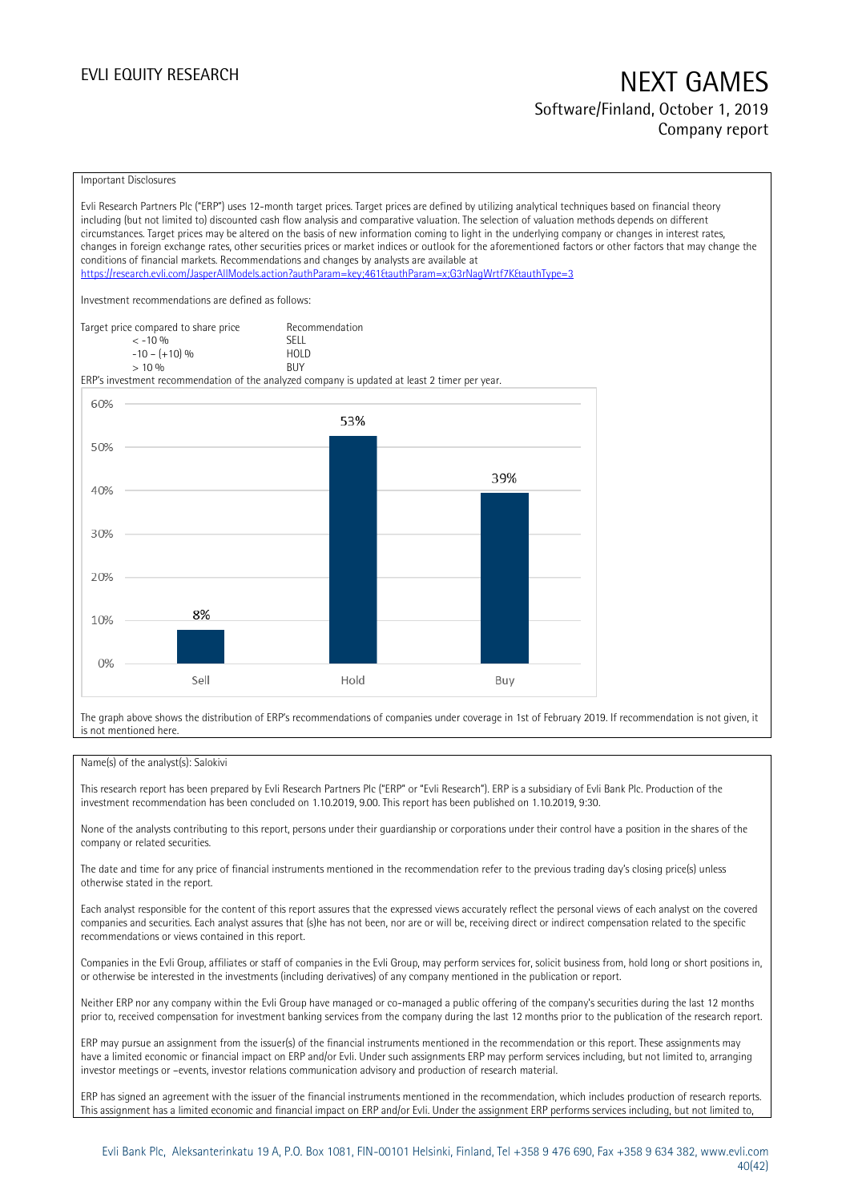Important Disclosures

Evli Research Partners Plc ("ERP") uses 12-month target prices. Target prices are defined by utilizing analytical techniques based on financial theory including (but not limited to) discounted cash flow analysis and comparative valuation. The selection of valuation methods depends on different circumstances. Target prices may be altered on the basis of new information coming to light in the underlying company or changes in interest rates, changes in foreign exchange rates, other securities prices or market indices or outlook for the aforementioned factors or other factors that may change the conditions of financial markets. Recommendations and changes by analysts are available at https://research.evli.com/JasperAllModels.action?authParam=key;461&authParam=x;G3rNagWrtf7K&authType=3

Investment recommendations are defined as follows:

| Target price compared to share price | Recommendation |
|---|---|
| < -10 % | SELL |
| -10 – (+10) % | HOLD |
| > 10 % | BUY |

ERP's investment recommendation of the analyzed company is updated at least 2 timer per year.

| | Sell | Hold | Buy |
|---|---|---|---|
| Share of recommendations | 8% | 53% | 39% |

The graph above shows the distribution of ERP's recommendations of companies under coverage in 1st of February 2019. If recommendation is not given, it is not mentioned here.

Name(s) of the analyst(s): Salokivi

This research report has been prepared by Evli Research Partners Plc ("ERP" or "Evli Research"). ERP is a subsidiary of Evli Bank Plc. Production of the investment recommendation has been concluded on 1.10.2019, 9.00. This report has been published on 1.10.2019, 9:30.

None of the analysts contributing to this report, persons under their guardianship or corporations under their control have a position in the shares of the company or related securities.

The date and time for any price of financial instruments mentioned in the recommendation refer to the previous trading day's closing price(s) unless otherwise stated in the report.

Each analyst responsible for the content of this report assures that the expressed views accurately reflect the personal views of each analyst on the covered companies and securities. Each analyst assures that (s)he has not been, nor are or will be, receiving direct or indirect compensation related to the specific recommendations or views contained in this report.

Companies in the Evli Group, affiliates or staff of companies in the Evli Group, may perform services for, solicit business from, hold long or short positions in, or otherwise be interested in the investments (including derivatives) of any company mentioned in the publication or report.

Neither ERP nor any company within the Evli Group have managed or co-managed a public offering of the company's securities during the last 12 months prior to, received compensation for investment banking services from the company during the last 12 months prior to the publication of the research report.

ERP may pursue an assignment from the issuer(s) of the financial instruments mentioned in the recommendation or this report. These assignments may have a limited economic or financial impact on ERP and/or Evli. Under such assignments ERP may perform services including, but not limited to, arranging investor meetings or –events, investor relations communication advisory and production of research material.

ERP has signed an agreement with the issuer of the financial instruments mentioned in the recommendation, which includes production of research reports. This assignment has a limited economic and financial impact on ERP and/or Evli. Under the assignment ERP performs services including, but not limited to,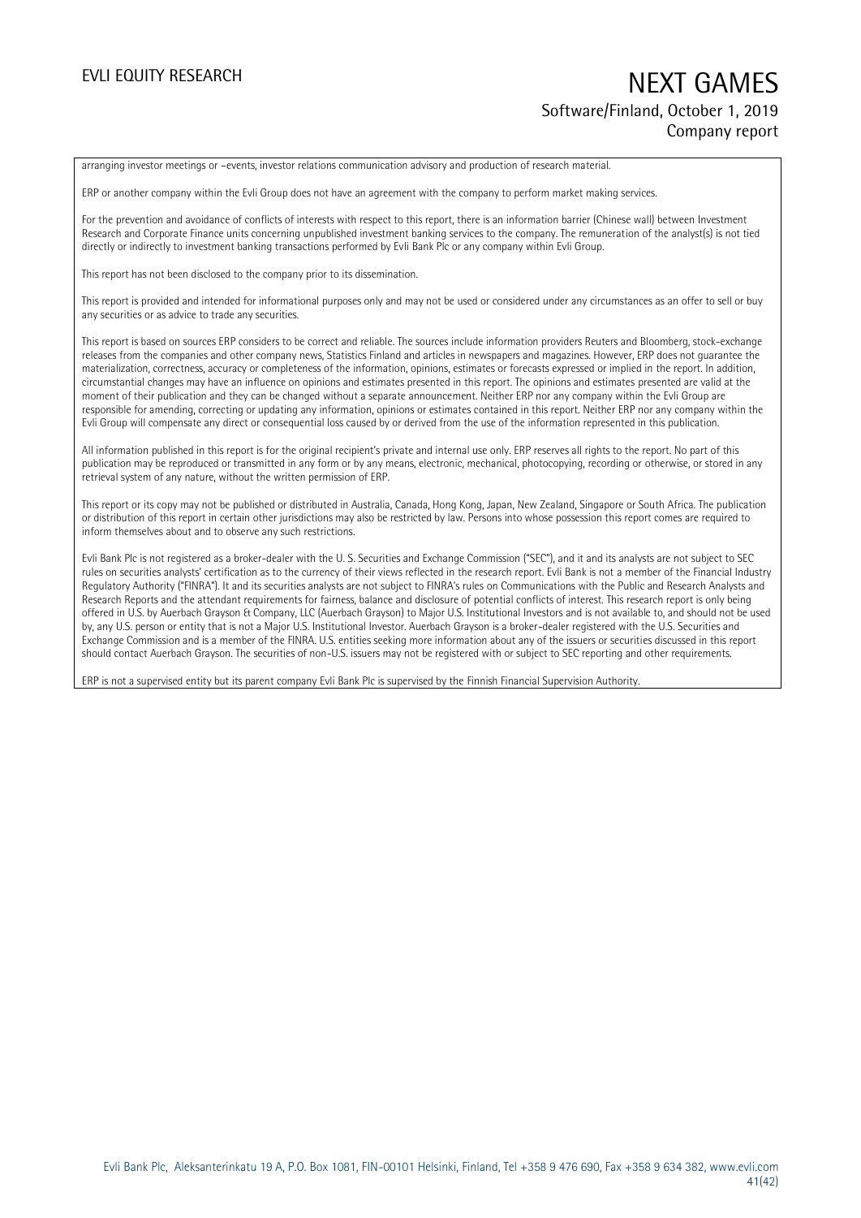arranging investor meetings or –events, investor relations communication advisory and production of research material.

ERP or another company within the Evli Group does not have an agreement with the company to perform market making services.

For the prevention and avoidance of conflicts of interests with respect to this report, there is an information barrier (Chinese wall) between Investment Research and Corporate Finance units concerning unpublished investment banking services to the company. The remuneration of the analyst(s) is not tied directly or indirectly to investment banking transactions performed by Evli Bank Plc or any company within Evli Group.

This report has not been disclosed to the company prior to its dissemination.

This report is provided and intended for informational purposes only and may not be used or considered under any circumstances as an offer to sell or buy any securities or as advice to trade any securities.

This report is based on sources ERP considers to be correct and reliable. The sources include information providers Reuters and Bloomberg, stock-exchange releases from the companies and other company news, Statistics Finland and articles in newspapers and magazines. However, ERP does not guarantee the materialization, correctness, accuracy or completeness of the information, opinions, estimates or forecasts expressed or implied in the report. In addition, circumstantial changes may have an influence on opinions and estimates presented in this report. The opinions and estimates presented are valid at the moment of their publication and they can be changed without a separate announcement. Neither ERP nor any company within the Evli Group are responsible for amending, correcting or updating any information, opinions or estimates contained in this report. Neither ERP nor any company within the Evli Group will compensate any direct or consequential loss caused by or derived from the use of the information represented in this publication.

All information published in this report is for the original recipient's private and internal use only. ERP reserves all rights to the report. No part of this publication may be reproduced or transmitted in any form or by any means, electronic, mechanical, photocopying, recording or otherwise, or stored in any retrieval system of any nature, without the written permission of ERP.

This report or its copy may not be published or distributed in Australia, Canada, Hong Kong, Japan, New Zealand, Singapore or South Africa. The publication or distribution of this report in certain other jurisdictions may also be restricted by law. Persons into whose possession this report comes are required to inform themselves about and to observe any such restrictions.

Evli Bank Plc is not registered as a broker-dealer with the U. S. Securities and Exchange Commission ("SEC"), and it and its analysts are not subject to SEC rules on securities analysts' certification as to the currency of their views reflected in the research report. Evli Bank is not a member of the Financial Industry Regulatory Authority ("FINRA"). It and its securities analysts are not subject to FINRA's rules on Communications with the Public and Research Analysts and Research Reports and the attendant requirements for fairness, balance and disclosure of potential conflicts of interest. This research report is only being offered in U.S. by Auerbach Grayson & Company, LLC (Auerbach Grayson) to Major U.S. Institutional Investors and is not available to, and should not be used by, any U.S. person or entity that is not a Major U.S. Institutional Investor. Auerbach Grayson is a broker-dealer registered with the U.S. Securities and Exchange Commission and is a member of the FINRA. U.S. entities seeking more information about any of the issuers or securities discussed in this report should contact Auerbach Grayson. The securities of non-U.S. issuers may not be registered with or subject to SEC reporting and other requirements.

ERP is not a supervised entity but its parent company Evli Bank Plc is supervised by the Finnish Financial Supervision Authority.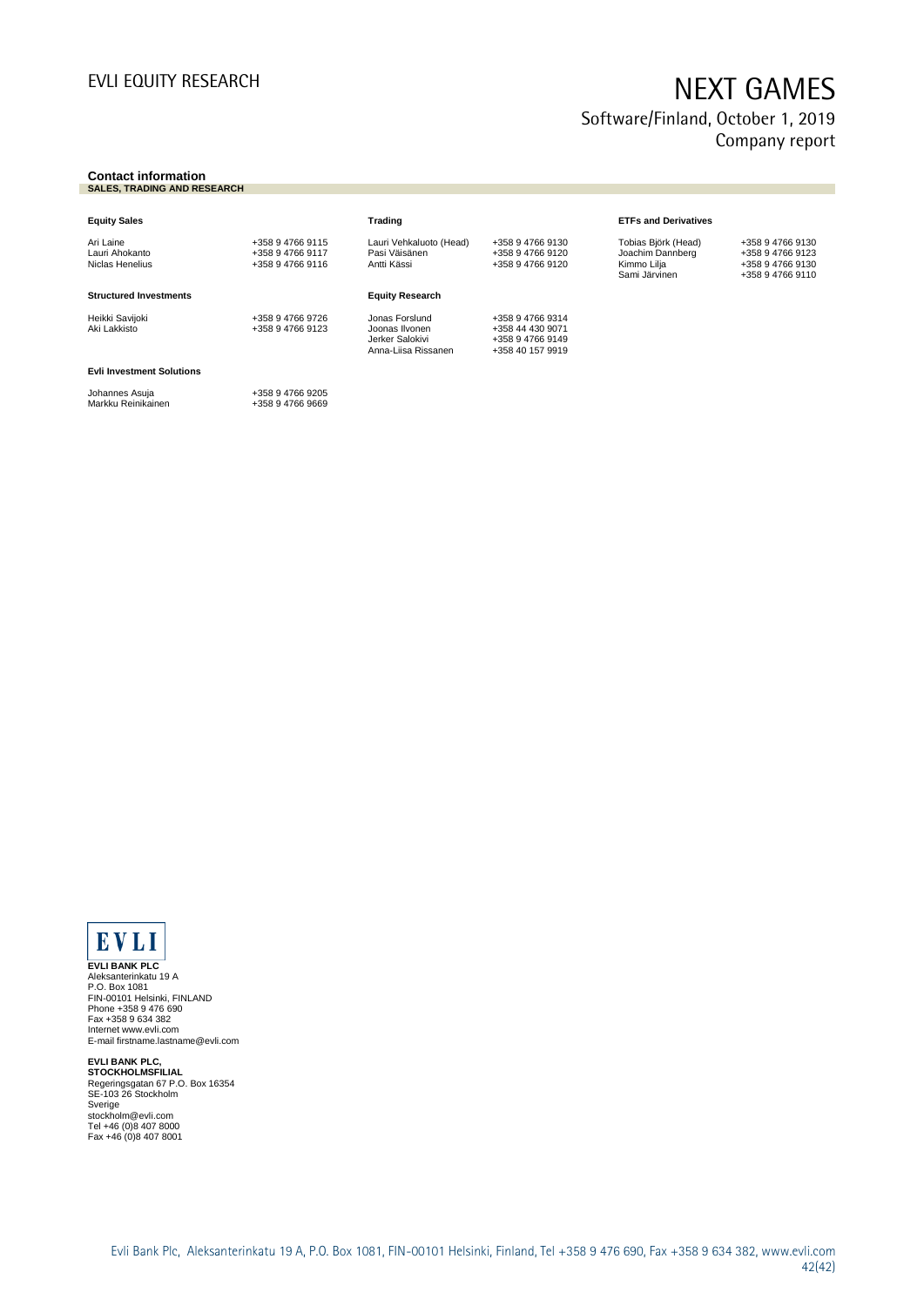## Contact information

**SALES, TRADING AND RESEARCH**

**Equity Sales**

| | |
|---|---|
| Ari Laine | +358 9 4766 9115 |
| Lauri Ahokanto | +358 9 4766 9117 |
| Niclas Henelius | +358 9 4766 9116 |

**Structured Investments**

| | |
|---|---|
| Heikki Savijoki | +358 9 4766 9726 |
| Aki Lakkisto | +358 9 4766 9123 |

**Evli Investment Solutions**

| | |
|---|---|
| Johannes Asuja | +358 9 4766 9205 |
| Markku Reinikainen | +358 9 4766 9669 |

**Trading**

| | |
|---|---|
| Lauri Vehkaluoto (Head) | +358 9 4766 9130 |
| Pasi Väisänen | +358 9 4766 9120 |
| Antti Kässi | +358 9 4766 9120 |

**Equity Research**

| | |
|---|---|
| Jonas Forslund | +358 9 4766 9314 |
| Joonas Ilvonen | +358 44 430 9071 |
| Jerker Salokivi | +358 9 4766 9149 |
| Anna-Liisa Rissanen | +358 40 157 9919 |

**ETFs and Derivatives**

| | |
|---|---|
| Tobias Björk (Head) | +358 9 4766 9130 |
| Joachim Dannberg | +358 9 4766 9123 |
| Kimmo Lilja | +358 9 4766 9130 |
| Sami Järvinen | +358 9 4766 9110 |

**EVLI BANK PLC**
Aleksanterinkatu 19 A
P.O. Box 1081
FIN-00101 Helsinki, FINLAND
Phone +358 9 476 690
Fax +358 9 634 382
Internet www.evli.com
E-mail firstname.lastname@evli.com

**EVLI BANK PLC, STOCKHOLMSFILIAL**
Regeringsgatan 67 P.O. Box 16354
SE-103 26 Stockholm
Sverige
stockholm@evli.com
Tel +46 (0)8 407 8000
Fax +46 (0)8 407 8001